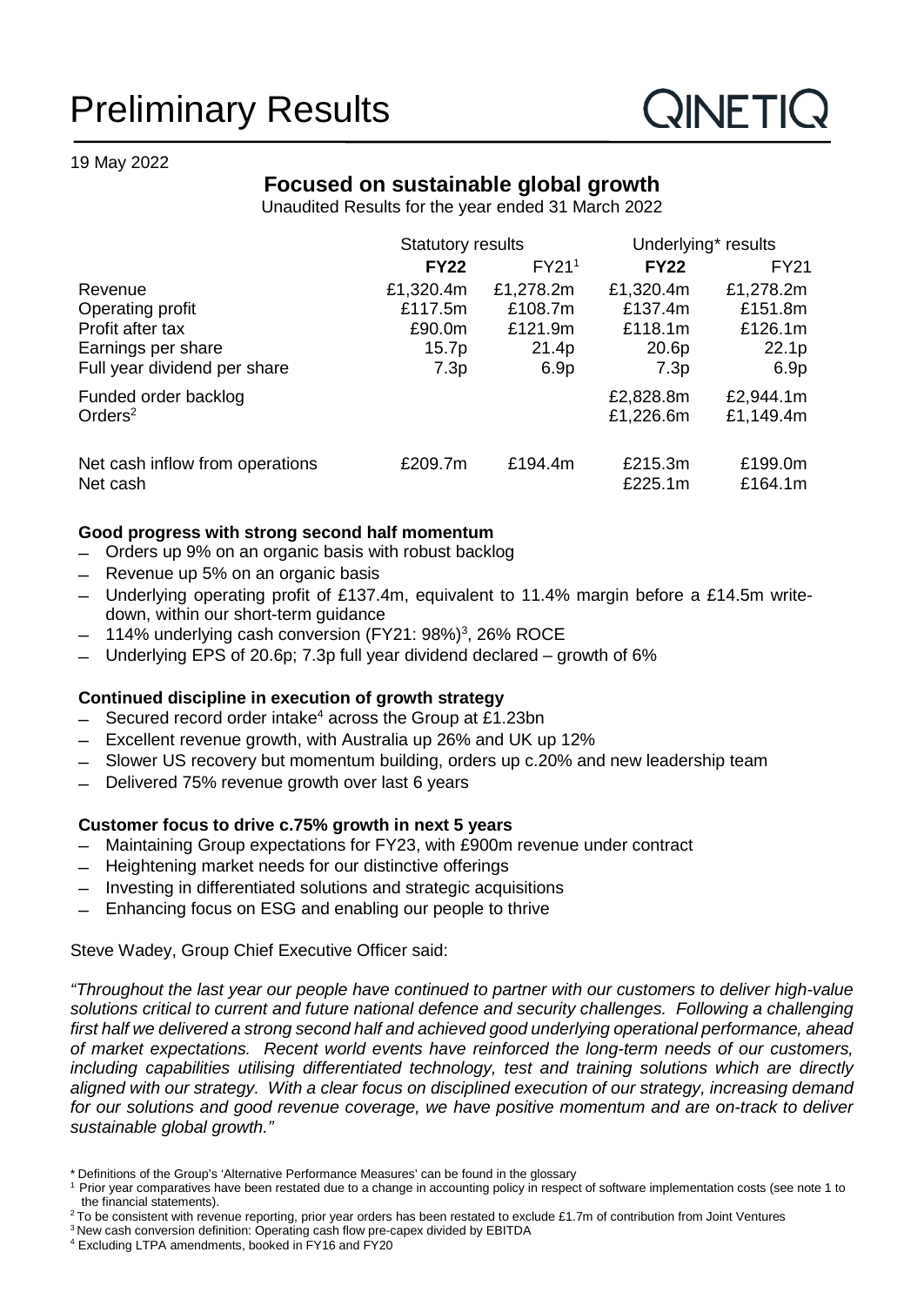# Preliminary Results

QINETIQ

19 May 2022

## Focused on sustainable global growth

Unaudited Results for the year ended 31 March 2022

| | Statutory results | | Underlying* results | |
|---|---|---|---|---|
| | **FY22** | FY21[1] | **FY22** | FY21 |
| Revenue | £1,320.4m | £1,278.2m | £1,320.4m | £1,278.2m |
| Operating profit | £117.5m | £108.7m | £137.4m | £151.8m |
| Profit after tax | £90.0m | £121.9m | £118.1m | £126.1m |
| Earnings per share | 15.7p | 21.4p | 20.6p | 22.1p |
| Full year dividend per share | 7.3p | 6.9p | 7.3p | 6.9p |
| Funded order backlog | | | £2,828.8m | £2,944.1m |
| Orders[2] | | | £1,226.6m | £1,149.4m |
| Net cash inflow from operations | £209.7m | £194.4m | £215.3m | £199.0m |
| Net cash | | | £225.1m | £164.1m |

**Good progress with strong second half momentum**

- Orders up 9% on an organic basis with robust backlog
- Revenue up 5% on an organic basis
- Underlying operating profit of £137.4m, equivalent to 11.4% margin before a £14.5m write-down, within our short-term guidance
- 114% underlying cash conversion (FY21: 98%)[3], 26% ROCE
- Underlying EPS of 20.6p; 7.3p full year dividend declared – growth of 6%

**Continued discipline in execution of growth strategy**

- Secured record order intake[4] across the Group at £1.23bn
- Excellent revenue growth, with Australia up 26% and UK up 12%
- Slower US recovery but momentum building, orders up c.20% and new leadership team
- Delivered 75% revenue growth over last 6 years

**Customer focus to drive c.75% growth in next 5 years**

- Maintaining Group expectations for FY23, with £900m revenue under contract
- Heightening market needs for our distinctive offerings
- Investing in differentiated solutions and strategic acquisitions
- Enhancing focus on ESG and enabling our people to thrive

Steve Wadey, Group Chief Executive Officer said:

*"Throughout the last year our people have continued to partner with our customers to deliver high-value solutions critical to current and future national defence and security challenges. Following a challenging first half we delivered a strong second half and achieved good underlying operational performance, ahead of market expectations. Recent world events have reinforced the long-term needs of our customers, including capabilities utilising differentiated technology, test and training solutions which are directly aligned with our strategy. With a clear focus on disciplined execution of our strategy, increasing demand for our solutions and good revenue coverage, we have positive momentum and are on-track to deliver sustainable global growth."*

\* Definitions of the Group's 'Alternative Performance Measures' can be found in the glossary

[1] Prior year comparatives have been restated due to a change in accounting policy in respect of software implementation costs (see note 1 to the financial statements).

[2] To be consistent with revenue reporting, prior year orders has been restated to exclude £1.7m of contribution from Joint Ventures

[3] New cash conversion definition: Operating cash flow pre-capex divided by EBITDA

[4] Excluding LTPA amendments, booked in FY16 and FY20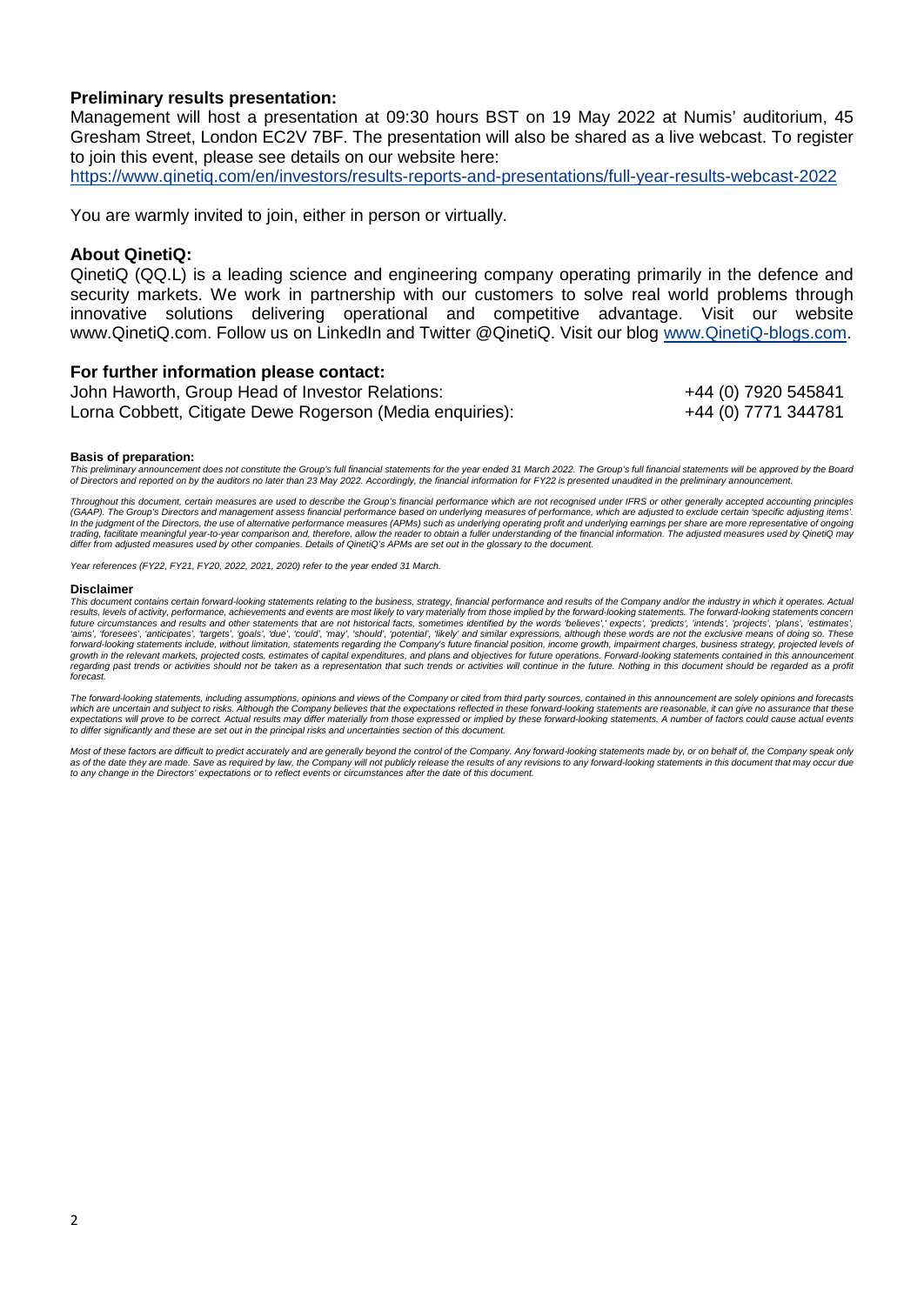### Preliminary results presentation:

Management will host a presentation at 09:30 hours BST on 19 May 2022 at Numis' auditorium, 45 Gresham Street, London EC2V 7BF. The presentation will also be shared as a live webcast. To register to join this event, please see details on our website here:
https://www.qinetiq.com/en/investors/results-reports-and-presentations/full-year-results-webcast-2022

You are warmly invited to join, either in person or virtually.

### About QinetiQ:

QinetiQ (QQ.L) is a leading science and engineering company operating primarily in the defence and security markets. We work in partnership with our customers to solve real world problems through innovative solutions delivering operational and competitive advantage. Visit our website www.QinetiQ.com. Follow us on LinkedIn and Twitter @QinetiQ. Visit our blog www.QinetiQ-blogs.com.

### For further information please contact:

| | |
|---|---|
| John Haworth, Group Head of Investor Relations: | +44 (0) 7920 545841 |
| Lorna Cobbett, Citigate Dewe Rogerson (Media enquiries): | +44 (0) 7771 344781 |

**Basis of preparation:**

*This preliminary announcement does not constitute the Group's full financial statements for the year ended 31 March 2022. The Group's full financial statements will be approved by the Board of Directors and reported on by the auditors no later than 23 May 2022. Accordingly, the financial information for FY22 is presented unaudited in the preliminary announcement.*

*Throughout this document, certain measures are used to describe the Group's financial performance which are not recognised under IFRS or other generally accepted accounting principles (GAAP). The Group's Directors and management assess financial performance based on underlying measures of performance, which are adjusted to exclude certain 'specific adjusting items'. In the judgment of the Directors, the use of alternative performance measures (APMs) such as underlying operating profit and underlying earnings per share are more representative of ongoing trading, facilitate meaningful year-to-year comparison and, therefore, allow the reader to obtain a fuller understanding of the financial information. The adjusted measures used by QinetiQ may differ from adjusted measures used by other companies. Details of QinetiQ's APMs are set out in the glossary to the document.*

*Year references (FY22, FY21, FY20, 2022, 2021, 2020) refer to the year ended 31 March.*

**Disclaimer**

*This document contains certain forward-looking statements relating to the business, strategy, financial performance and results of the Company and/or the industry in which it operates. Actual results, levels of activity, performance, achievements and events are most likely to vary materially from those implied by the forward-looking statements. The forward-looking statements concern future circumstances and results and other statements that are not historical facts, sometimes identified by the words 'believes',' expects', 'predicts', 'intends', 'projects', 'plans', 'estimates', 'aims', 'foresees', 'anticipates', 'targets', 'goals', 'due', 'could', 'may', 'should', 'potential', 'likely' and similar expressions, although these words are not the exclusive means of doing so. These forward-looking statements include, without limitation, statements regarding the Company's future financial position, income growth, impairment charges, business strategy, projected levels of growth in the relevant markets, projected costs, estimates of capital expenditures, and plans and objectives for future operations. Forward-looking statements contained in this announcement regarding past trends or activities should not be taken as a representation that such trends or activities will continue in the future. Nothing in this document should be regarded as a profit forecast.*

*The forward-looking statements, including assumptions, opinions and views of the Company or cited from third party sources, contained in this announcement are solely opinions and forecasts which are uncertain and subject to risks. Although the Company believes that the expectations reflected in these forward-looking statements are reasonable, it can give no assurance that these expectations will prove to be correct. Actual results may differ materially from those expressed or implied by these forward-looking statements. A number of factors could cause actual events to differ significantly and these are set out in the principal risks and uncertainties section of this document.*

*Most of these factors are difficult to predict accurately and are generally beyond the control of the Company. Any forward-looking statements made by, or on behalf of, the Company speak only as of the date they are made. Save as required by law, the Company will not publicly release the results of any revisions to any forward-looking statements in this document that may occur due to any change in the Directors' expectations or to reflect events or circumstances after the date of this document.*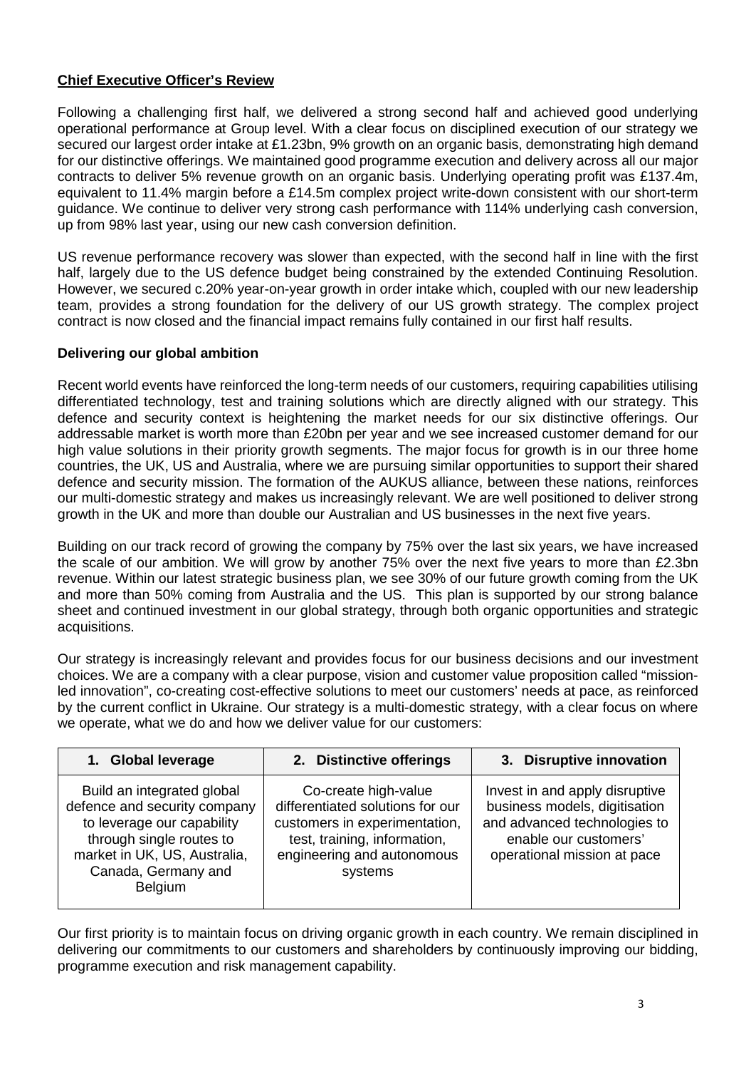## Chief Executive Officer's Review

Following a challenging first half, we delivered a strong second half and achieved good underlying operational performance at Group level. With a clear focus on disciplined execution of our strategy we secured our largest order intake at £1.23bn, 9% growth on an organic basis, demonstrating high demand for our distinctive offerings. We maintained good programme execution and delivery across all our major contracts to deliver 5% revenue growth on an organic basis. Underlying operating profit was £137.4m, equivalent to 11.4% margin before a £14.5m complex project write-down consistent with our short-term guidance. We continue to deliver very strong cash performance with 114% underlying cash conversion, up from 98% last year, using our new cash conversion definition.

US revenue performance recovery was slower than expected, with the second half in line with the first half, largely due to the US defence budget being constrained by the extended Continuing Resolution. However, we secured c.20% year-on-year growth in order intake which, coupled with our new leadership team, provides a strong foundation for the delivery of our US growth strategy. The complex project contract is now closed and the financial impact remains fully contained in our first half results.

### Delivering our global ambition

Recent world events have reinforced the long-term needs of our customers, requiring capabilities utilising differentiated technology, test and training solutions which are directly aligned with our strategy. This defence and security context is heightening the market needs for our six distinctive offerings. Our addressable market is worth more than £20bn per year and we see increased customer demand for our high value solutions in their priority growth segments. The major focus for growth is in our three home countries, the UK, US and Australia, where we are pursuing similar opportunities to support their shared defence and security mission. The formation of the AUKUS alliance, between these nations, reinforces our multi-domestic strategy and makes us increasingly relevant. We are well positioned to deliver strong growth in the UK and more than double our Australian and US businesses in the next five years.

Building on our track record of growing the company by 75% over the last six years, we have increased the scale of our ambition. We will grow by another 75% over the next five years to more than £2.3bn revenue. Within our latest strategic business plan, we see 30% of our future growth coming from the UK and more than 50% coming from Australia and the US. This plan is supported by our strong balance sheet and continued investment in our global strategy, through both organic opportunities and strategic acquisitions.

Our strategy is increasingly relevant and provides focus for our business decisions and our investment choices. We are a company with a clear purpose, vision and customer value proposition called "mission-led innovation", co-creating cost-effective solutions to meet our customers' needs at pace, as reinforced by the current conflict in Ukraine. Our strategy is a multi-domestic strategy, with a clear focus on where we operate, what we do and how we deliver value for our customers:

| 1. Global leverage | 2. Distinctive offerings | 3. Disruptive innovation |
|---|---|---|
| Build an integrated global defence and security company to leverage our capability through single routes to market in UK, US, Australia, Canada, Germany and Belgium | Co-create high-value differentiated solutions for our customers in experimentation, test, training, information, engineering and autonomous systems | Invest in and apply disruptive business models, digitisation and advanced technologies to enable our customers' operational mission at pace |

Our first priority is to maintain focus on driving organic growth in each country. We remain disciplined in delivering our commitments to our customers and shareholders by continuously improving our bidding, programme execution and risk management capability.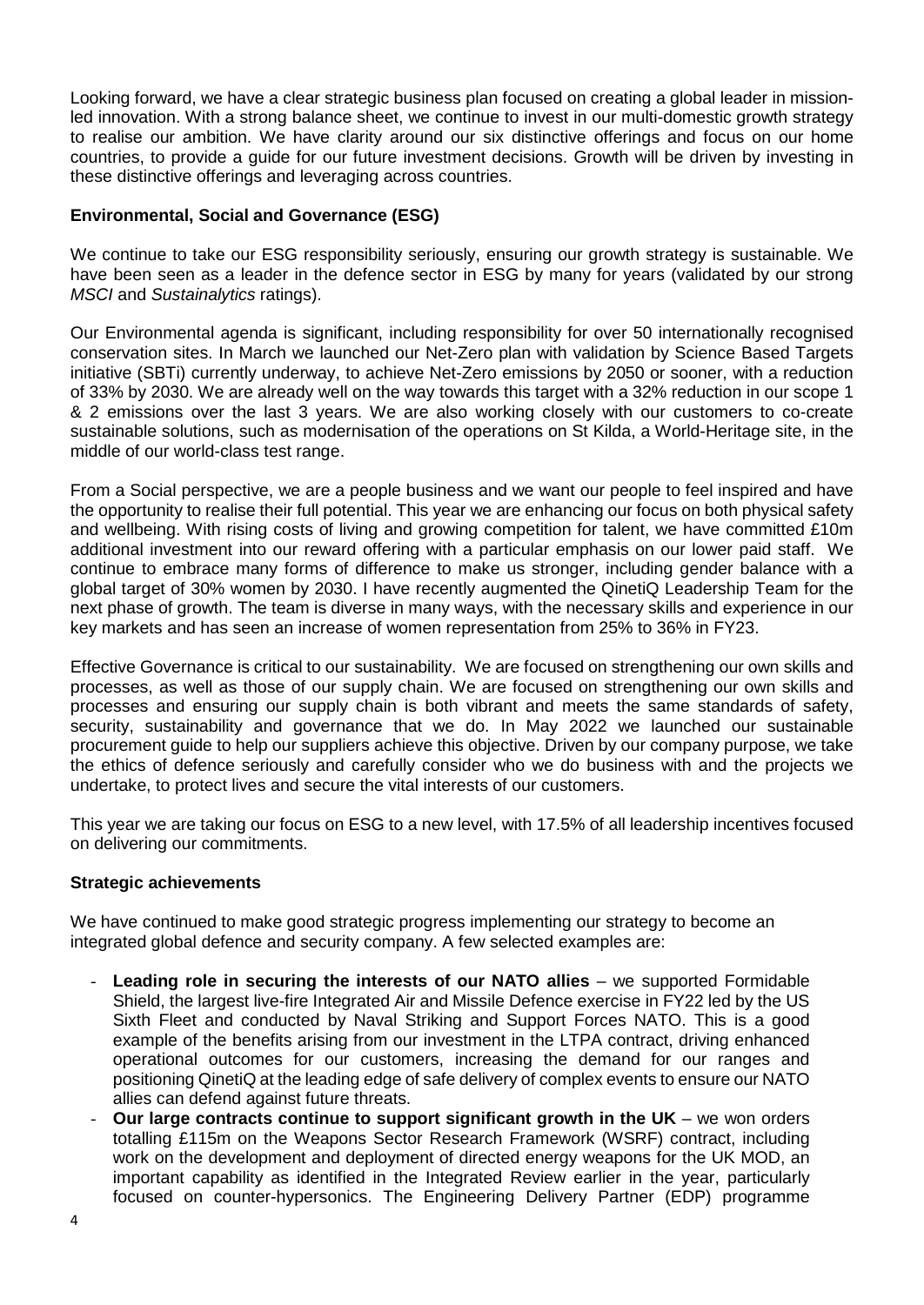Looking forward, we have a clear strategic business plan focused on creating a global leader in mission-led innovation. With a strong balance sheet, we continue to invest in our multi-domestic growth strategy to realise our ambition. We have clarity around our six distinctive offerings and focus on our home countries, to provide a guide for our future investment decisions. Growth will be driven by investing in these distinctive offerings and leveraging across countries.

**Environmental, Social and Governance (ESG)**

We continue to take our ESG responsibility seriously, ensuring our growth strategy is sustainable. We have been seen as a leader in the defence sector in ESG by many for years (validated by our strong *MSCI* and *Sustainalytics* ratings).

Our Environmental agenda is significant, including responsibility for over 50 internationally recognised conservation sites. In March we launched our Net-Zero plan with validation by Science Based Targets initiative (SBTi) currently underway, to achieve Net-Zero emissions by 2050 or sooner, with a reduction of 33% by 2030. We are already well on the way towards this target with a 32% reduction in our scope 1 & 2 emissions over the last 3 years. We are also working closely with our customers to co-create sustainable solutions, such as modernisation of the operations on St Kilda, a World-Heritage site, in the middle of our world-class test range.

From a Social perspective, we are a people business and we want our people to feel inspired and have the opportunity to realise their full potential. This year we are enhancing our focus on both physical safety and wellbeing. With rising costs of living and growing competition for talent, we have committed £10m additional investment into our reward offering with a particular emphasis on our lower paid staff. We continue to embrace many forms of difference to make us stronger, including gender balance with a global target of 30% women by 2030. I have recently augmented the QinetiQ Leadership Team for the next phase of growth. The team is diverse in many ways, with the necessary skills and experience in our key markets and has seen an increase of women representation from 25% to 36% in FY23.

Effective Governance is critical to our sustainability. We are focused on strengthening our own skills and processes, as well as those of our supply chain. We are focused on strengthening our own skills and processes and ensuring our supply chain is both vibrant and meets the same standards of safety, security, sustainability and governance that we do. In May 2022 we launched our sustainable procurement guide to help our suppliers achieve this objective. Driven by our company purpose, we take the ethics of defence seriously and carefully consider who we do business with and the projects we undertake, to protect lives and secure the vital interests of our customers.

This year we are taking our focus on ESG to a new level, with 17.5% of all leadership incentives focused on delivering our commitments.

**Strategic achievements**

We have continued to make good strategic progress implementing our strategy to become an integrated global defence and security company. A few selected examples are:

- **Leading role in securing the interests of our NATO allies** – we supported Formidable Shield, the largest live-fire Integrated Air and Missile Defence exercise in FY22 led by the US Sixth Fleet and conducted by Naval Striking and Support Forces NATO. This is a good example of the benefits arising from our investment in the LTPA contract, driving enhanced operational outcomes for our customers, increasing the demand for our ranges and positioning QinetiQ at the leading edge of safe delivery of complex events to ensure our NATO allies can defend against future threats.
- **Our large contracts continue to support significant growth in the UK** – we won orders totalling £115m on the Weapons Sector Research Framework (WSRF) contract, including work on the development and deployment of directed energy weapons for the UK MOD, an important capability as identified in the Integrated Review earlier in the year, particularly focused on counter-hypersonics. The Engineering Delivery Partner (EDP) programme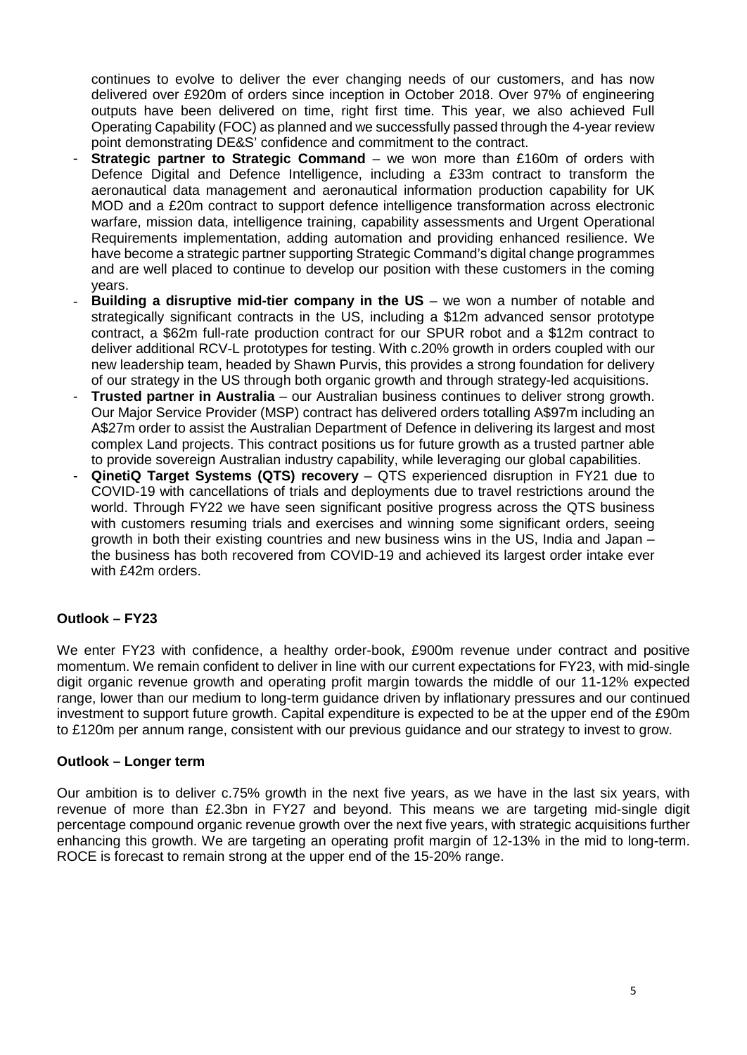continues to evolve to deliver the ever changing needs of our customers, and has now delivered over £920m of orders since inception in October 2018. Over 97% of engineering outputs have been delivered on time, right first time. This year, we also achieved Full Operating Capability (FOC) as planned and we successfully passed through the 4-year review point demonstrating DE&S' confidence and commitment to the contract.

- **Strategic partner to Strategic Command** – we won more than £160m of orders with Defence Digital and Defence Intelligence, including a £33m contract to transform the aeronautical data management and aeronautical information production capability for UK MOD and a £20m contract to support defence intelligence transformation across electronic warfare, mission data, intelligence training, capability assessments and Urgent Operational Requirements implementation, adding automation and providing enhanced resilience. We have become a strategic partner supporting Strategic Command's digital change programmes and are well placed to continue to develop our position with these customers in the coming years.
- **Building a disruptive mid-tier company in the US** – we won a number of notable and strategically significant contracts in the US, including a $12m advanced sensor prototype contract, a $62m full-rate production contract for our SPUR robot and a $12m contract to deliver additional RCV-L prototypes for testing. With c.20% growth in orders coupled with our new leadership team, headed by Shawn Purvis, this provides a strong foundation for delivery of our strategy in the US through both organic growth and through strategy-led acquisitions.
- **Trusted partner in Australia** – our Australian business continues to deliver strong growth. Our Major Service Provider (MSP) contract has delivered orders totalling A$97m including an A$27m order to assist the Australian Department of Defence in delivering its largest and most complex Land projects. This contract positions us for future growth as a trusted partner able to provide sovereign Australian industry capability, while leveraging our global capabilities.
- **QinetiQ Target Systems (QTS) recovery** – QTS experienced disruption in FY21 due to COVID-19 with cancellations of trials and deployments due to travel restrictions around the world. Through FY22 we have seen significant positive progress across the QTS business with customers resuming trials and exercises and winning some significant orders, seeing growth in both their existing countries and new business wins in the US, India and Japan – the business has both recovered from COVID-19 and achieved its largest order intake ever with £42m orders.

### Outlook – FY23

We enter FY23 with confidence, a healthy order-book, £900m revenue under contract and positive momentum. We remain confident to deliver in line with our current expectations for FY23, with mid-single digit organic revenue growth and operating profit margin towards the middle of our 11-12% expected range, lower than our medium to long-term guidance driven by inflationary pressures and our continued investment to support future growth. Capital expenditure is expected to be at the upper end of the £90m to £120m per annum range, consistent with our previous guidance and our strategy to invest to grow.

### Outlook – Longer term

Our ambition is to deliver c.75% growth in the next five years, as we have in the last six years, with revenue of more than £2.3bn in FY27 and beyond. This means we are targeting mid-single digit percentage compound organic revenue growth over the next five years, with strategic acquisitions further enhancing this growth. We are targeting an operating profit margin of 12-13% in the mid to long-term. ROCE is forecast to remain strong at the upper end of the 15-20% range.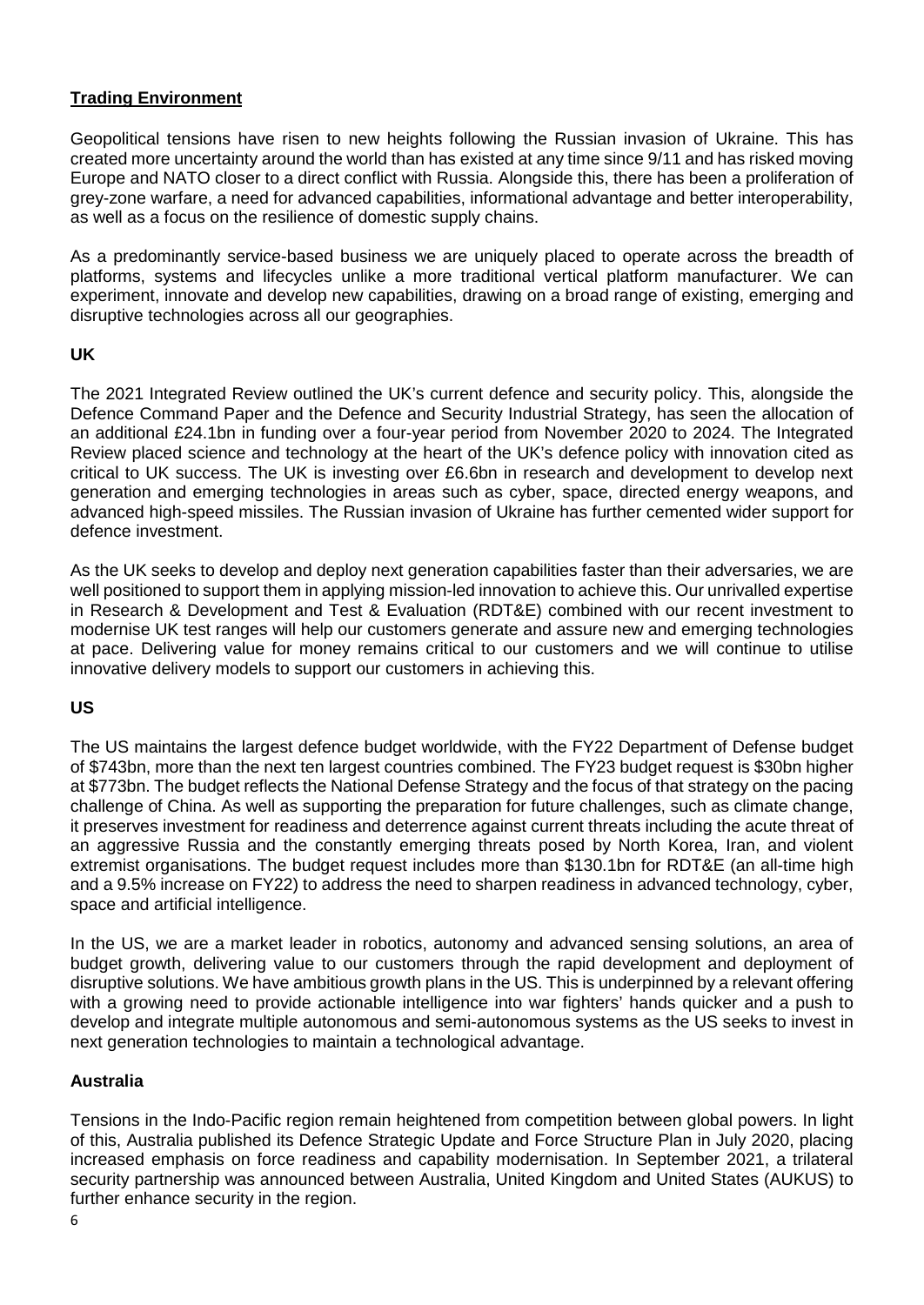## Trading Environment

Geopolitical tensions have risen to new heights following the Russian invasion of Ukraine. This has created more uncertainty around the world than has existed at any time since 9/11 and has risked moving Europe and NATO closer to a direct conflict with Russia. Alongside this, there has been a proliferation of grey-zone warfare, a need for advanced capabilities, informational advantage and better interoperability, as well as a focus on the resilience of domestic supply chains.

As a predominantly service-based business we are uniquely placed to operate across the breadth of platforms, systems and lifecycles unlike a more traditional vertical platform manufacturer. We can experiment, innovate and develop new capabilities, drawing on a broad range of existing, emerging and disruptive technologies across all our geographies.

### UK

The 2021 Integrated Review outlined the UK's current defence and security policy. This, alongside the Defence Command Paper and the Defence and Security Industrial Strategy, has seen the allocation of an additional £24.1bn in funding over a four-year period from November 2020 to 2024. The Integrated Review placed science and technology at the heart of the UK's defence policy with innovation cited as critical to UK success. The UK is investing over £6.6bn in research and development to develop next generation and emerging technologies in areas such as cyber, space, directed energy weapons, and advanced high-speed missiles. The Russian invasion of Ukraine has further cemented wider support for defence investment.

As the UK seeks to develop and deploy next generation capabilities faster than their adversaries, we are well positioned to support them in applying mission-led innovation to achieve this. Our unrivalled expertise in Research & Development and Test & Evaluation (RDT&E) combined with our recent investment to modernise UK test ranges will help our customers generate and assure new and emerging technologies at pace. Delivering value for money remains critical to our customers and we will continue to utilise innovative delivery models to support our customers in achieving this.

### US

The US maintains the largest defence budget worldwide, with the FY22 Department of Defense budget of $743bn, more than the next ten largest countries combined. The FY23 budget request is $30bn higher at $773bn. The budget reflects the National Defense Strategy and the focus of that strategy on the pacing challenge of China. As well as supporting the preparation for future challenges, such as climate change, it preserves investment for readiness and deterrence against current threats including the acute threat of an aggressive Russia and the constantly emerging threats posed by North Korea, Iran, and violent extremist organisations. The budget request includes more than $130.1bn for RDT&E (an all-time high and a 9.5% increase on FY22) to address the need to sharpen readiness in advanced technology, cyber, space and artificial intelligence.

In the US, we are a market leader in robotics, autonomy and advanced sensing solutions, an area of budget growth, delivering value to our customers through the rapid development and deployment of disruptive solutions. We have ambitious growth plans in the US. This is underpinned by a relevant offering with a growing need to provide actionable intelligence into war fighters' hands quicker and a push to develop and integrate multiple autonomous and semi-autonomous systems as the US seeks to invest in next generation technologies to maintain a technological advantage.

### Australia

Tensions in the Indo-Pacific region remain heightened from competition between global powers. In light of this, Australia published its Defence Strategic Update and Force Structure Plan in July 2020, placing increased emphasis on force readiness and capability modernisation. In September 2021, a trilateral security partnership was announced between Australia, United Kingdom and United States (AUKUS) to further enhance security in the region.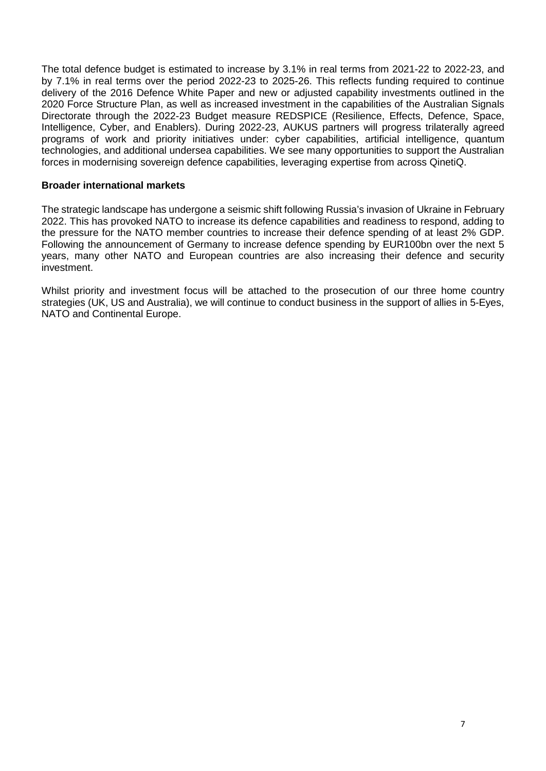The total defence budget is estimated to increase by 3.1% in real terms from 2021-22 to 2022-23, and by 7.1% in real terms over the period 2022-23 to 2025-26. This reflects funding required to continue delivery of the 2016 Defence White Paper and new or adjusted capability investments outlined in the 2020 Force Structure Plan, as well as increased investment in the capabilities of the Australian Signals Directorate through the 2022-23 Budget measure REDSPICE (Resilience, Effects, Defence, Space, Intelligence, Cyber, and Enablers). During 2022-23, AUKUS partners will progress trilaterally agreed programs of work and priority initiatives under: cyber capabilities, artificial intelligence, quantum technologies, and additional undersea capabilities. We see many opportunities to support the Australian forces in modernising sovereign defence capabilities, leveraging expertise from across QinetiQ.

**Broader international markets**

The strategic landscape has undergone a seismic shift following Russia's invasion of Ukraine in February 2022. This has provoked NATO to increase its defence capabilities and readiness to respond, adding to the pressure for the NATO member countries to increase their defence spending of at least 2% GDP. Following the announcement of Germany to increase defence spending by EUR100bn over the next 5 years, many other NATO and European countries are also increasing their defence and security investment.

Whilst priority and investment focus will be attached to the prosecution of our three home country strategies (UK, US and Australia), we will continue to conduct business in the support of allies in 5-Eyes, NATO and Continental Europe.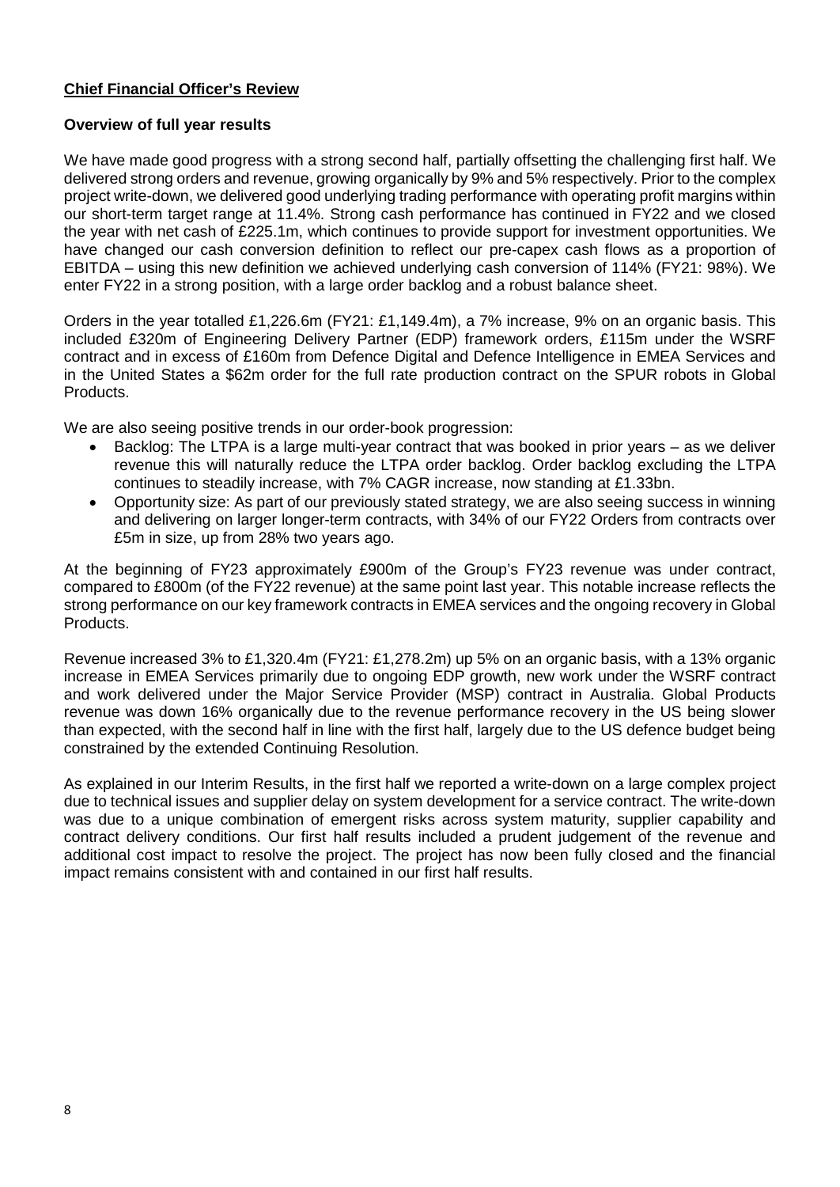## Chief Financial Officer's Review

### Overview of full year results

We have made good progress with a strong second half, partially offsetting the challenging first half. We delivered strong orders and revenue, growing organically by 9% and 5% respectively. Prior to the complex project write-down, we delivered good underlying trading performance with operating profit margins within our short-term target range at 11.4%. Strong cash performance has continued in FY22 and we closed the year with net cash of £225.1m, which continues to provide support for investment opportunities. We have changed our cash conversion definition to reflect our pre-capex cash flows as a proportion of EBITDA – using this new definition we achieved underlying cash conversion of 114% (FY21: 98%). We enter FY22 in a strong position, with a large order backlog and a robust balance sheet.

Orders in the year totalled £1,226.6m (FY21: £1,149.4m), a 7% increase, 9% on an organic basis. This included £320m of Engineering Delivery Partner (EDP) framework orders, £115m under the WSRF contract and in excess of £160m from Defence Digital and Defence Intelligence in EMEA Services and in the United States a $62m order for the full rate production contract on the SPUR robots in Global Products.

We are also seeing positive trends in our order-book progression:

- Backlog: The LTPA is a large multi-year contract that was booked in prior years – as we deliver revenue this will naturally reduce the LTPA order backlog. Order backlog excluding the LTPA continues to steadily increase, with 7% CAGR increase, now standing at £1.33bn.
- Opportunity size: As part of our previously stated strategy, we are also seeing success in winning and delivering on larger longer-term contracts, with 34% of our FY22 Orders from contracts over £5m in size, up from 28% two years ago.

At the beginning of FY23 approximately £900m of the Group's FY23 revenue was under contract, compared to £800m (of the FY22 revenue) at the same point last year. This notable increase reflects the strong performance on our key framework contracts in EMEA services and the ongoing recovery in Global Products.

Revenue increased 3% to £1,320.4m (FY21: £1,278.2m) up 5% on an organic basis, with a 13% organic increase in EMEA Services primarily due to ongoing EDP growth, new work under the WSRF contract and work delivered under the Major Service Provider (MSP) contract in Australia. Global Products revenue was down 16% organically due to the revenue performance recovery in the US being slower than expected, with the second half in line with the first half, largely due to the US defence budget being constrained by the extended Continuing Resolution.

As explained in our Interim Results, in the first half we reported a write-down on a large complex project due to technical issues and supplier delay on system development for a service contract. The write-down was due to a unique combination of emergent risks across system maturity, supplier capability and contract delivery conditions. Our first half results included a prudent judgement of the revenue and additional cost impact to resolve the project. The project has now been fully closed and the financial impact remains consistent with and contained in our first half results.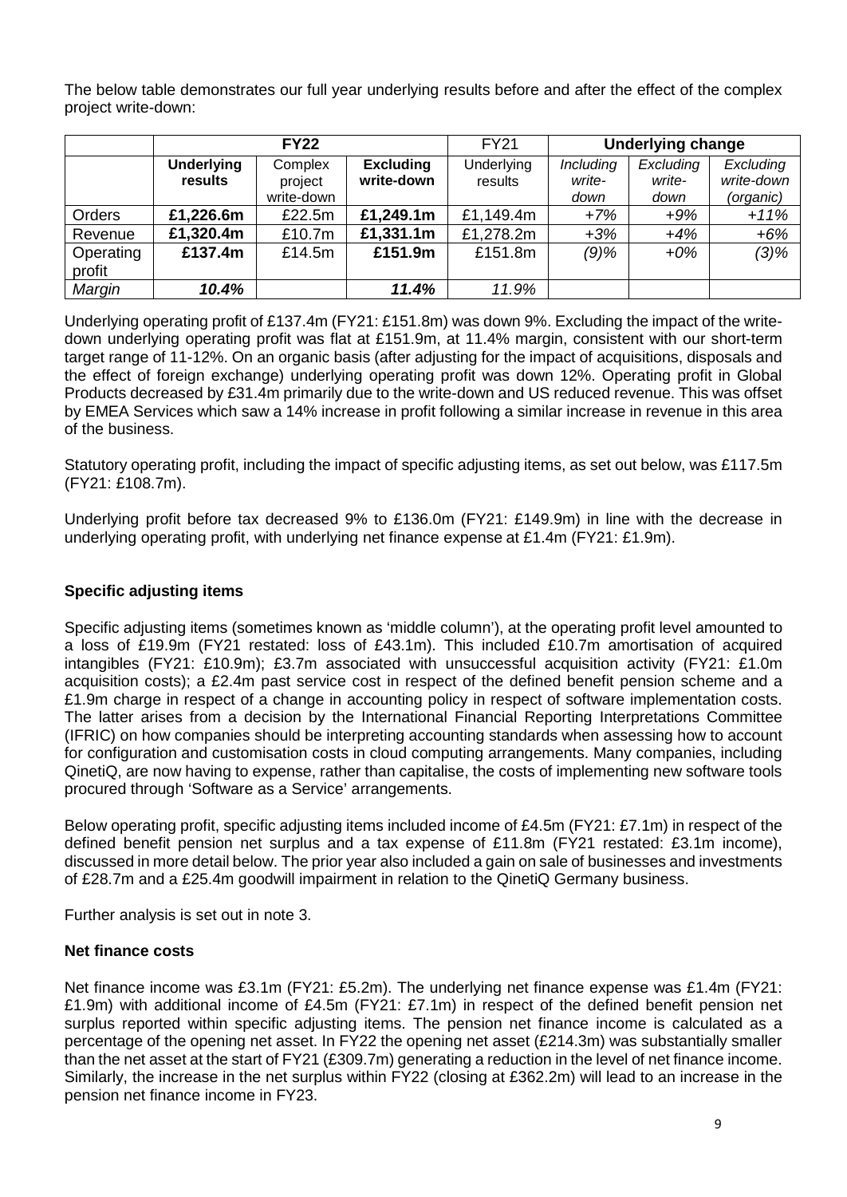The below table demonstrates our full year underlying results before and after the effect of the complex project write-down:

| | FY22 | | | FY21 | Underlying change | | |
|---|---|---|---|---|---|---|---|
| | **Underlying results** | Complex project write-down | **Excluding write-down** | Underlying results | *Including write-down* | *Excluding write-down* | *Excluding write-down (organic)* |
| Orders | **£1,226.6m** | £22.5m | **£1,249.1m** | £1,149.4m | *+7%* | *+9%* | *+11%* |
| Revenue | **£1,320.4m** | £10.7m | **£1,331.1m** | £1,278.2m | *+3%* | *+4%* | *+6%* |
| Operating profit | **£137.4m** | £14.5m | **£151.9m** | £151.8m | *(9)%* | *+0%* | *(3)%* |
| *Margin* | ***10.4%*** | | ***11.4%*** | *11.9%* | | | |

Underlying operating profit of £137.4m (FY21: £151.8m) was down 9%. Excluding the impact of the write-down underlying operating profit was flat at £151.9m, at 11.4% margin, consistent with our short-term target range of 11-12%. On an organic basis (after adjusting for the impact of acquisitions, disposals and the effect of foreign exchange) underlying operating profit was down 12%. Operating profit in Global Products decreased by £31.4m primarily due to the write-down and US reduced revenue. This was offset by EMEA Services which saw a 14% increase in profit following a similar increase in revenue in this area of the business.

Statutory operating profit, including the impact of specific adjusting items, as set out below, was £117.5m (FY21: £108.7m).

Underlying profit before tax decreased 9% to £136.0m (FY21: £149.9m) in line with the decrease in underlying operating profit, with underlying net finance expense at £1.4m (FY21: £1.9m).

### Specific adjusting items

Specific adjusting items (sometimes known as 'middle column'), at the operating profit level amounted to a loss of £19.9m (FY21 restated: loss of £43.1m). This included £10.7m amortisation of acquired intangibles (FY21: £10.9m); £3.7m associated with unsuccessful acquisition activity (FY21: £1.0m acquisition costs); a £2.4m past service cost in respect of the defined benefit pension scheme and a £1.9m charge in respect of a change in accounting policy in respect of software implementation costs. The latter arises from a decision by the International Financial Reporting Interpretations Committee (IFRIC) on how companies should be interpreting accounting standards when assessing how to account for configuration and customisation costs in cloud computing arrangements. Many companies, including QinetiQ, are now having to expense, rather than capitalise, the costs of implementing new software tools procured through 'Software as a Service' arrangements.

Below operating profit, specific adjusting items included income of £4.5m (FY21: £7.1m) in respect of the defined benefit pension net surplus and a tax expense of £11.8m (FY21 restated: £3.1m income), discussed in more detail below. The prior year also included a gain on sale of businesses and investments of £28.7m and a £25.4m goodwill impairment in relation to the QinetiQ Germany business.

Further analysis is set out in note 3.

### Net finance costs

Net finance income was £3.1m (FY21: £5.2m). The underlying net finance expense was £1.4m (FY21: £1.9m) with additional income of £4.5m (FY21: £7.1m) in respect of the defined benefit pension net surplus reported within specific adjusting items. The pension net finance income is calculated as a percentage of the opening net asset. In FY22 the opening net asset (£214.3m) was substantially smaller than the net asset at the start of FY21 (£309.7m) generating a reduction in the level of net finance income. Similarly, the increase in the net surplus within FY22 (closing at £362.2m) will lead to an increase in the pension net finance income in FY23.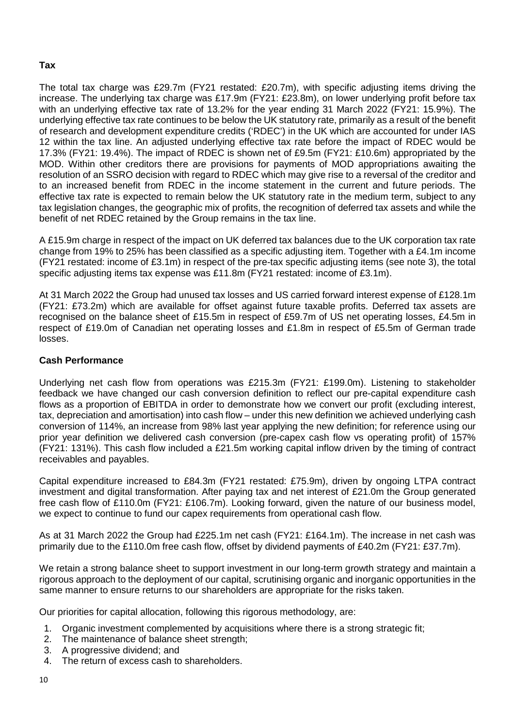## Tax

The total tax charge was £29.7m (FY21 restated: £20.7m), with specific adjusting items driving the increase. The underlying tax charge was £17.9m (FY21: £23.8m), on lower underlying profit before tax with an underlying effective tax rate of 13.2% for the year ending 31 March 2022 (FY21: 15.9%). The underlying effective tax rate continues to be below the UK statutory rate, primarily as a result of the benefit of research and development expenditure credits ('RDEC') in the UK which are accounted for under IAS 12 within the tax line. An adjusted underlying effective tax rate before the impact of RDEC would be 17.3% (FY21: 19.4%). The impact of RDEC is shown net of £9.5m (FY21: £10.6m) appropriated by the MOD. Within other creditors there are provisions for payments of MOD appropriations awaiting the resolution of an SSRO decision with regard to RDEC which may give rise to a reversal of the creditor and to an increased benefit from RDEC in the income statement in the current and future periods. The effective tax rate is expected to remain below the UK statutory rate in the medium term, subject to any tax legislation changes, the geographic mix of profits, the recognition of deferred tax assets and while the benefit of net RDEC retained by the Group remains in the tax line.

A £15.9m charge in respect of the impact on UK deferred tax balances due to the UK corporation tax rate change from 19% to 25% has been classified as a specific adjusting item. Together with a £4.1m income (FY21 restated: income of £3.1m) in respect of the pre-tax specific adjusting items (see note 3), the total specific adjusting items tax expense was £11.8m (FY21 restated: income of £3.1m).

At 31 March 2022 the Group had unused tax losses and US carried forward interest expense of £128.1m (FY21: £73.2m) which are available for offset against future taxable profits. Deferred tax assets are recognised on the balance sheet of £15.5m in respect of £59.7m of US net operating losses, £4.5m in respect of £19.0m of Canadian net operating losses and £1.8m in respect of £5.5m of German trade losses.

## Cash Performance

Underlying net cash flow from operations was £215.3m (FY21: £199.0m). Listening to stakeholder feedback we have changed our cash conversion definition to reflect our pre-capital expenditure cash flows as a proportion of EBITDA in order to demonstrate how we convert our profit (excluding interest, tax, depreciation and amortisation) into cash flow – under this new definition we achieved underlying cash conversion of 114%, an increase from 98% last year applying the new definition; for reference using our prior year definition we delivered cash conversion (pre-capex cash flow vs operating profit) of 157% (FY21: 131%). This cash flow included a £21.5m working capital inflow driven by the timing of contract receivables and payables.

Capital expenditure increased to £84.3m (FY21 restated: £75.9m), driven by ongoing LTPA contract investment and digital transformation. After paying tax and net interest of £21.0m the Group generated free cash flow of £110.0m (FY21: £106.7m). Looking forward, given the nature of our business model, we expect to continue to fund our capex requirements from operational cash flow.

As at 31 March 2022 the Group had £225.1m net cash (FY21: £164.1m). The increase in net cash was primarily due to the £110.0m free cash flow, offset by dividend payments of £40.2m (FY21: £37.7m).

We retain a strong balance sheet to support investment in our long-term growth strategy and maintain a rigorous approach to the deployment of our capital, scrutinising organic and inorganic opportunities in the same manner to ensure returns to our shareholders are appropriate for the risks taken.

Our priorities for capital allocation, following this rigorous methodology, are:

1. Organic investment complemented by acquisitions where there is a strong strategic fit;
2. The maintenance of balance sheet strength;
3. A progressive dividend; and
4. The return of excess cash to shareholders.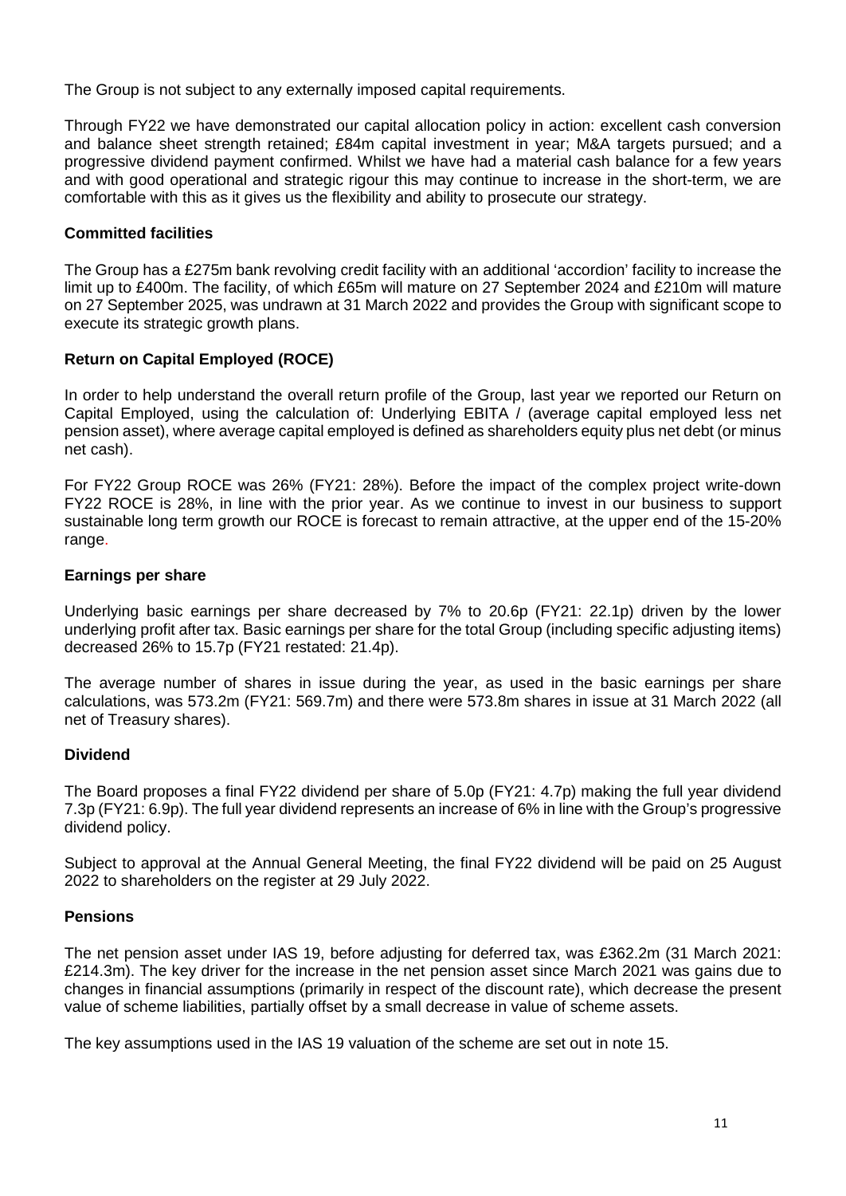The Group is not subject to any externally imposed capital requirements.

Through FY22 we have demonstrated our capital allocation policy in action: excellent cash conversion and balance sheet strength retained; £84m capital investment in year; M&A targets pursued; and a progressive dividend payment confirmed. Whilst we have had a material cash balance for a few years and with good operational and strategic rigour this may continue to increase in the short-term, we are comfortable with this as it gives us the flexibility and ability to prosecute our strategy.

**Committed facilities**

The Group has a £275m bank revolving credit facility with an additional 'accordion' facility to increase the limit up to £400m. The facility, of which £65m will mature on 27 September 2024 and £210m will mature on 27 September 2025, was undrawn at 31 March 2022 and provides the Group with significant scope to execute its strategic growth plans.

**Return on Capital Employed (ROCE)**

In order to help understand the overall return profile of the Group, last year we reported our Return on Capital Employed, using the calculation of: Underlying EBITA / (average capital employed less net pension asset), where average capital employed is defined as shareholders equity plus net debt (or minus net cash).

For FY22 Group ROCE was 26% (FY21: 28%). Before the impact of the complex project write-down FY22 ROCE is 28%, in line with the prior year. As we continue to invest in our business to support sustainable long term growth our ROCE is forecast to remain attractive, at the upper end of the 15-20% range.

**Earnings per share**

Underlying basic earnings per share decreased by 7% to 20.6p (FY21: 22.1p) driven by the lower underlying profit after tax. Basic earnings per share for the total Group (including specific adjusting items) decreased 26% to 15.7p (FY21 restated: 21.4p).

The average number of shares in issue during the year, as used in the basic earnings per share calculations, was 573.2m (FY21: 569.7m) and there were 573.8m shares in issue at 31 March 2022 (all net of Treasury shares).

**Dividend**

The Board proposes a final FY22 dividend per share of 5.0p (FY21: 4.7p) making the full year dividend 7.3p (FY21: 6.9p). The full year dividend represents an increase of 6% in line with the Group's progressive dividend policy.

Subject to approval at the Annual General Meeting, the final FY22 dividend will be paid on 25 August 2022 to shareholders on the register at 29 July 2022.

**Pensions**

The net pension asset under IAS 19, before adjusting for deferred tax, was £362.2m (31 March 2021: £214.3m). The key driver for the increase in the net pension asset since March 2021 was gains due to changes in financial assumptions (primarily in respect of the discount rate), which decrease the present value of scheme liabilities, partially offset by a small decrease in value of scheme assets.

The key assumptions used in the IAS 19 valuation of the scheme are set out in note 15.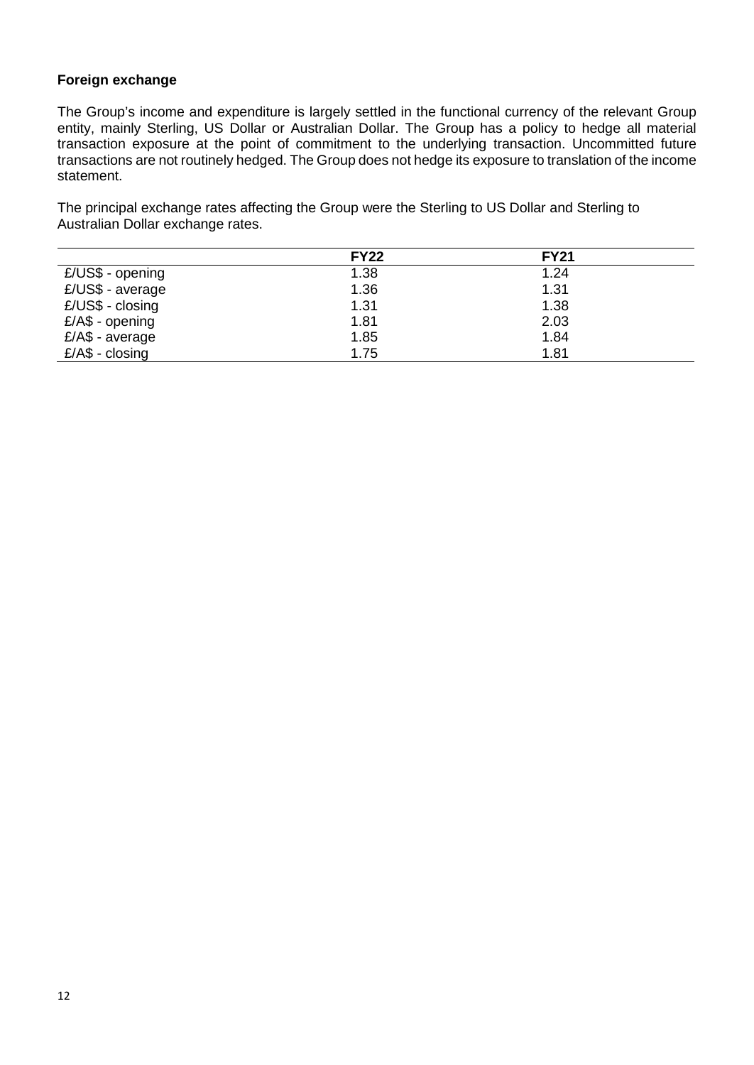**Foreign exchange**

The Group's income and expenditure is largely settled in the functional currency of the relevant Group entity, mainly Sterling, US Dollar or Australian Dollar. The Group has a policy to hedge all material transaction exposure at the point of commitment to the underlying transaction. Uncommitted future transactions are not routinely hedged. The Group does not hedge its exposure to translation of the income statement.

The principal exchange rates affecting the Group were the Sterling to US Dollar and Sterling to Australian Dollar exchange rates.

| | **FY22** | **FY21** |
|---|---|---|
| £/US$ - opening | 1.38 | 1.24 |
| £/US$ - average | 1.36 | 1.31 |
| £/US$ - closing | 1.31 | 1.38 |
| £/A$ - opening | 1.81 | 2.03 |
| £/A$ - average | 1.85 | 1.84 |
| £/A$ - closing | 1.75 | 1.81 |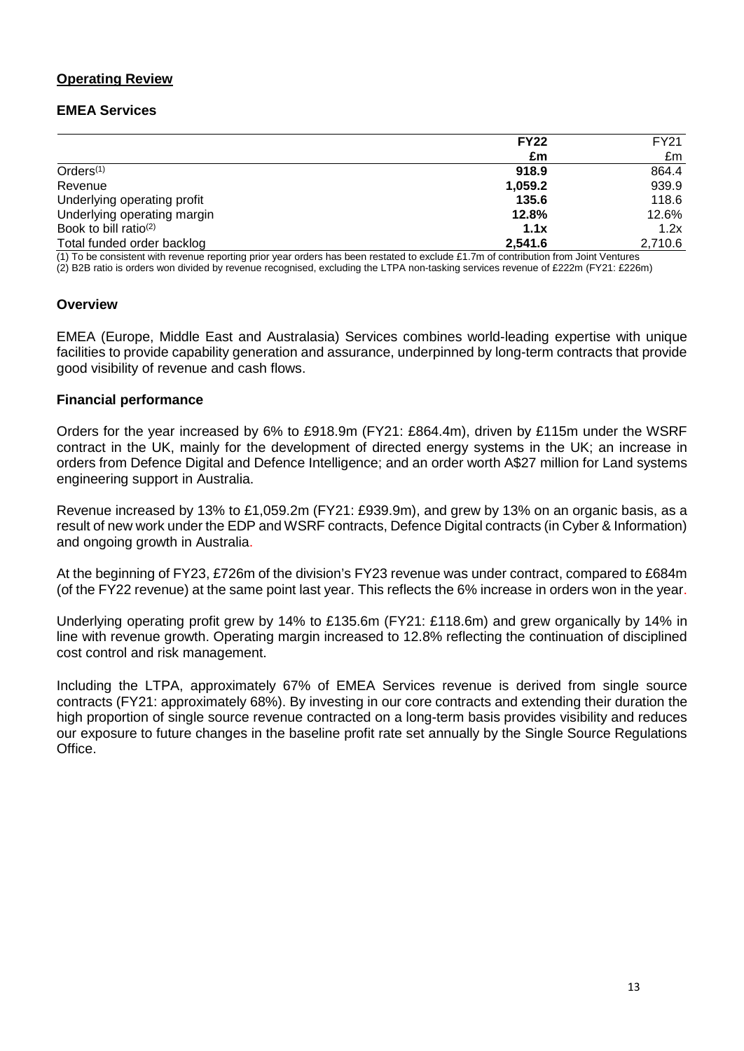## Operating Review

### EMEA Services

| | **FY22** | FY21 |
|---|---|---|
| | **£m** | £m |
| Orders[1] | **918.9** | 864.4 |
| Revenue | **1,059.2** | 939.9 |
| Underlying operating profit | **135.6** | 118.6 |
| Underlying operating margin | **12.8%** | 12.6% |
| Book to bill ratio[2] | **1.1x** | 1.2x |
| Total funded order backlog | **2,541.6** | 2,710.6 |

(1) To be consistent with revenue reporting prior year orders has been restated to exclude £1.7m of contribution from Joint Ventures
(2) B2B ratio is orders won divided by revenue recognised, excluding the LTPA non-tasking services revenue of £222m (FY21: £226m)

### Overview

EMEA (Europe, Middle East and Australasia) Services combines world-leading expertise with unique facilities to provide capability generation and assurance, underpinned by long-term contracts that provide good visibility of revenue and cash flows.

### Financial performance

Orders for the year increased by 6% to £918.9m (FY21: £864.4m), driven by £115m under the WSRF contract in the UK, mainly for the development of directed energy systems in the UK; an increase in orders from Defence Digital and Defence Intelligence; and an order worth A$27 million for Land systems engineering support in Australia.

Revenue increased by 13% to £1,059.2m (FY21: £939.9m), and grew by 13% on an organic basis, as a result of new work under the EDP and WSRF contracts, Defence Digital contracts (in Cyber & Information) and ongoing growth in Australia.

At the beginning of FY23, £726m of the division's FY23 revenue was under contract, compared to £684m (of the FY22 revenue) at the same point last year. This reflects the 6% increase in orders won in the year.

Underlying operating profit grew by 14% to £135.6m (FY21: £118.6m) and grew organically by 14% in line with revenue growth. Operating margin increased to 12.8% reflecting the continuation of disciplined cost control and risk management.

Including the LTPA, approximately 67% of EMEA Services revenue is derived from single source contracts (FY21: approximately 68%). By investing in our core contracts and extending their duration the high proportion of single source revenue contracted on a long-term basis provides visibility and reduces our exposure to future changes in the baseline profit rate set annually by the Single Source Regulations Office.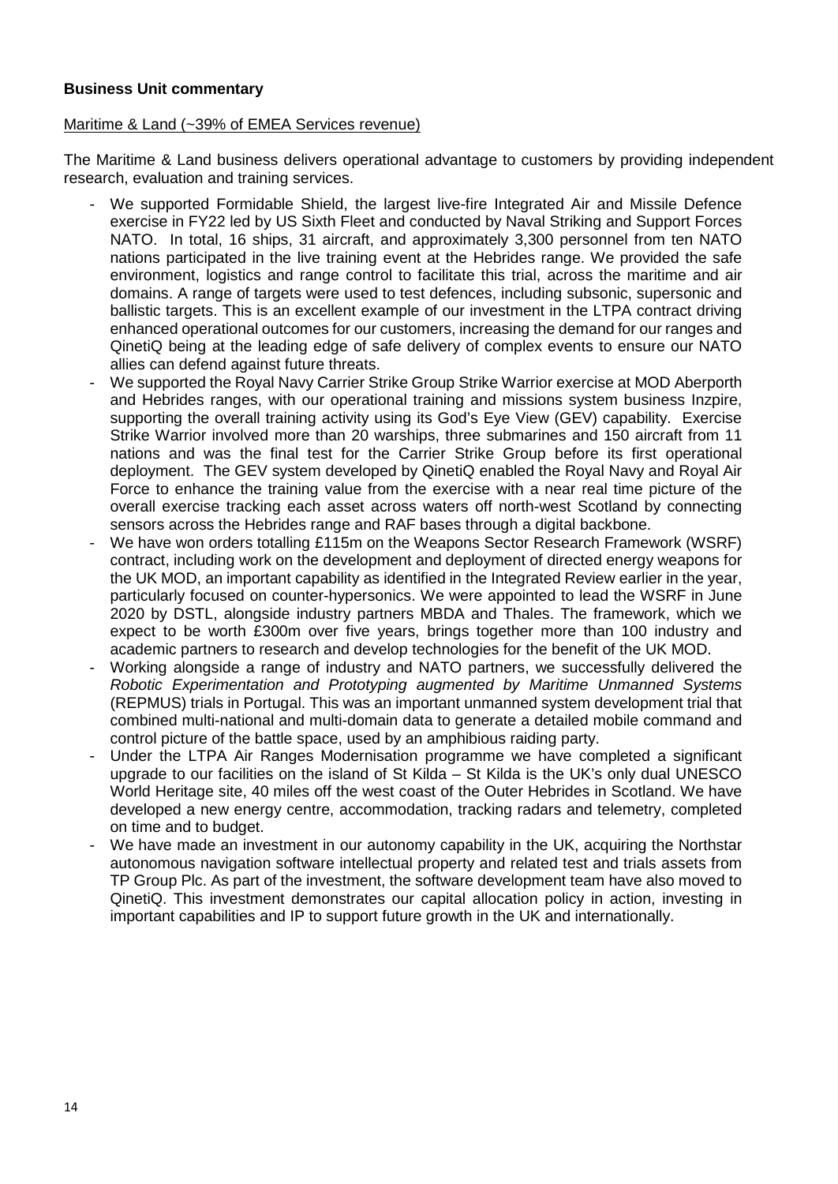**Business Unit commentary**

Maritime & Land (~39% of EMEA Services revenue)

The Maritime & Land business delivers operational advantage to customers by providing independent research, evaluation and training services.

- We supported Formidable Shield, the largest live-fire Integrated Air and Missile Defence exercise in FY22 led by US Sixth Fleet and conducted by Naval Striking and Support Forces NATO. In total, 16 ships, 31 aircraft, and approximately 3,300 personnel from ten NATO nations participated in the live training event at the Hebrides range. We provided the safe environment, logistics and range control to facilitate this trial, across the maritime and air domains. A range of targets were used to test defences, including subsonic, supersonic and ballistic targets. This is an excellent example of our investment in the LTPA contract driving enhanced operational outcomes for our customers, increasing the demand for our ranges and QinetiQ being at the leading edge of safe delivery of complex events to ensure our NATO allies can defend against future threats.
- We supported the Royal Navy Carrier Strike Group Strike Warrior exercise at MOD Aberporth and Hebrides ranges, with our operational training and missions system business Inzpire, supporting the overall training activity using its God's Eye View (GEV) capability. Exercise Strike Warrior involved more than 20 warships, three submarines and 150 aircraft from 11 nations and was the final test for the Carrier Strike Group before its first operational deployment. The GEV system developed by QinetiQ enabled the Royal Navy and Royal Air Force to enhance the training value from the exercise with a near real time picture of the overall exercise tracking each asset across waters off north-west Scotland by connecting sensors across the Hebrides range and RAF bases through a digital backbone.
- We have won orders totalling £115m on the Weapons Sector Research Framework (WSRF) contract, including work on the development and deployment of directed energy weapons for the UK MOD, an important capability as identified in the Integrated Review earlier in the year, particularly focused on counter-hypersonics. We were appointed to lead the WSRF in June 2020 by DSTL, alongside industry partners MBDA and Thales. The framework, which we expect to be worth £300m over five years, brings together more than 100 industry and academic partners to research and develop technologies for the benefit of the UK MOD.
- Working alongside a range of industry and NATO partners, we successfully delivered the *Robotic Experimentation and Prototyping augmented by Maritime Unmanned Systems* (REPMUS) trials in Portugal. This was an important unmanned system development trial that combined multi-national and multi-domain data to generate a detailed mobile command and control picture of the battle space, used by an amphibious raiding party.
- Under the LTPA Air Ranges Modernisation programme we have completed a significant upgrade to our facilities on the island of St Kilda – St Kilda is the UK's only dual UNESCO World Heritage site, 40 miles off the west coast of the Outer Hebrides in Scotland. We have developed a new energy centre, accommodation, tracking radars and telemetry, completed on time and to budget.
- We have made an investment in our autonomy capability in the UK, acquiring the Northstar autonomous navigation software intellectual property and related test and trials assets from TP Group Plc. As part of the investment, the software development team have also moved to QinetiQ. This investment demonstrates our capital allocation policy in action, investing in important capabilities and IP to support future growth in the UK and internationally.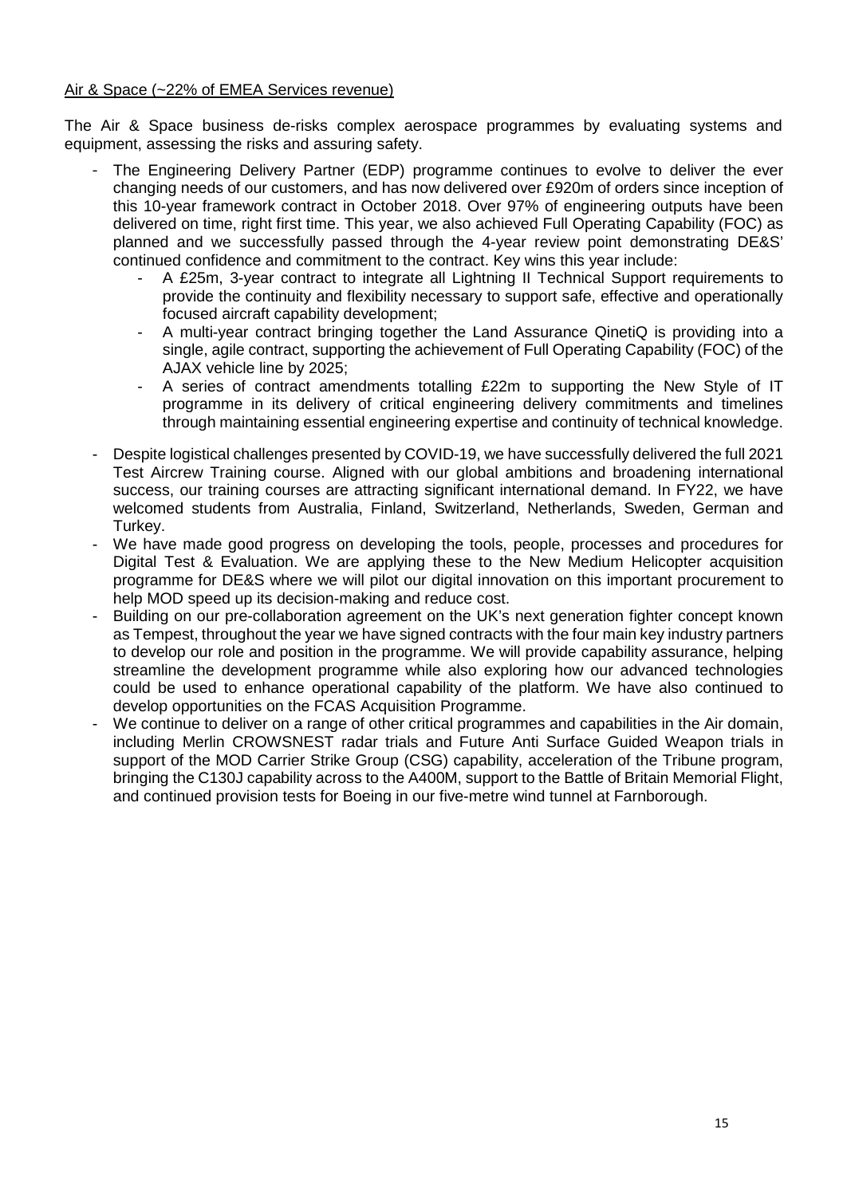Air & Space (~22% of EMEA Services revenue)

The Air & Space business de-risks complex aerospace programmes by evaluating systems and equipment, assessing the risks and assuring safety.

- The Engineering Delivery Partner (EDP) programme continues to evolve to deliver the ever changing needs of our customers, and has now delivered over £920m of orders since inception of this 10-year framework contract in October 2018. Over 97% of engineering outputs have been delivered on time, right first time. This year, we also achieved Full Operating Capability (FOC) as planned and we successfully passed through the 4-year review point demonstrating DE&S' continued confidence and commitment to the contract. Key wins this year include:
  - A £25m, 3-year contract to integrate all Lightning II Technical Support requirements to provide the continuity and flexibility necessary to support safe, effective and operationally focused aircraft capability development;
  - A multi-year contract bringing together the Land Assurance QinetiQ is providing into a single, agile contract, supporting the achievement of Full Operating Capability (FOC) of the AJAX vehicle line by 2025;
  - A series of contract amendments totalling £22m to supporting the New Style of IT programme in its delivery of critical engineering delivery commitments and timelines through maintaining essential engineering expertise and continuity of technical knowledge.
- Despite logistical challenges presented by COVID-19, we have successfully delivered the full 2021 Test Aircrew Training course. Aligned with our global ambitions and broadening international success, our training courses are attracting significant international demand. In FY22, we have welcomed students from Australia, Finland, Switzerland, Netherlands, Sweden, German and Turkey.
- We have made good progress on developing the tools, people, processes and procedures for Digital Test & Evaluation. We are applying these to the New Medium Helicopter acquisition programme for DE&S where we will pilot our digital innovation on this important procurement to help MOD speed up its decision-making and reduce cost.
- Building on our pre-collaboration agreement on the UK's next generation fighter concept known as Tempest, throughout the year we have signed contracts with the four main key industry partners to develop our role and position in the programme. We will provide capability assurance, helping streamline the development programme while also exploring how our advanced technologies could be used to enhance operational capability of the platform. We have also continued to develop opportunities on the FCAS Acquisition Programme.
- We continue to deliver on a range of other critical programmes and capabilities in the Air domain, including Merlin CROWSNEST radar trials and Future Anti Surface Guided Weapon trials in support of the MOD Carrier Strike Group (CSG) capability, acceleration of the Tribune program, bringing the C130J capability across to the A400M, support to the Battle of Britain Memorial Flight, and continued provision tests for Boeing in our five-metre wind tunnel at Farnborough.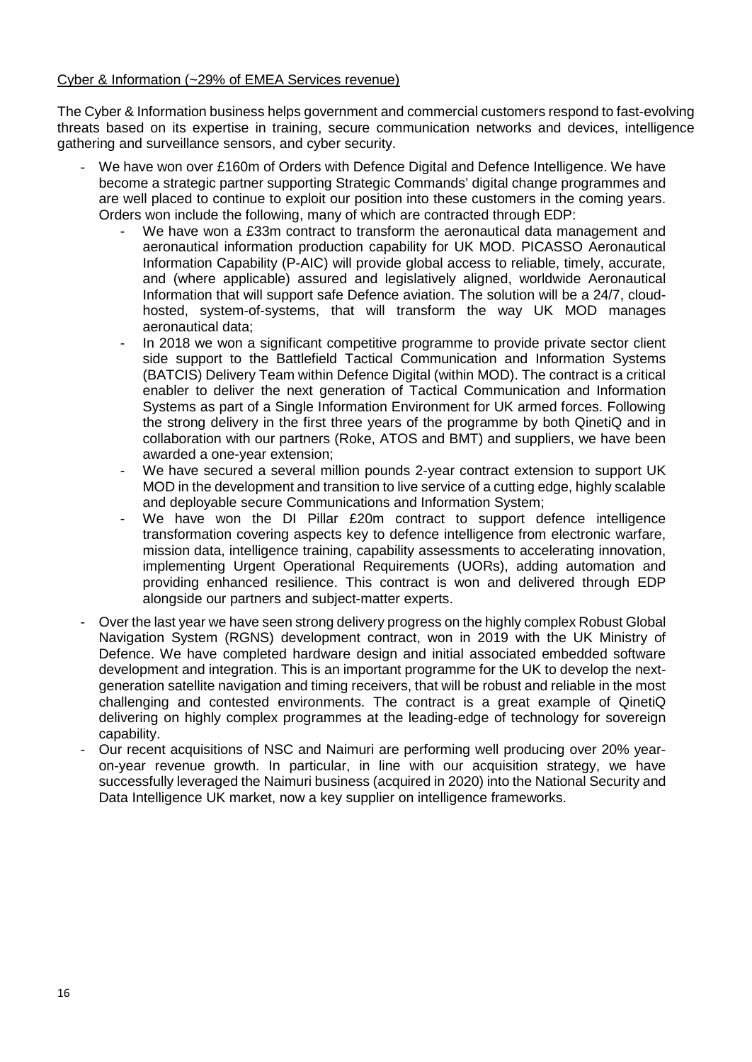Cyber & Information (~29% of EMEA Services revenue)

The Cyber & Information business helps government and commercial customers respond to fast-evolving threats based on its expertise in training, secure communication networks and devices, intelligence gathering and surveillance sensors, and cyber security.

- We have won over £160m of Orders with Defence Digital and Defence Intelligence. We have become a strategic partner supporting Strategic Commands' digital change programmes and are well placed to continue to exploit our position into these customers in the coming years. Orders won include the following, many of which are contracted through EDP:
    - We have won a £33m contract to transform the aeronautical data management and aeronautical information production capability for UK MOD. PICASSO Aeronautical Information Capability (P-AIC) will provide global access to reliable, timely, accurate, and (where applicable) assured and legislatively aligned, worldwide Aeronautical Information that will support safe Defence aviation. The solution will be a 24/7, cloud-hosted, system-of-systems, that will transform the way UK MOD manages aeronautical data;
    - In 2018 we won a significant competitive programme to provide private sector client side support to the Battlefield Tactical Communication and Information Systems (BATCIS) Delivery Team within Defence Digital (within MOD). The contract is a critical enabler to deliver the next generation of Tactical Communication and Information Systems as part of a Single Information Environment for UK armed forces. Following the strong delivery in the first three years of the programme by both QinetiQ and in collaboration with our partners (Roke, ATOS and BMT) and suppliers, we have been awarded a one-year extension;
    - We have secured a several million pounds 2-year contract extension to support UK MOD in the development and transition to live service of a cutting edge, highly scalable and deployable secure Communications and Information System;
    - We have won the DI Pillar £20m contract to support defence intelligence transformation covering aspects key to defence intelligence from electronic warfare, mission data, intelligence training, capability assessments to accelerating innovation, implementing Urgent Operational Requirements (UORs), adding automation and providing enhanced resilience. This contract is won and delivered through EDP alongside our partners and subject-matter experts.
- Over the last year we have seen strong delivery progress on the highly complex Robust Global Navigation System (RGNS) development contract, won in 2019 with the UK Ministry of Defence. We have completed hardware design and initial associated embedded software development and integration. This is an important programme for the UK to develop the next-generation satellite navigation and timing receivers, that will be robust and reliable in the most challenging and contested environments. The contract is a great example of QinetiQ delivering on highly complex programmes at the leading-edge of technology for sovereign capability.
- Our recent acquisitions of NSC and Naimuri are performing well producing over 20% year-on-year revenue growth. In particular, in line with our acquisition strategy, we have successfully leveraged the Naimuri business (acquired in 2020) into the National Security and Data Intelligence UK market, now a key supplier on intelligence frameworks.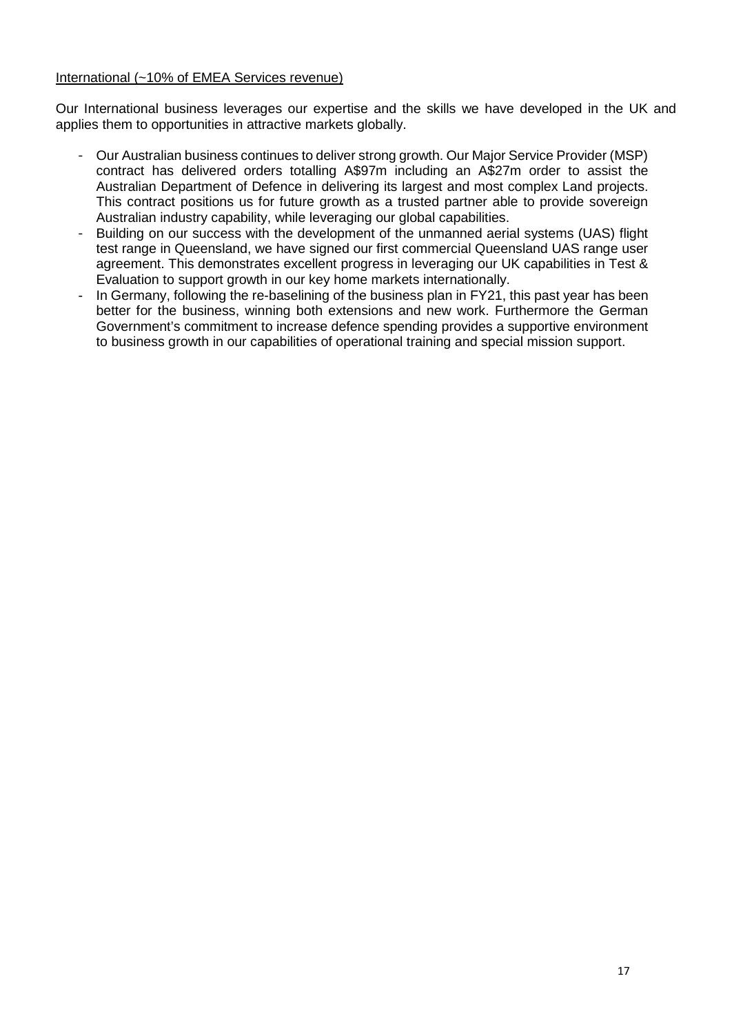<u>International (~10% of EMEA Services revenue)</u>

Our International business leverages our expertise and the skills we have developed in the UK and applies them to opportunities in attractive markets globally.

- Our Australian business continues to deliver strong growth. Our Major Service Provider (MSP) contract has delivered orders totalling A$97m including an A$27m order to assist the Australian Department of Defence in delivering its largest and most complex Land projects. This contract positions us for future growth as a trusted partner able to provide sovereign Australian industry capability, while leveraging our global capabilities.
- Building on our success with the development of the unmanned aerial systems (UAS) flight test range in Queensland, we have signed our first commercial Queensland UAS range user agreement. This demonstrates excellent progress in leveraging our UK capabilities in Test & Evaluation to support growth in our key home markets internationally.
- In Germany, following the re-baselining of the business plan in FY21, this past year has been better for the business, winning both extensions and new work. Furthermore the German Government's commitment to increase defence spending provides a supportive environment to business growth in our capabilities of operational training and special mission support.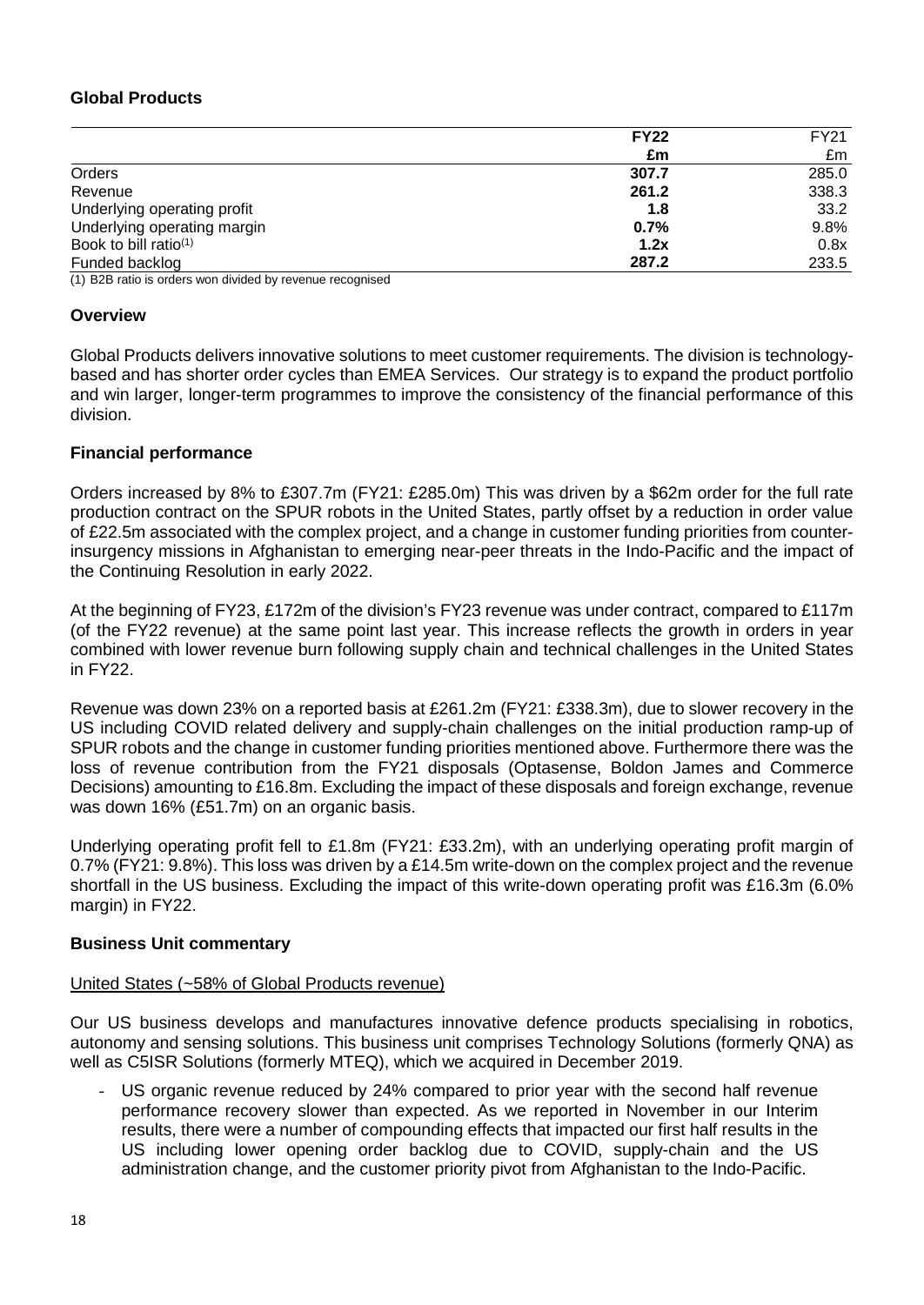### Global Products

| | FY22 | FY21 |
|---|---|---|
| | £m | £m |
| Orders | **307.7** | 285.0 |
| Revenue | **261.2** | 338.3 |
| Underlying operating profit | **1.8** | 33.2 |
| Underlying operating margin | **0.7%** | 9.8% |
| Book to bill ratio[(1)] | **1.2x** | 0.8x |
| Funded backlog | **287.2** | 233.5 |

(1) B2B ratio is orders won divided by revenue recognised

### Overview

Global Products delivers innovative solutions to meet customer requirements. The division is technology-based and has shorter order cycles than EMEA Services. Our strategy is to expand the product portfolio and win larger, longer-term programmes to improve the consistency of the financial performance of this division.

### Financial performance

Orders increased by 8% to £307.7m (FY21: £285.0m) This was driven by a $62m order for the full rate production contract on the SPUR robots in the United States, partly offset by a reduction in order value of £22.5m associated with the complex project, and a change in customer funding priorities from counter-insurgency missions in Afghanistan to emerging near-peer threats in the Indo-Pacific and the impact of the Continuing Resolution in early 2022.

At the beginning of FY23, £172m of the division's FY23 revenue was under contract, compared to £117m (of the FY22 revenue) at the same point last year. This increase reflects the growth in orders in year combined with lower revenue burn following supply chain and technical challenges in the United States in FY22.

Revenue was down 23% on a reported basis at £261.2m (FY21: £338.3m), due to slower recovery in the US including COVID related delivery and supply-chain challenges on the initial production ramp-up of SPUR robots and the change in customer funding priorities mentioned above. Furthermore there was the loss of revenue contribution from the FY21 disposals (Optasense, Boldon James and Commerce Decisions) amounting to £16.8m. Excluding the impact of these disposals and foreign exchange, revenue was down 16% (£51.7m) on an organic basis.

Underlying operating profit fell to £1.8m (FY21: £33.2m), with an underlying operating profit margin of 0.7% (FY21: 9.8%). This loss was driven by a £14.5m write-down on the complex project and the revenue shortfall in the US business. Excluding the impact of this write-down operating profit was £16.3m (6.0% margin) in FY22.

### Business Unit commentary

United States (~58% of Global Products revenue)

Our US business develops and manufactures innovative defence products specialising in robotics, autonomy and sensing solutions. This business unit comprises Technology Solutions (formerly QNA) as well as C5ISR Solutions (formerly MTEQ), which we acquired in December 2019.

- US organic revenue reduced by 24% compared to prior year with the second half revenue performance recovery slower than expected. As we reported in November in our Interim results, there were a number of compounding effects that impacted our first half results in the US including lower opening order backlog due to COVID, supply-chain and the US administration change, and the customer priority pivot from Afghanistan to the Indo-Pacific.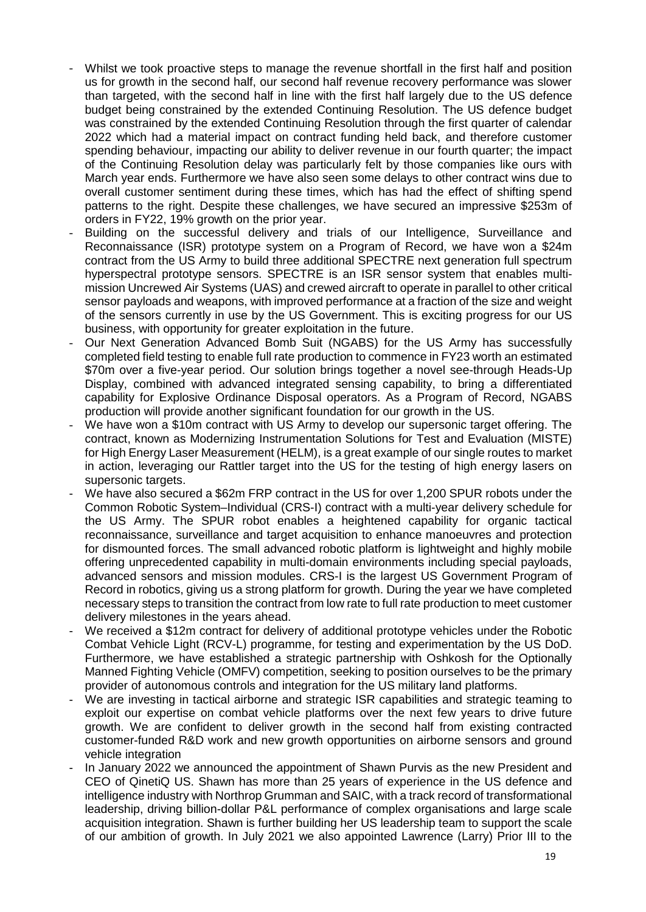- Whilst we took proactive steps to manage the revenue shortfall in the first half and position us for growth in the second half, our second half revenue recovery performance was slower than targeted, with the second half in line with the first half largely due to the US defence budget being constrained by the extended Continuing Resolution. The US defence budget was constrained by the extended Continuing Resolution through the first quarter of calendar 2022 which had a material impact on contract funding held back, and therefore customer spending behaviour, impacting our ability to deliver revenue in our fourth quarter; the impact of the Continuing Resolution delay was particularly felt by those companies like ours with March year ends. Furthermore we have also seen some delays to other contract wins due to overall customer sentiment during these times, which has had the effect of shifting spend patterns to the right. Despite these challenges, we have secured an impressive $253m of orders in FY22, 19% growth on the prior year.
- Building on the successful delivery and trials of our Intelligence, Surveillance and Reconnaissance (ISR) prototype system on a Program of Record, we have won a $24m contract from the US Army to build three additional SPECTRE next generation full spectrum hyperspectral prototype sensors. SPECTRE is an ISR sensor system that enables multi-mission Uncrewed Air Systems (UAS) and crewed aircraft to operate in parallel to other critical sensor payloads and weapons, with improved performance at a fraction of the size and weight of the sensors currently in use by the US Government. This is exciting progress for our US business, with opportunity for greater exploitation in the future.
- Our Next Generation Advanced Bomb Suit (NGABS) for the US Army has successfully completed field testing to enable full rate production to commence in FY23 worth an estimated $70m over a five-year period. Our solution brings together a novel see-through Heads-Up Display, combined with advanced integrated sensing capability, to bring a differentiated capability for Explosive Ordinance Disposal operators. As a Program of Record, NGABS production will provide another significant foundation for our growth in the US.
- We have won a $10m contract with US Army to develop our supersonic target offering. The contract, known as Modernizing Instrumentation Solutions for Test and Evaluation (MISTE) for High Energy Laser Measurement (HELM), is a great example of our single routes to market in action, leveraging our Rattler target into the US for the testing of high energy lasers on supersonic targets.
- We have also secured a $62m FRP contract in the US for over 1,200 SPUR robots under the Common Robotic System–Individual (CRS-I) contract with a multi-year delivery schedule for the US Army. The SPUR robot enables a heightened capability for organic tactical reconnaissance, surveillance and target acquisition to enhance manoeuvres and protection for dismounted forces. The small advanced robotic platform is lightweight and highly mobile offering unprecedented capability in multi-domain environments including special payloads, advanced sensors and mission modules. CRS-I is the largest US Government Program of Record in robotics, giving us a strong platform for growth. During the year we have completed necessary steps to transition the contract from low rate to full rate production to meet customer delivery milestones in the years ahead.
- We received a $12m contract for delivery of additional prototype vehicles under the Robotic Combat Vehicle Light (RCV-L) programme, for testing and experimentation by the US DoD. Furthermore, we have established a strategic partnership with Oshkosh for the Optionally Manned Fighting Vehicle (OMFV) competition, seeking to position ourselves to be the primary provider of autonomous controls and integration for the US military land platforms.
- We are investing in tactical airborne and strategic ISR capabilities and strategic teaming to exploit our expertise on combat vehicle platforms over the next few years to drive future growth. We are confident to deliver growth in the second half from existing contracted customer-funded R&D work and new growth opportunities on airborne sensors and ground vehicle integration
- In January 2022 we announced the appointment of Shawn Purvis as the new President and CEO of QinetiQ US. Shawn has more than 25 years of experience in the US defence and intelligence industry with Northrop Grumman and SAIC, with a track record of transformational leadership, driving billion-dollar P&L performance of complex organisations and large scale acquisition integration. Shawn is further building her US leadership team to support the scale of our ambition of growth. In July 2021 we also appointed Lawrence (Larry) Prior III to the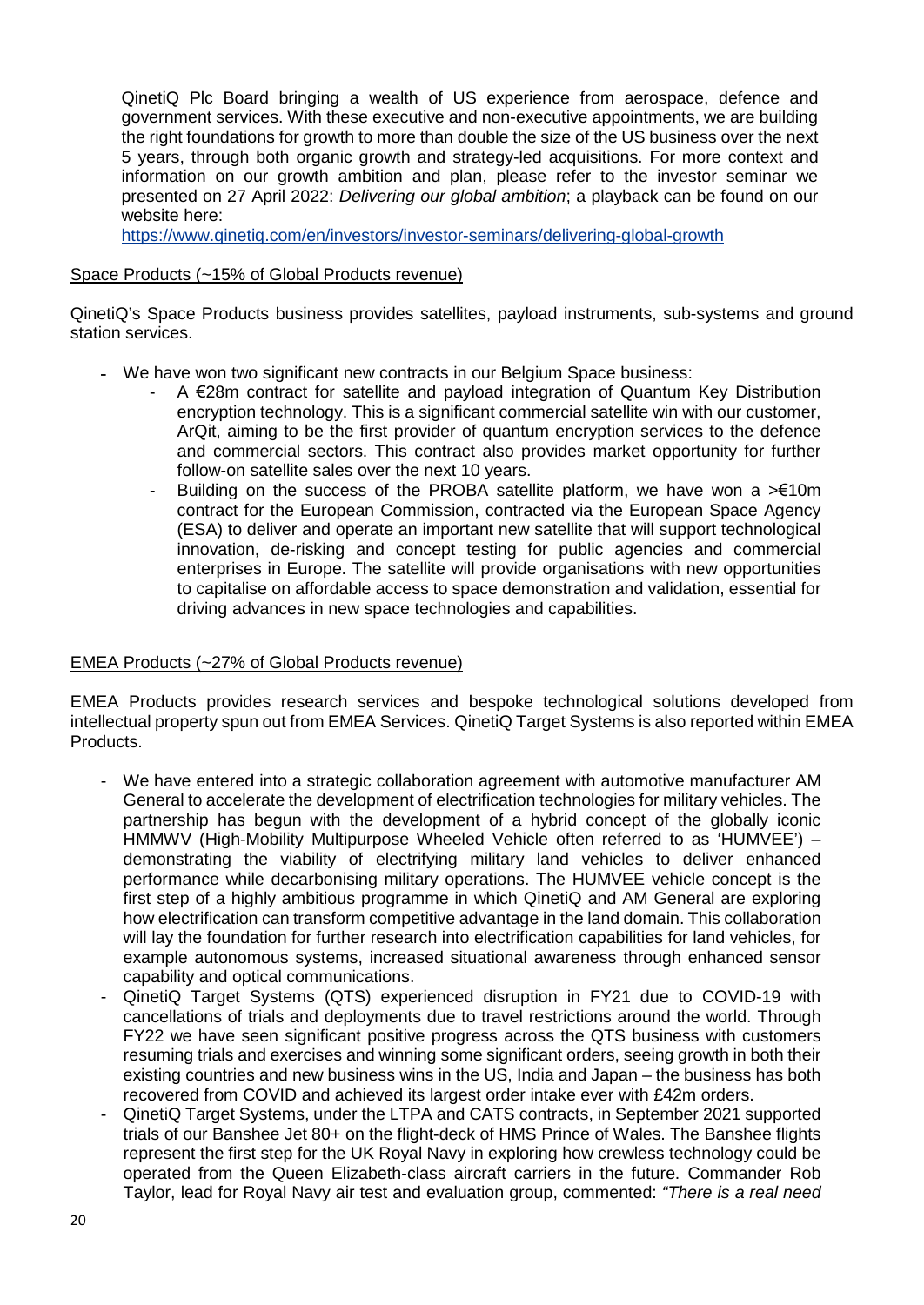QinetiQ Plc Board bringing a wealth of US experience from aerospace, defence and government services. With these executive and non-executive appointments, we are building the right foundations for growth to more than double the size of the US business over the next 5 years, through both organic growth and strategy-led acquisitions. For more context and information on our growth ambition and plan, please refer to the investor seminar we presented on 27 April 2022: *Delivering our global ambition*; a playback can be found on our website here:
https://www.qinetiq.com/en/investors/investor-seminars/delivering-global-growth

Space Products (~15% of Global Products revenue)

QinetiQ's Space Products business provides satellites, payload instruments, sub-systems and ground station services.

- We have won two significant new contracts in our Belgium Space business:
  - A €28m contract for satellite and payload integration of Quantum Key Distribution encryption technology. This is a significant commercial satellite win with our customer, ArQit, aiming to be the first provider of quantum encryption services to the defence and commercial sectors. This contract also provides market opportunity for further follow-on satellite sales over the next 10 years.
  - Building on the success of the PROBA satellite platform, we have won a >€10m contract for the European Commission, contracted via the European Space Agency (ESA) to deliver and operate an important new satellite that will support technological innovation, de-risking and concept testing for public agencies and commercial enterprises in Europe. The satellite will provide organisations with new opportunities to capitalise on affordable access to space demonstration and validation, essential for driving advances in new space technologies and capabilities.

EMEA Products (~27% of Global Products revenue)

EMEA Products provides research services and bespoke technological solutions developed from intellectual property spun out from EMEA Services. QinetiQ Target Systems is also reported within EMEA Products.

- We have entered into a strategic collaboration agreement with automotive manufacturer AM General to accelerate the development of electrification technologies for military vehicles. The partnership has begun with the development of a hybrid concept of the globally iconic HMMWV (High-Mobility Multipurpose Wheeled Vehicle often referred to as 'HUMVEE') – demonstrating the viability of electrifying military land vehicles to deliver enhanced performance while decarbonising military operations. The HUMVEE vehicle concept is the first step of a highly ambitious programme in which QinetiQ and AM General are exploring how electrification can transform competitive advantage in the land domain. This collaboration will lay the foundation for further research into electrification capabilities for land vehicles, for example autonomous systems, increased situational awareness through enhanced sensor capability and optical communications.
- QinetiQ Target Systems (QTS) experienced disruption in FY21 due to COVID-19 with cancellations of trials and deployments due to travel restrictions around the world. Through FY22 we have seen significant positive progress across the QTS business with customers resuming trials and exercises and winning some significant orders, seeing growth in both their existing countries and new business wins in the US, India and Japan – the business has both recovered from COVID and achieved its largest order intake ever with £42m orders.
- QinetiQ Target Systems, under the LTPA and CATS contracts, in September 2021 supported trials of our Banshee Jet 80+ on the flight-deck of HMS Prince of Wales. The Banshee flights represent the first step for the UK Royal Navy in exploring how crewless technology could be operated from the Queen Elizabeth-class aircraft carriers in the future. Commander Rob Taylor, lead for Royal Navy air test and evaluation group, commented: *"There is a real need*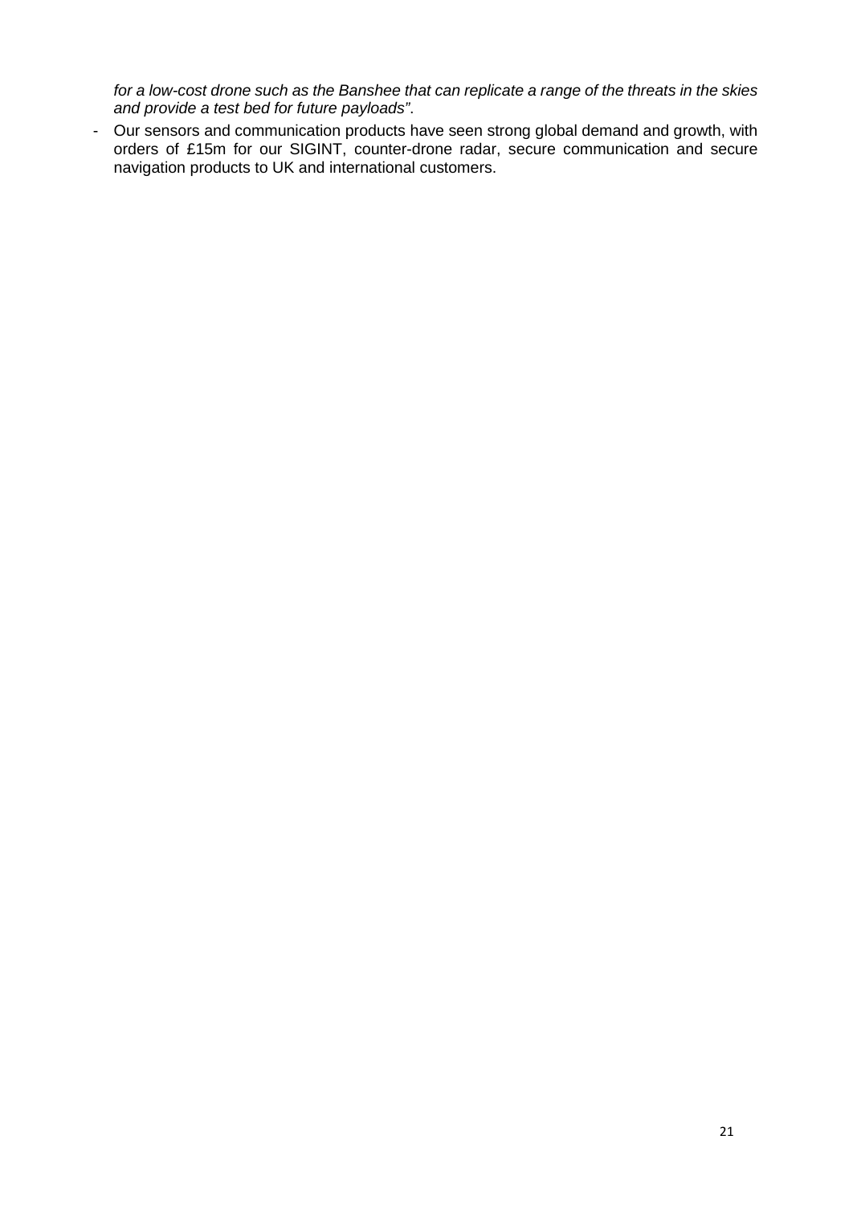*for a low-cost drone such as the Banshee that can replicate a range of the threats in the skies and provide a test bed for future payloads"*.

- Our sensors and communication products have seen strong global demand and growth, with orders of £15m for our SIGINT, counter-drone radar, secure communication and secure navigation products to UK and international customers.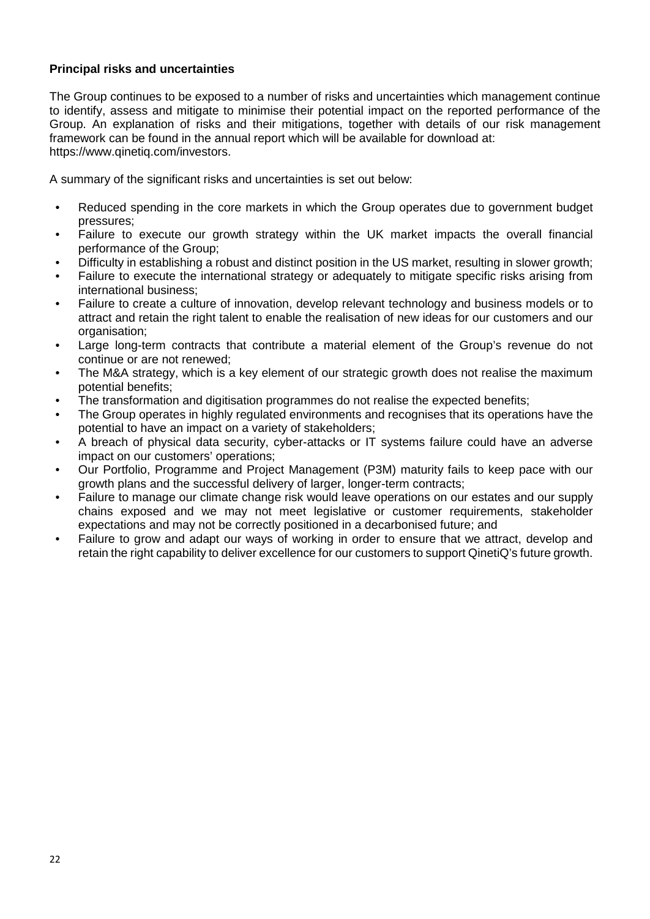**Principal risks and uncertainties**

The Group continues to be exposed to a number of risks and uncertainties which management continue to identify, assess and mitigate to minimise their potential impact on the reported performance of the Group. An explanation of risks and their mitigations, together with details of our risk management framework can be found in the annual report which will be available for download at: https://www.qinetiq.com/investors.

A summary of the significant risks and uncertainties is set out below:

- Reduced spending in the core markets in which the Group operates due to government budget pressures;
- Failure to execute our growth strategy within the UK market impacts the overall financial performance of the Group;
- Difficulty in establishing a robust and distinct position in the US market, resulting in slower growth;
- Failure to execute the international strategy or adequately to mitigate specific risks arising from international business;
- Failure to create a culture of innovation, develop relevant technology and business models or to attract and retain the right talent to enable the realisation of new ideas for our customers and our organisation;
- Large long-term contracts that contribute a material element of the Group's revenue do not continue or are not renewed;
- The M&A strategy, which is a key element of our strategic growth does not realise the maximum potential benefits;
- The transformation and digitisation programmes do not realise the expected benefits;
- The Group operates in highly regulated environments and recognises that its operations have the potential to have an impact on a variety of stakeholders;
- A breach of physical data security, cyber-attacks or IT systems failure could have an adverse impact on our customers' operations;
- Our Portfolio, Programme and Project Management (P3M) maturity fails to keep pace with our growth plans and the successful delivery of larger, longer-term contracts;
- Failure to manage our climate change risk would leave operations on our estates and our supply chains exposed and we may not meet legislative or customer requirements, stakeholder expectations and may not be correctly positioned in a decarbonised future; and
- Failure to grow and adapt our ways of working in order to ensure that we attract, develop and retain the right capability to deliver excellence for our customers to support QinetiQ's future growth.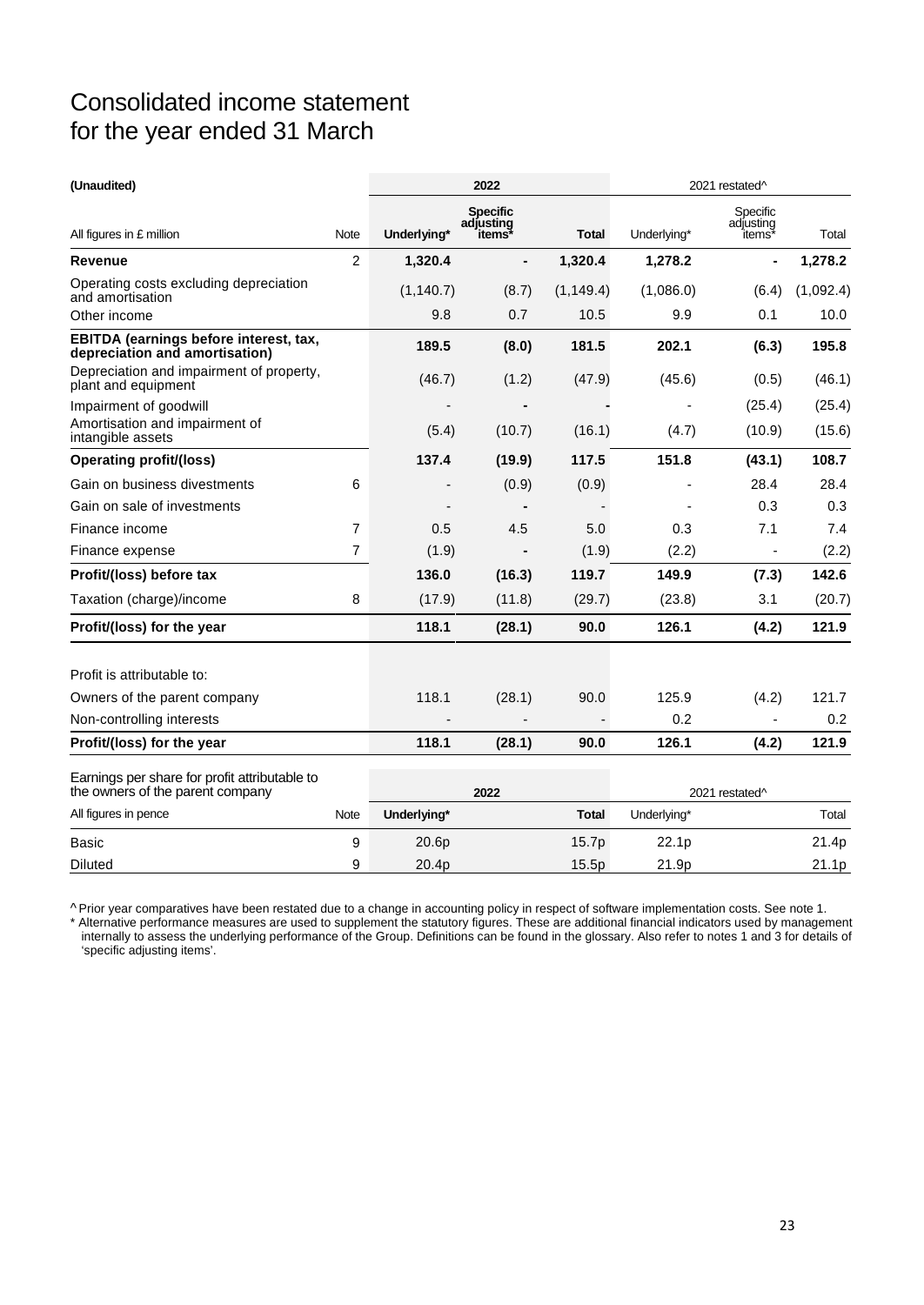# Consolidated income statement
# for the year ended 31 March

| (Unaudited) | | 2022 | | | 2021 restated^ | | |
|---|---|---|---|---|---|---|---|
| All figures in £ million | Note | Underlying* | Specific adjusting items* | Total | Underlying* | Specific adjusting items* | Total |
| **Revenue** | 2 | **1,320.4** | **-** | **1,320.4** | **1,278.2** | **-** | **1,278.2** |
| Operating costs excluding depreciation and amortisation | | (1,140.7) | (8.7) | (1,149.4) | (1,086.0) | (6.4) | (1,092.4) |
| Other income | | 9.8 | 0.7 | 10.5 | 9.9 | 0.1 | 10.0 |
| **EBITDA (earnings before interest, tax, depreciation and amortisation)** | | **189.5** | **(8.0)** | **181.5** | **202.1** | **(6.3)** | **195.8** |
| Depreciation and impairment of property, plant and equipment | | (46.7) | (1.2) | (47.9) | (45.6) | (0.5) | (46.1) |
| Impairment of goodwill | | - | - | - | - | (25.4) | (25.4) |
| Amortisation and impairment of intangible assets | | (5.4) | (10.7) | (16.1) | (4.7) | (10.9) | (15.6) |
| **Operating profit/(loss)** | | **137.4** | **(19.9)** | **117.5** | **151.8** | **(43.1)** | **108.7** |
| Gain on business divestments | 6 | - | (0.9) | (0.9) | - | 28.4 | 28.4 |
| Gain on sale of investments | | - | - | - | - | 0.3 | 0.3 |
| Finance income | 7 | 0.5 | 4.5 | 5.0 | 0.3 | 7.1 | 7.4 |
| Finance expense | 7 | (1.9) | - | (1.9) | (2.2) | - | (2.2) |
| **Profit/(loss) before tax** | | **136.0** | **(16.3)** | **119.7** | **149.9** | **(7.3)** | **142.6** |
| Taxation (charge)/income | 8 | (17.9) | (11.8) | (29.7) | (23.8) | 3.1 | (20.7) |
| **Profit/(loss) for the year** | | **118.1** | **(28.1)** | **90.0** | **126.1** | **(4.2)** | **121.9** |
| | | | | | | | |
| Profit is attributable to: | | | | | | | |
| Owners of the parent company | | 118.1 | (28.1) | 90.0 | 125.9 | (4.2) | 121.7 |
| Non-controlling interests | | - | - | - | 0.2 | - | 0.2 |
| **Profit/(loss) for the year** | | **118.1** | **(28.1)** | **90.0** | **126.1** | **(4.2)** | **121.9** |

| Earnings per share for profit attributable to the owners of the parent company | | 2022 | | 2021 restated^ | |
|---|---|---|---|---|---|
| All figures in pence | Note | Underlying* | Total | Underlying* | Total |
| Basic | 9 | 20.6p | 15.7p | 22.1p | 21.4p |
| Diluted | 9 | 20.4p | 15.5p | 21.9p | 21.1p |

^ Prior year comparatives have been restated due to a change in accounting policy in respect of software implementation costs. See note 1.

\* Alternative performance measures are used to supplement the statutory figures. These are additional financial indicators used by management internally to assess the underlying performance of the Group. Definitions can be found in the glossary. Also refer to notes 1 and 3 for details of 'specific adjusting items'.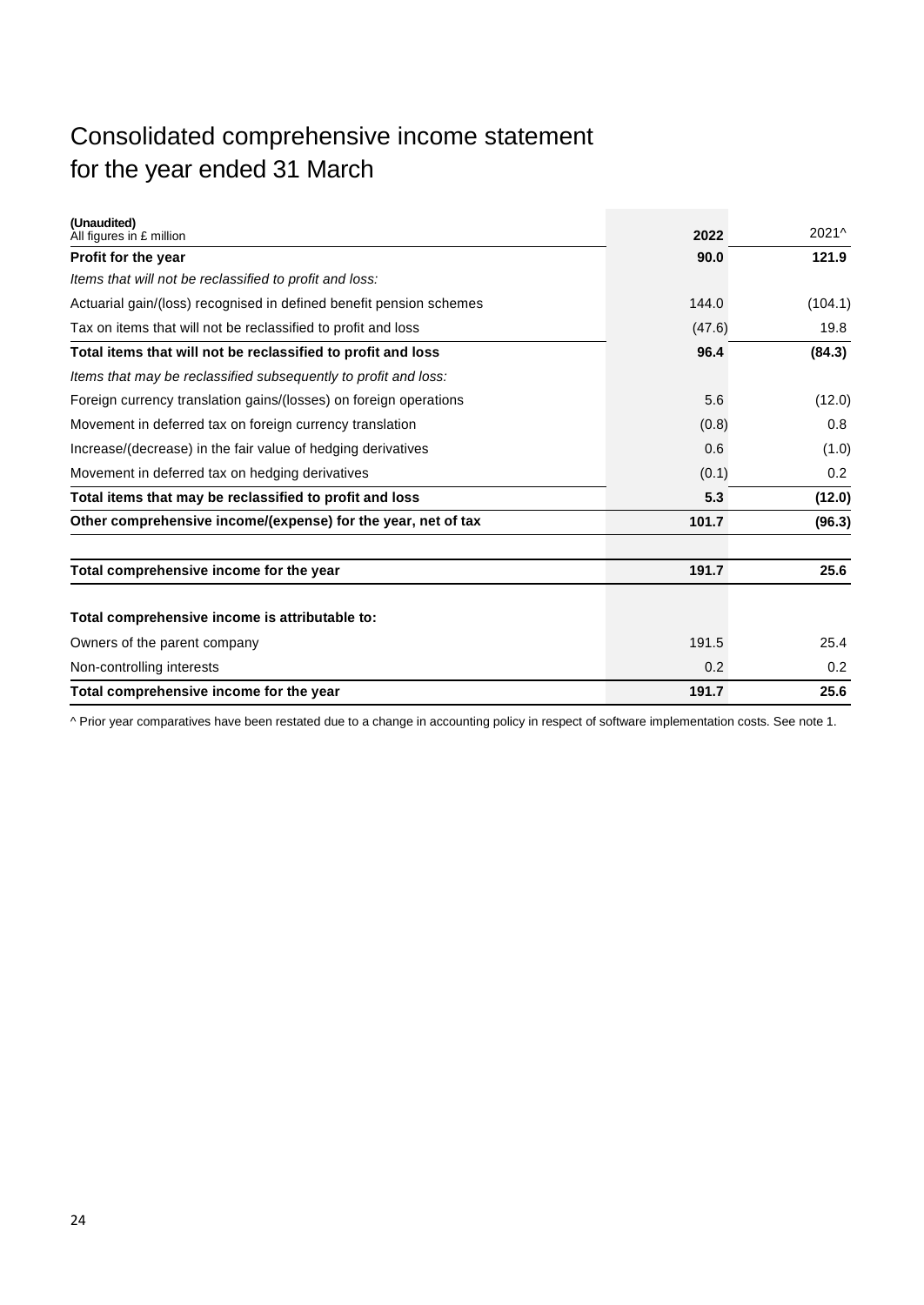# Consolidated comprehensive income statement for the year ended 31 March

| **(Unaudited)**<br>All figures in £ million | **2022** | 2021^ |
|---|---|---|
| **Profit for the year** | **90.0** | **121.9** |
| *Items that will not be reclassified to profit and loss:* | | |
| Actuarial gain/(loss) recognised in defined benefit pension schemes | 144.0 | (104.1) |
| Tax on items that will not be reclassified to profit and loss | (47.6) | 19.8 |
| **Total items that will not be reclassified to profit and loss** | **96.4** | **(84.3)** |
| *Items that may be reclassified subsequently to profit and loss:* | | |
| Foreign currency translation gains/(losses) on foreign operations | 5.6 | (12.0) |
| Movement in deferred tax on foreign currency translation | (0.8) | 0.8 |
| Increase/(decrease) in the fair value of hedging derivatives | 0.6 | (1.0) |
| Movement in deferred tax on hedging derivatives | (0.1) | 0.2 |
| **Total items that may be reclassified to profit and loss** | **5.3** | **(12.0)** |
| **Other comprehensive income/(expense) for the year, net of tax** | **101.7** | **(96.3)** |
| | | |
| **Total comprehensive income for the year** | **191.7** | **25.6** |
| | | |
| **Total comprehensive income is attributable to:** | | |
| Owners of the parent company | 191.5 | 25.4 |
| Non-controlling interests | 0.2 | 0.2 |
| **Total comprehensive income for the year** | **191.7** | **25.6** |

^ Prior year comparatives have been restated due to a change in accounting policy in respect of software implementation costs. See note 1.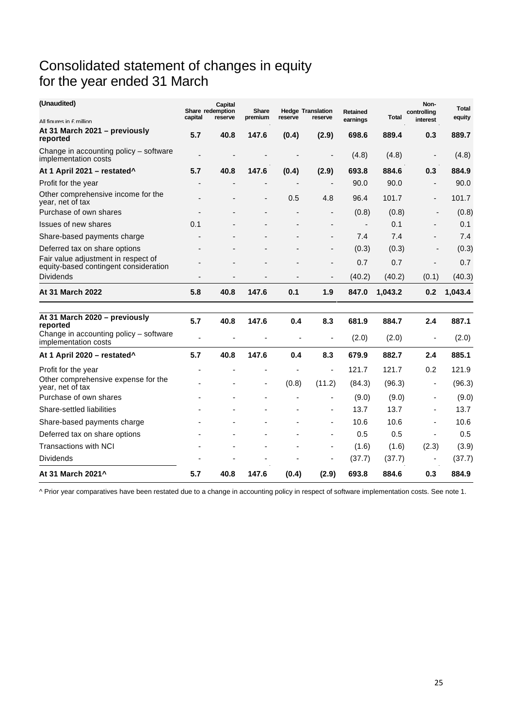# Consolidated statement of changes in equity for the year ended 31 March

| (Unaudited)<br>All figures in £ million | Share capital | Capital redemption reserve | Share premium | Hedge reserve | Translation reserve | Retained earnings | Total | Non-controlling interest | Total equity |
|---|---|---|---|---|---|---|---|---|---|
| **At 31 March 2021 – previously reported** | **5.7** | **40.8** | **147.6** | **(0.4)** | **(2.9)** | **698.6** | **889.4** | **0.3** | **889.7** |
| Change in accounting policy – software implementation costs | - | - | - | - | - | (4.8) | (4.8) | - | (4.8) |
| **At 1 April 2021 – restated^** | **5.7** | **40.8** | **147.6** | **(0.4)** | **(2.9)** | **693.8** | **884.6** | **0.3** | **884.9** |
| Profit for the year | - | - | - | - | - | 90.0 | 90.0 | - | 90.0 |
| Other comprehensive income for the year, net of tax | - | - | - | 0.5 | 4.8 | 96.4 | 101.7 | - | 101.7 |
| Purchase of own shares | - | - | - | - | - | (0.8) | (0.8) | - | (0.8) |
| Issues of new shares | 0.1 | - | - | - | - | - | 0.1 | - | 0.1 |
| Share-based payments charge | - | - | - | - | - | 7.4 | 7.4 | - | 7.4 |
| Deferred tax on share options | - | - | - | - | - | (0.3) | (0.3) | - | (0.3) |
| Fair value adjustment in respect of equity-based contingent consideration | - | - | - | - | - | 0.7 | 0.7 | - | 0.7 |
| Dividends | - | - | - | - | - | (40.2) | (40.2) | (0.1) | (40.3) |
| **At 31 March 2022** | **5.8** | **40.8** | **147.6** | **0.1** | **1.9** | **847.0** | **1,043.2** | **0.2** | **1,043.4** |
| | | | | | | | | | |
| **At 31 March 2020 – previously reported** | **5.7** | **40.8** | **147.6** | **0.4** | **8.3** | **681.9** | **884.7** | **2.4** | **887.1** |
| Change in accounting policy – software implementation costs | - | - | - | - | - | (2.0) | (2.0) | - | (2.0) |
| **At 1 April 2020 – restated^** | **5.7** | **40.8** | **147.6** | **0.4** | **8.3** | **679.9** | **882.7** | **2.4** | **885.1** |
| Profit for the year | - | - | - | - | - | 121.7 | 121.7 | 0.2 | 121.9 |
| Other comprehensive expense for the year, net of tax | - | - | - | (0.8) | (11.2) | (84.3) | (96.3) | - | (96.3) |
| Purchase of own shares | - | - | - | - | - | (9.0) | (9.0) | - | (9.0) |
| Share-settled liabilities | - | - | - | - | - | 13.7 | 13.7 | - | 13.7 |
| Share-based payments charge | - | - | - | - | - | 10.6 | 10.6 | - | 10.6 |
| Deferred tax on share options | - | - | - | - | - | 0.5 | 0.5 | - | 0.5 |
| Transactions with NCI | - | - | - | - | - | (1.6) | (1.6) | (2.3) | (3.9) |
| Dividends | - | - | - | - | - | (37.7) | (37.7) | - | (37.7) |
| **At 31 March 2021^** | **5.7** | **40.8** | **147.6** | **(0.4)** | **(2.9)** | **693.8** | **884.6** | **0.3** | **884.9** |

^ Prior year comparatives have been restated due to a change in accounting policy in respect of software implementation costs. See note 1.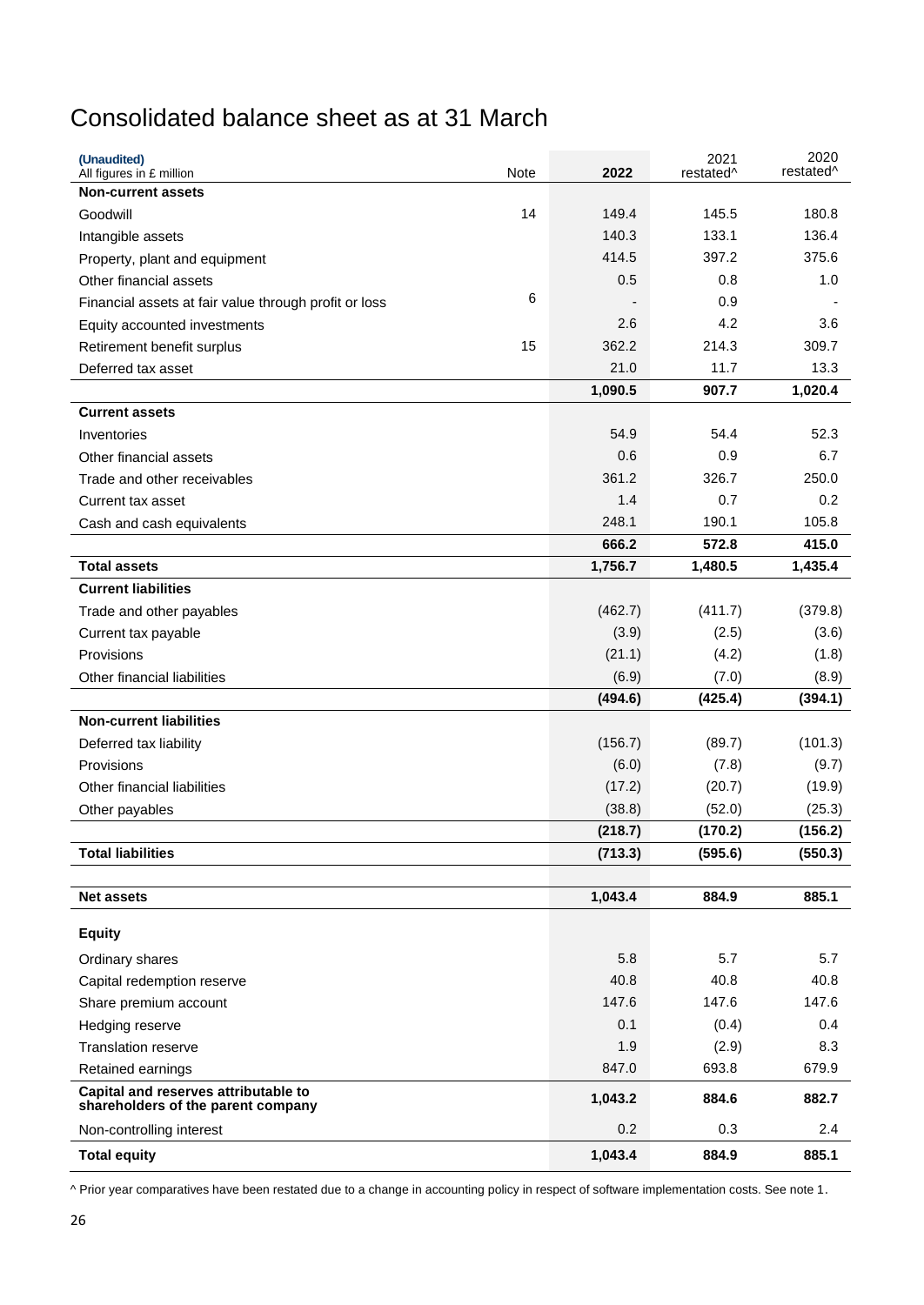# Consolidated balance sheet as at 31 March

| (Unaudited) All figures in £ million | Note | 2022 | 2021 restated^ | 2020 restated^ |
|---|---|---|---|---|
| **Non-current assets** | | | | |
| Goodwill | 14 | 149.4 | 145.5 | 180.8 |
| Intangible assets | | 140.3 | 133.1 | 136.4 |
| Property, plant and equipment | | 414.5 | 397.2 | 375.6 |
| Other financial assets | | 0.5 | 0.8 | 1.0 |
| Financial assets at fair value through profit or loss | 6 | - | 0.9 | - |
| Equity accounted investments | | 2.6 | 4.2 | 3.6 |
| Retirement benefit surplus | 15 | 362.2 | 214.3 | 309.7 |
| Deferred tax asset | | 21.0 | 11.7 | 13.3 |
| | | **1,090.5** | **907.7** | **1,020.4** |
| **Current assets** | | | | |
| Inventories | | 54.9 | 54.4 | 52.3 |
| Other financial assets | | 0.6 | 0.9 | 6.7 |
| Trade and other receivables | | 361.2 | 326.7 | 250.0 |
| Current tax asset | | 1.4 | 0.7 | 0.2 |
| Cash and cash equivalents | | 248.1 | 190.1 | 105.8 |
| | | **666.2** | **572.8** | **415.0** |
| **Total assets** | | **1,756.7** | **1,480.5** | **1,435.4** |
| **Current liabilities** | | | | |
| Trade and other payables | | (462.7) | (411.7) | (379.8) |
| Current tax payable | | (3.9) | (2.5) | (3.6) |
| Provisions | | (21.1) | (4.2) | (1.8) |
| Other financial liabilities | | (6.9) | (7.0) | (8.9) |
| | | **(494.6)** | **(425.4)** | **(394.1)** |
| **Non-current liabilities** | | | | |
| Deferred tax liability | | (156.7) | (89.7) | (101.3) |
| Provisions | | (6.0) | (7.8) | (9.7) |
| Other financial liabilities | | (17.2) | (20.7) | (19.9) |
| Other payables | | (38.8) | (52.0) | (25.3) |
| | | **(218.7)** | **(170.2)** | **(156.2)** |
| **Total liabilities** | | **(713.3)** | **(595.6)** | **(550.3)** |
| | | | | |
| **Net assets** | | **1,043.4** | **884.9** | **885.1** |
| | | | | |
| **Equity** | | | | |
| Ordinary shares | | 5.8 | 5.7 | 5.7 |
| Capital redemption reserve | | 40.8 | 40.8 | 40.8 |
| Share premium account | | 147.6 | 147.6 | 147.6 |
| Hedging reserve | | 0.1 | (0.4) | 0.4 |
| Translation reserve | | 1.9 | (2.9) | 8.3 |
| Retained earnings | | 847.0 | 693.8 | 679.9 |
| **Capital and reserves attributable to shareholders of the parent company** | | **1,043.2** | **884.6** | **882.7** |
| Non-controlling interest | | 0.2 | 0.3 | 2.4 |
| **Total equity** | | **1,043.4** | **884.9** | **885.1** |

^ Prior year comparatives have been restated due to a change in accounting policy in respect of software implementation costs. See note 1.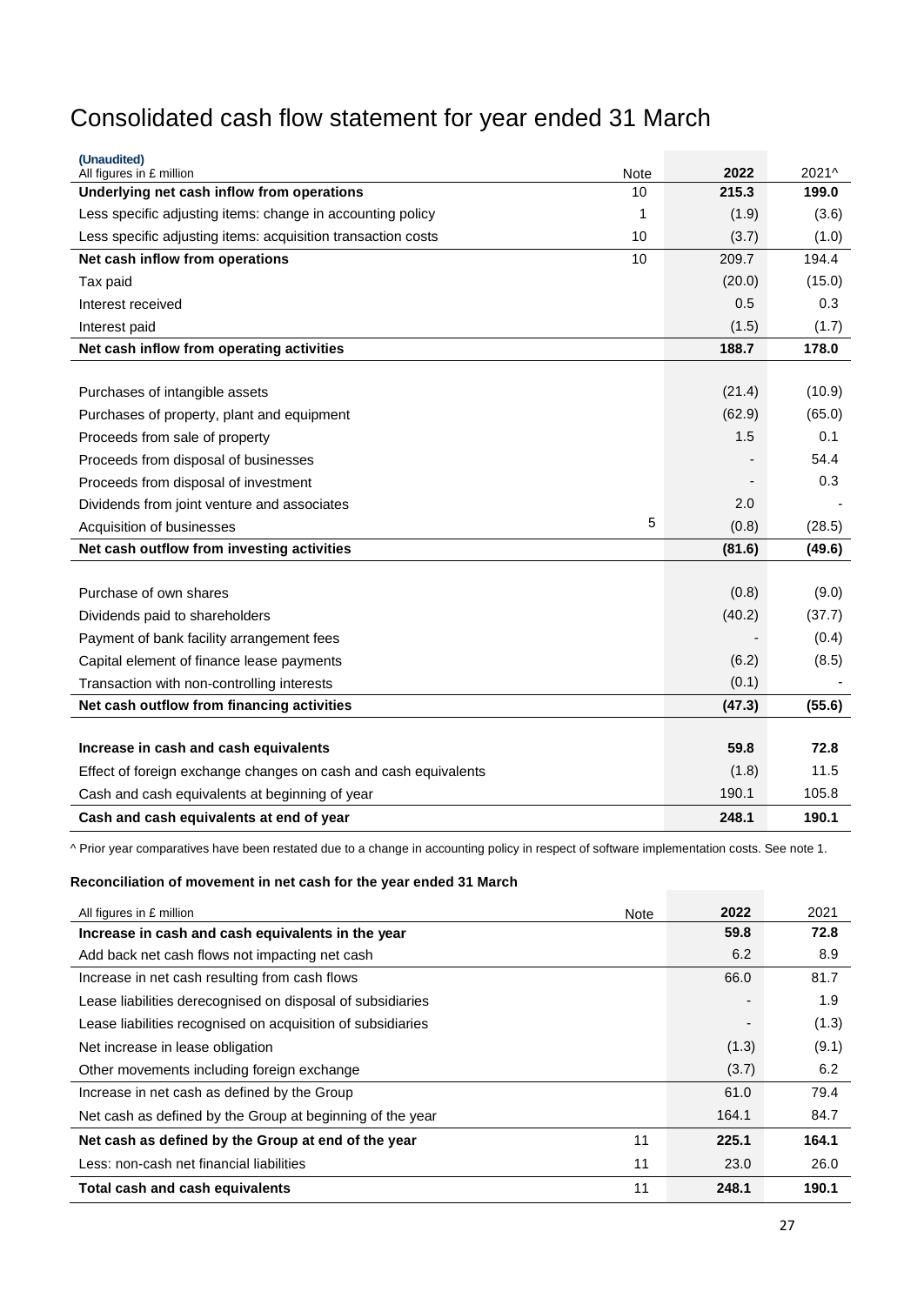# Consolidated cash flow statement for year ended 31 March

**(Unaudited)**

| All figures in £ million | Note | 2022 | 2021^ |
|---|---|---|---|
| **Underlying net cash inflow from operations** | 10 | **215.3** | **199.0** |
| Less specific adjusting items: change in accounting policy | 1 | (1.9) | (3.6) |
| Less specific adjusting items: acquisition transaction costs | 10 | (3.7) | (1.0) |
| **Net cash inflow from operations** | 10 | 209.7 | 194.4 |
| Tax paid | | (20.0) | (15.0) |
| Interest received | | 0.5 | 0.3 |
| Interest paid | | (1.5) | (1.7) |
| **Net cash inflow from operating activities** | | **188.7** | **178.0** |
| | | | |
| Purchases of intangible assets | | (21.4) | (10.9) |
| Purchases of property, plant and equipment | | (62.9) | (65.0) |
| Proceeds from sale of property | | 1.5 | 0.1 |
| Proceeds from disposal of businesses | | - | 54.4 |
| Proceeds from disposal of investment | | - | 0.3 |
| Dividends from joint venture and associates | | 2.0 | - |
| Acquisition of businesses | 5 | (0.8) | (28.5) |
| **Net cash outflow from investing activities** | | **(81.6)** | **(49.6)** |
| | | | |
| Purchase of own shares | | (0.8) | (9.0) |
| Dividends paid to shareholders | | (40.2) | (37.7) |
| Payment of bank facility arrangement fees | | - | (0.4) |
| Capital element of finance lease payments | | (6.2) | (8.5) |
| Transaction with non-controlling interests | | (0.1) | - |
| **Net cash outflow from financing activities** | | **(47.3)** | **(55.6)** |
| | | | |
| **Increase in cash and cash equivalents** | | **59.8** | **72.8** |
| Effect of foreign exchange changes on cash and cash equivalents | | (1.8) | 11.5 |
| Cash and cash equivalents at beginning of year | | 190.1 | 105.8 |
| **Cash and cash equivalents at end of year** | | **248.1** | **190.1** |

^ Prior year comparatives have been restated due to a change in accounting policy in respect of software implementation costs. See note 1.

**Reconciliation of movement in net cash for the year ended 31 March**

| All figures in £ million | Note | 2022 | 2021 |
|---|---|---|---|
| **Increase in cash and cash equivalents in the year** | | **59.8** | **72.8** |
| Add back net cash flows not impacting net cash | | 6.2 | 8.9 |
| Increase in net cash resulting from cash flows | | 66.0 | 81.7 |
| Lease liabilities derecognised on disposal of subsidiaries | | - | 1.9 |
| Lease liabilities recognised on acquisition of subsidiaries | | - | (1.3) |
| Net increase in lease obligation | | (1.3) | (9.1) |
| Other movements including foreign exchange | | (3.7) | 6.2 |
| Increase in net cash as defined by the Group | | 61.0 | 79.4 |
| Net cash as defined by the Group at beginning of the year | | 164.1 | 84.7 |
| **Net cash as defined by the Group at end of the year** | 11 | **225.1** | **164.1** |
| Less: non-cash net financial liabilities | 11 | 23.0 | 26.0 |
| **Total cash and cash equivalents** | 11 | **248.1** | **190.1** |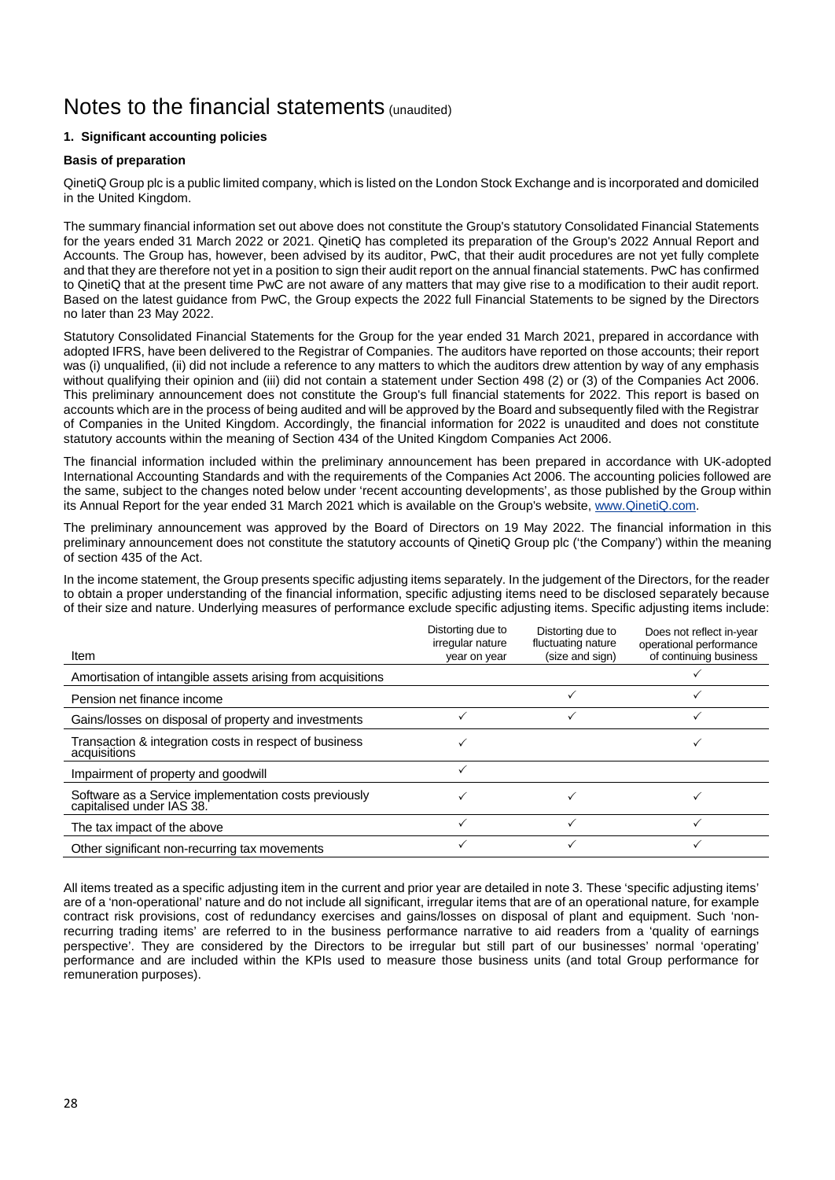# Notes to the financial statements (unaudited)

### 1. Significant accounting policies

**Basis of preparation**

QinetiQ Group plc is a public limited company, which is listed on the London Stock Exchange and is incorporated and domiciled in the United Kingdom.

The summary financial information set out above does not constitute the Group's statutory Consolidated Financial Statements for the years ended 31 March 2022 or 2021. QinetiQ has completed its preparation of the Group's 2022 Annual Report and Accounts. The Group has, however, been advised by its auditor, PwC, that their audit procedures are not yet fully complete and that they are therefore not yet in a position to sign their audit report on the annual financial statements. PwC has confirmed to QinetiQ that at the present time PwC are not aware of any matters that may give rise to a modification to their audit report. Based on the latest guidance from PwC, the Group expects the 2022 full Financial Statements to be signed by the Directors no later than 23 May 2022.

Statutory Consolidated Financial Statements for the Group for the year ended 31 March 2021, prepared in accordance with adopted IFRS, have been delivered to the Registrar of Companies. The auditors have reported on those accounts; their report was (i) unqualified, (ii) did not include a reference to any matters to which the auditors drew attention by way of any emphasis without qualifying their opinion and (iii) did not contain a statement under Section 498 (2) or (3) of the Companies Act 2006. This preliminary announcement does not constitute the Group's full financial statements for 2022. This report is based on accounts which are in the process of being audited and will be approved by the Board and subsequently filed with the Registrar of Companies in the United Kingdom. Accordingly, the financial information for 2022 is unaudited and does not constitute statutory accounts within the meaning of Section 434 of the United Kingdom Companies Act 2006.

The financial information included within the preliminary announcement has been prepared in accordance with UK-adopted International Accounting Standards and with the requirements of the Companies Act 2006. The accounting policies followed are the same, subject to the changes noted below under 'recent accounting developments', as those published by the Group within its Annual Report for the year ended 31 March 2021 which is available on the Group's website, www.QinetiQ.com.

The preliminary announcement was approved by the Board of Directors on 19 May 2022. The financial information in this preliminary announcement does not constitute the statutory accounts of QinetiQ Group plc ('the Company') within the meaning of section 435 of the Act.

In the income statement, the Group presents specific adjusting items separately. In the judgement of the Directors, for the reader to obtain a proper understanding of the financial information, specific adjusting items need to be disclosed separately because of their size and nature. Underlying measures of performance exclude specific adjusting items. Specific adjusting items include:

| Item | Distorting due to irregular nature year on year | Distorting due to fluctuating nature (size and sign) | Does not reflect in-year operational performance of continuing business |
|---|---|---|---|
| Amortisation of intangible assets arising from acquisitions | | | ✓ |
| Pension net finance income | | ✓ | ✓ |
| Gains/losses on disposal of property and investments | ✓ | ✓ | ✓ |
| Transaction & integration costs in respect of business acquisitions | ✓ | | ✓ |
| Impairment of property and goodwill | ✓ | | |
| Software as a Service implementation costs previously capitalised under IAS 38. | ✓ | ✓ | ✓ |
| The tax impact of the above | ✓ | ✓ | ✓ |
| Other significant non-recurring tax movements | ✓ | ✓ | ✓ |

All items treated as a specific adjusting item in the current and prior year are detailed in note 3. These 'specific adjusting items' are of a 'non-operational' nature and do not include all significant, irregular items that are of an operational nature, for example contract risk provisions, cost of redundancy exercises and gains/losses on disposal of plant and equipment. Such 'non-recurring trading items' are referred to in the business performance narrative to aid readers from a 'quality of earnings perspective'. They are considered by the Directors to be irregular but still part of our businesses' normal 'operating' performance and are included within the KPIs used to measure those business units (and total Group performance for remuneration purposes).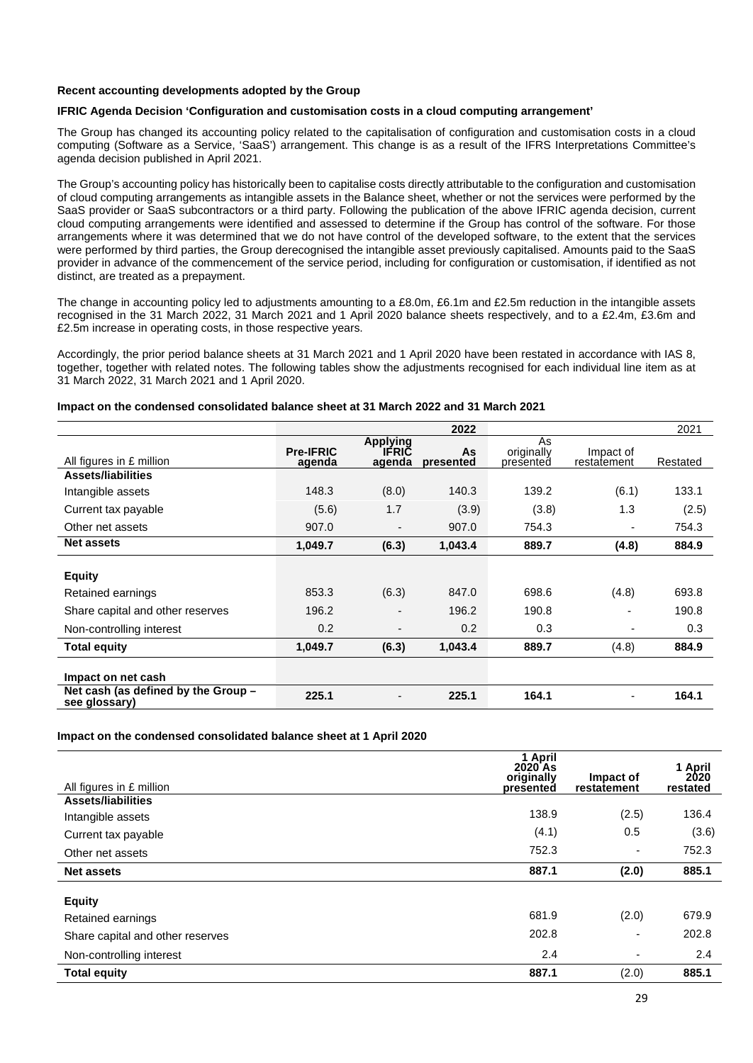**Recent accounting developments adopted by the Group**

**IFRIC Agenda Decision 'Configuration and customisation costs in a cloud computing arrangement'**

The Group has changed its accounting policy related to the capitalisation of configuration and customisation costs in a cloud computing (Software as a Service, 'SaaS') arrangement. This change is as a result of the IFRS Interpretations Committee's agenda decision published in April 2021.

The Group's accounting policy has historically been to capitalise costs directly attributable to the configuration and customisation of cloud computing arrangements as intangible assets in the Balance sheet, whether or not the services were performed by the SaaS provider or SaaS subcontractors or a third party. Following the publication of the above IFRIC agenda decision, current cloud computing arrangements were identified and assessed to determine if the Group has control of the software. For those arrangements where it was determined that we do not have control of the developed software, to the extent that the services were performed by third parties, the Group derecognised the intangible asset previously capitalised. Amounts paid to the SaaS provider in advance of the commencement of the service period, including for configuration or customisation, if identified as not distinct, are treated as a prepayment.

The change in accounting policy led to adjustments amounting to a £8.0m, £6.1m and £2.5m reduction in the intangible assets recognised in the 31 March 2022, 31 March 2021 and 1 April 2020 balance sheets respectively, and to a £2.4m, £3.6m and £2.5m increase in operating costs, in those respective years.

Accordingly, the prior period balance sheets at 31 March 2021 and 1 April 2020 have been restated in accordance with IAS 8, together, together with related notes. The following tables show the adjustments recognised for each individual line item as at 31 March 2022, 31 March 2021 and 1 April 2020.

**Impact on the condensed consolidated balance sheet at 31 March 2022 and 31 March 2021**

| | | | 2022 | | | 2021 |
|---|---|---|---|---|---|---|
| All figures in £ million | **Pre-IFRIC agenda** | **Applying IFRIC agenda** | **As presented** | As originally presented | Impact of restatement | Restated |
| **Assets/liabilities** | | | | | | |
| Intangible assets | 148.3 | (8.0) | 140.3 | 139.2 | (6.1) | 133.1 |
| Current tax payable | (5.6) | 1.7 | (3.9) | (3.8) | 1.3 | (2.5) |
| Other net assets | 907.0 | - | 907.0 | 754.3 | - | 754.3 |
| **Net assets** | **1,049.7** | **(6.3)** | **1,043.4** | **889.7** | **(4.8)** | **884.9** |
| | | | | | | |
| **Equity** | | | | | | |
| Retained earnings | 853.3 | (6.3) | 847.0 | 698.6 | (4.8) | 693.8 |
| Share capital and other reserves | 196.2 | - | 196.2 | 190.8 | - | 190.8 |
| Non-controlling interest | 0.2 | - | 0.2 | 0.3 | - | 0.3 |
| **Total equity** | **1,049.7** | **(6.3)** | **1,043.4** | **889.7** | (4.8) | **884.9** |
| | | | | | | |
| **Impact on net cash** | | | | | | |
| **Net cash (as defined by the Group – see glossary)** | **225.1** | - | **225.1** | **164.1** | - | **164.1** |

**Impact on the condensed consolidated balance sheet at 1 April 2020**

| All figures in £ million | **1 April 2020 As originally presented** | **Impact of restatement** | **1 April 2020 restated** |
|---|---|---|---|
| **Assets/liabilities** | | | |
| Intangible assets | 138.9 | (2.5) | 136.4 |
| Current tax payable | (4.1) | 0.5 | (3.6) |
| Other net assets | 752.3 | - | 752.3 |
| **Net assets** | **887.1** | **(2.0)** | **885.1** |
| | | | |
| **Equity** | | | |
| Retained earnings | 681.9 | (2.0) | 679.9 |
| Share capital and other reserves | 202.8 | - | 202.8 |
| Non-controlling interest | 2.4 | - | 2.4 |
| **Total equity** | **887.1** | (2.0) | **885.1** |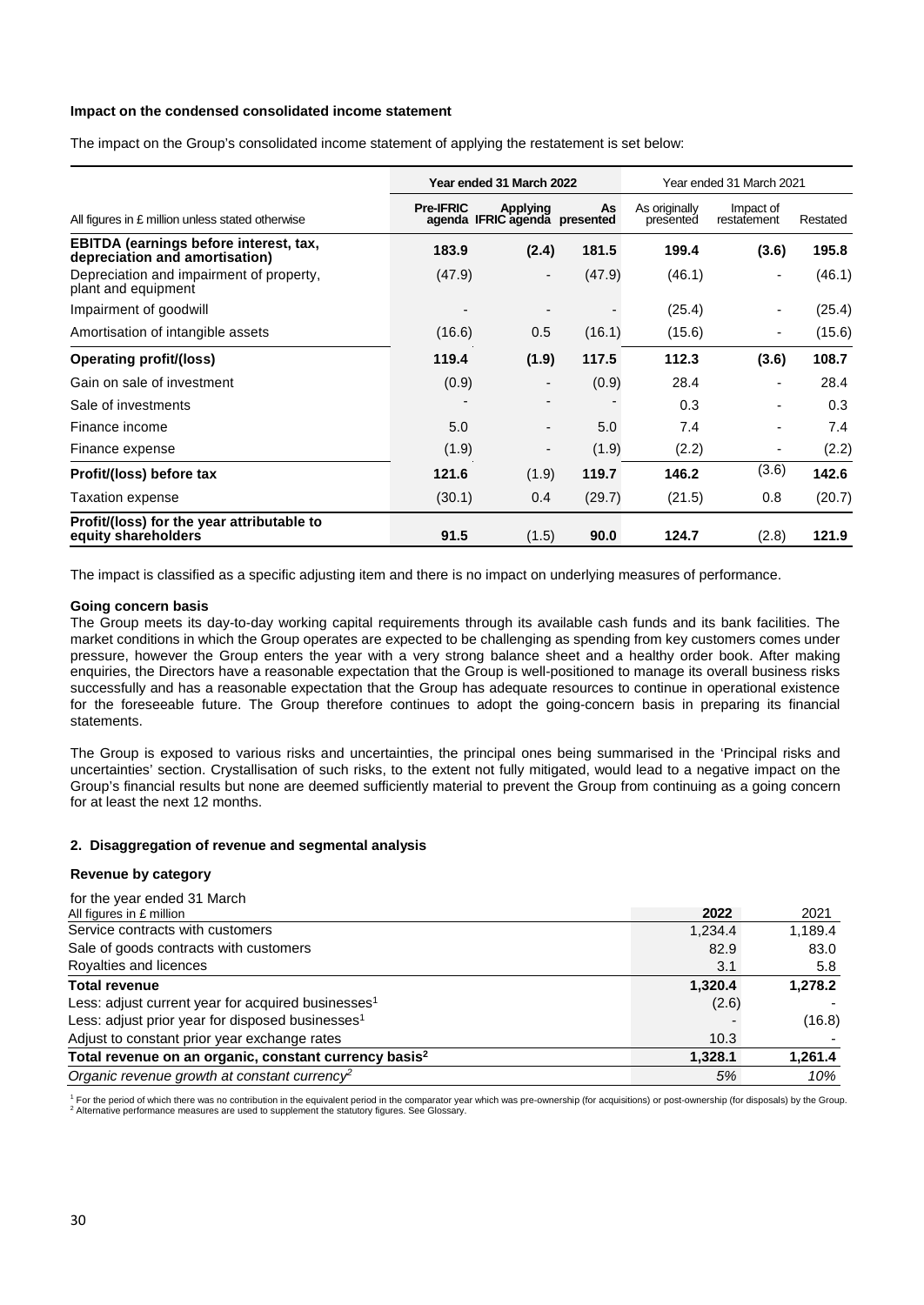**Impact on the condensed consolidated income statement**

The impact on the Group's consolidated income statement of applying the restatement is set below:

| All figures in £ million unless stated otherwise | Year ended 31 March 2022 | | | Year ended 31 March 2021 | | |
|---|---|---|---|---|---|---|
| | Pre-IFRIC agenda | Applying IFRIC agenda | As presented | As originally presented | Impact of restatement | Restated |
| **EBITDA (earnings before interest, tax, depreciation and amortisation)** | **183.9** | **(2.4)** | **181.5** | **199.4** | **(3.6)** | **195.8** |
| Depreciation and impairment of property, plant and equipment | (47.9) | - | (47.9) | (46.1) | - | (46.1) |
| Impairment of goodwill | - | - | - | (25.4) | - | (25.4) |
| Amortisation of intangible assets | (16.6) | 0.5 | (16.1) | (15.6) | - | (15.6) |
| **Operating profit/(loss)** | **119.4** | **(1.9)** | **117.5** | **112.3** | **(3.6)** | **108.7** |
| Gain on sale of investment | (0.9) | - | (0.9) | 28.4 | - | 28.4 |
| Sale of investments | - | - | - | 0.3 | - | 0.3 |
| Finance income | 5.0 | - | 5.0 | 7.4 | - | 7.4 |
| Finance expense | (1.9) | - | (1.9) | (2.2) | - | (2.2) |
| **Profit/(loss) before tax** | **121.6** | (1.9) | **119.7** | **146.2** | (3.6) | **142.6** |
| Taxation expense | (30.1) | 0.4 | (29.7) | (21.5) | 0.8 | (20.7) |
| **Profit/(loss) for the year attributable to equity shareholders** | **91.5** | (1.5) | **90.0** | **124.7** | (2.8) | **121.9** |

The impact is classified as a specific adjusting item and there is no impact on underlying measures of performance.

**Going concern basis**

The Group meets its day-to-day working capital requirements through its available cash funds and its bank facilities. The market conditions in which the Group operates are expected to be challenging as spending from key customers comes under pressure, however the Group enters the year with a very strong balance sheet and a healthy order book. After making enquiries, the Directors have a reasonable expectation that the Group is well-positioned to manage its overall business risks successfully and has a reasonable expectation that the Group has adequate resources to continue in operational existence for the foreseeable future. The Group therefore continues to adopt the going-concern basis in preparing its financial statements.

The Group is exposed to various risks and uncertainties, the principal ones being summarised in the 'Principal risks and uncertainties' section. Crystallisation of such risks, to the extent not fully mitigated, would lead to a negative impact on the Group's financial results but none are deemed sufficiently material to prevent the Group from continuing as a going concern for at least the next 12 months.

**2. Disaggregation of revenue and segmental analysis**

**Revenue by category**

for the year ended 31 March

| All figures in £ million | 2022 | 2021 |
|---|---|---|
| Service contracts with customers | 1,234.4 | 1,189.4 |
| Sale of goods contracts with customers | 82.9 | 83.0 |
| Royalties and licences | 3.1 | 5.8 |
| **Total revenue** | **1,320.4** | **1,278.2** |
| Less: adjust current year for acquired businesses[1] | (2.6) | - |
| Less: adjust prior year for disposed businesses[1] | - | (16.8) |
| Adjust to constant prior year exchange rates | 10.3 | - |
| **Total revenue on an organic, constant currency basis[2]** | **1,328.1** | **1,261.4** |
| *Organic revenue growth at constant currency[2]* | *5%* | *10%* |

[1] For the period of which there was no contribution in the equivalent period in the comparator year which was pre-ownership (for acquisitions) or post-ownership (for disposals) by the Group.
[2] Alternative performance measures are used to supplement the statutory figures. See Glossary.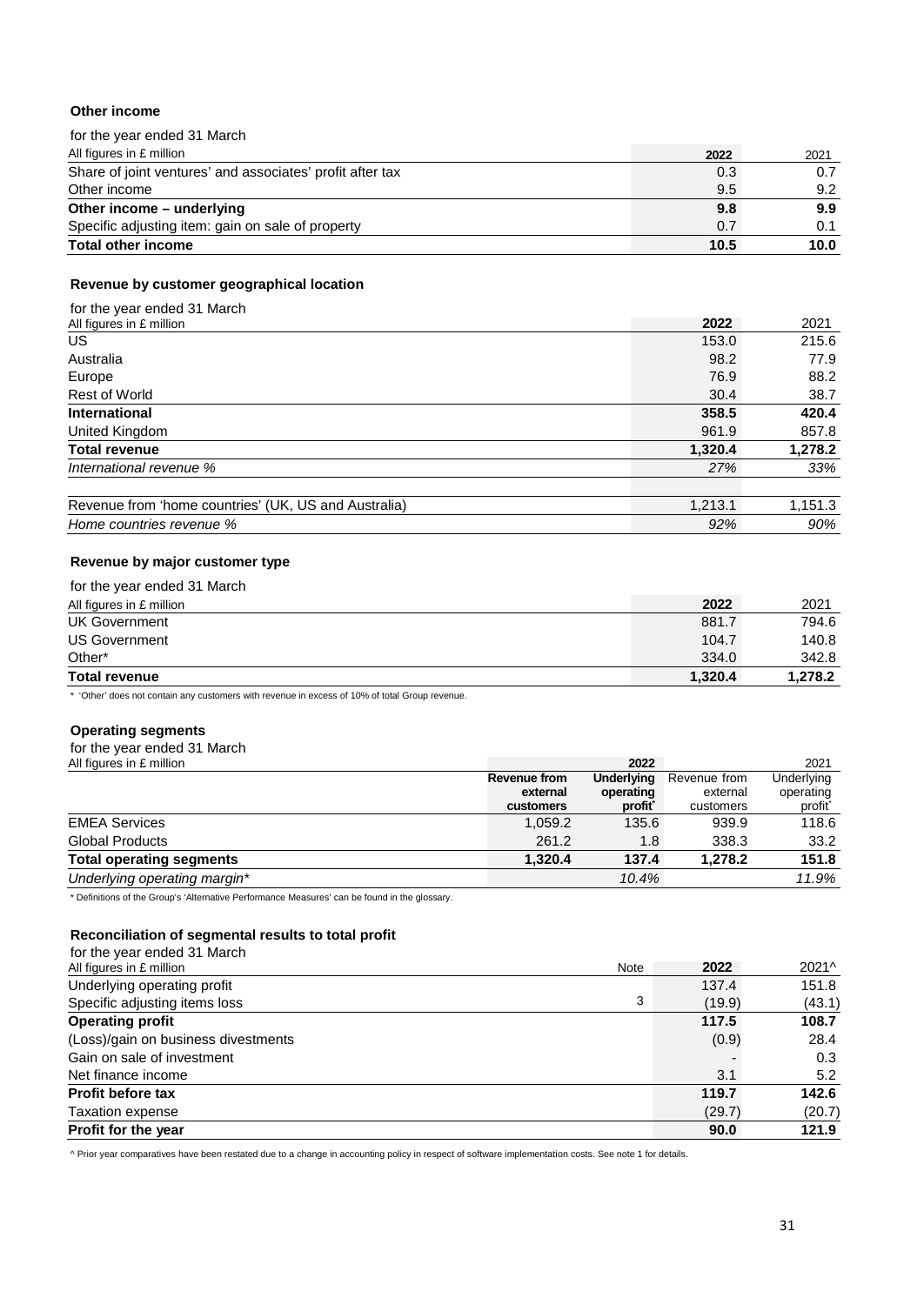### Other income

| for the year ended 31 March<br>All figures in £ million | 2022 | 2021 |
|---|---|---|
| Share of joint ventures' and associates' profit after tax | 0.3 | 0.7 |
| Other income | 9.5 | 9.2 |
| **Other income – underlying** | **9.8** | **9.9** |
| Specific adjusting item: gain on sale of property | 0.7 | 0.1 |
| **Total other income** | **10.5** | **10.0** |

### Revenue by customer geographical location

| for the year ended 31 March<br>All figures in £ million | 2022 | 2021 |
|---|---|---|
| US | 153.0 | 215.6 |
| Australia | 98.2 | 77.9 |
| Europe | 76.9 | 88.2 |
| Rest of World | 30.4 | 38.7 |
| **International** | **358.5** | **420.4** |
| United Kingdom | 961.9 | 857.8 |
| **Total revenue** | **1,320.4** | **1,278.2** |
| *International revenue %* | *27%* | *33%* |
| | | |
| Revenue from 'home countries' (UK, US and Australia) | 1,213.1 | 1,151.3 |
| *Home countries revenue %* | *92%* | *90%* |

### Revenue by major customer type

| for the year ended 31 March<br>All figures in £ million | 2022 | 2021 |
|---|---|---|
| UK Government | 881.7 | 794.6 |
| US Government | 104.7 | 140.8 |
| Other* | 334.0 | 342.8 |
| **Total revenue** | **1,320.4** | **1,278.2** |

* 'Other' does not contain any customers with revenue in excess of 10% of total Group revenue.

### Operating segments

| for the year ended 31 March<br>All figures in £ million | 2022 | | 2021 | |
|---|---|---|---|---|
| | **Revenue from external customers** | **Underlying operating profit*** | Revenue from external customers | Underlying operating profit* |
| EMEA Services | 1,059.2 | 135.6 | 939.9 | 118.6 |
| Global Products | 261.2 | 1.8 | 338.3 | 33.2 |
| **Total operating segments** | **1,320.4** | **137.4** | **1,278.2** | **151.8** |
| *Underlying operating margin** | | *10.4%* | | *11.9%* |

* Definitions of the Group's 'Alternative Performance Measures' can be found in the glossary.

### Reconciliation of segmental results to total profit

| for the year ended 31 March<br>All figures in £ million | Note | 2022 | 2021^ |
|---|---|---|---|
| Underlying operating profit | | 137.4 | 151.8 |
| Specific adjusting items loss | 3 | (19.9) | (43.1) |
| **Operating profit** | | **117.5** | **108.7** |
| (Loss)/gain on business divestments | | (0.9) | 28.4 |
| Gain on sale of investment | | - | 0.3 |
| Net finance income | | 3.1 | 5.2 |
| **Profit before tax** | | **119.7** | **142.6** |
| Taxation expense | | (29.7) | (20.7) |
| **Profit for the year** | | **90.0** | **121.9** |

^ Prior year comparatives have been restated due to a change in accounting policy in respect of software implementation costs. See note 1 for details.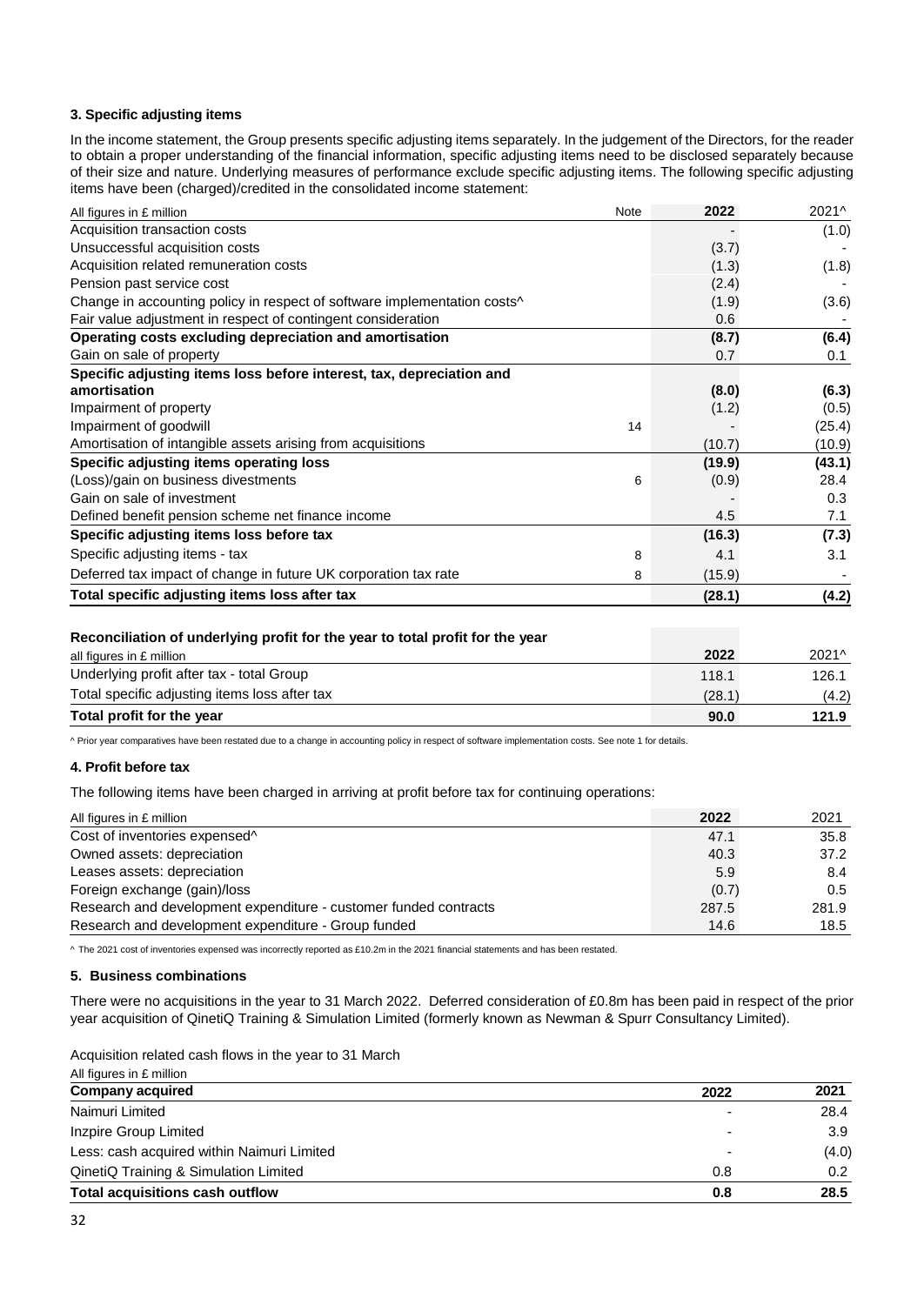### 3. Specific adjusting items

In the income statement, the Group presents specific adjusting items separately. In the judgement of the Directors, for the reader to obtain a proper understanding of the financial information, specific adjusting items need to be disclosed separately because of their size and nature. Underlying measures of performance exclude specific adjusting items. The following specific adjusting items have been (charged)/credited in the consolidated income statement:

| All figures in £ million | Note | 2022 | 2021^ |
|---|---|---|---|
| Acquisition transaction costs | | - | (1.0) |
| Unsuccessful acquisition costs | | (3.7) | - |
| Acquisition related remuneration costs | | (1.3) | (1.8) |
| Pension past service cost | | (2.4) | - |
| Change in accounting policy in respect of software implementation costs^ | | (1.9) | (3.6) |
| Fair value adjustment in respect of contingent consideration | | 0.6 | - |
| **Operating costs excluding depreciation and amortisation** | | **(8.7)** | **(6.4)** |
| Gain on sale of property | | 0.7 | 0.1 |
| **Specific adjusting items loss before interest, tax, depreciation and amortisation** | | **(8.0)** | **(6.3)** |
| Impairment of property | | (1.2) | (0.5) |
| Impairment of goodwill | 14 | - | (25.4) |
| Amortisation of intangible assets arising from acquisitions | | (10.7) | (10.9) |
| **Specific adjusting items operating loss** | | **(19.9)** | **(43.1)** |
| (Loss)/gain on business divestments | 6 | (0.9) | 28.4 |
| Gain on sale of investment | | - | 0.3 |
| Defined benefit pension scheme net finance income | | 4.5 | 7.1 |
| **Specific adjusting items loss before tax** | | **(16.3)** | **(7.3)** |
| Specific adjusting items - tax | 8 | 4.1 | 3.1 |
| Deferred tax impact of change in future UK corporation tax rate | 8 | (15.9) | - |
| **Total specific adjusting items loss after tax** | | **(28.1)** | **(4.2)** |

**Reconciliation of underlying profit for the year to total profit for the year**

| all figures in £ million | 2022 | 2021^ |
|---|---|---|
| Underlying profit after tax - total Group | 118.1 | 126.1 |
| Total specific adjusting items loss after tax | (28.1) | (4.2) |
| **Total profit for the year** | **90.0** | **121.9** |

^ Prior year comparatives have been restated due to a change in accounting policy in respect of software implementation costs. See note 1 for details.

### 4. Profit before tax

The following items have been charged in arriving at profit before tax for continuing operations:

| All figures in £ million | 2022 | 2021 |
|---|---|---|
| Cost of inventories expensed^ | 47.1 | 35.8 |
| Owned assets: depreciation | 40.3 | 37.2 |
| Leases assets: depreciation | 5.9 | 8.4 |
| Foreign exchange (gain)/loss | (0.7) | 0.5 |
| Research and development expenditure - customer funded contracts | 287.5 | 281.9 |
| Research and development expenditure - Group funded | 14.6 | 18.5 |

^ The 2021 cost of inventories expensed was incorrectly reported as £10.2m in the 2021 financial statements and has been restated.

### 5. Business combinations

There were no acquisitions in the year to 31 March 2022. Deferred consideration of £0.8m has been paid in respect of the prior year acquisition of QinetiQ Training & Simulation Limited (formerly known as Newman & Spurr Consultancy Limited).

Acquisition related cash flows in the year to 31 March

All figures in £ million

| Company acquired | 2022 | 2021 |
|---|---|---|
| Naimuri Limited | - | 28.4 |
| Inzpire Group Limited | - | 3.9 |
| Less: cash acquired within Naimuri Limited | - | (4.0) |
| QinetiQ Training & Simulation Limited | 0.8 | 0.2 |
| **Total acquisitions cash outflow** | **0.8** | **28.5** |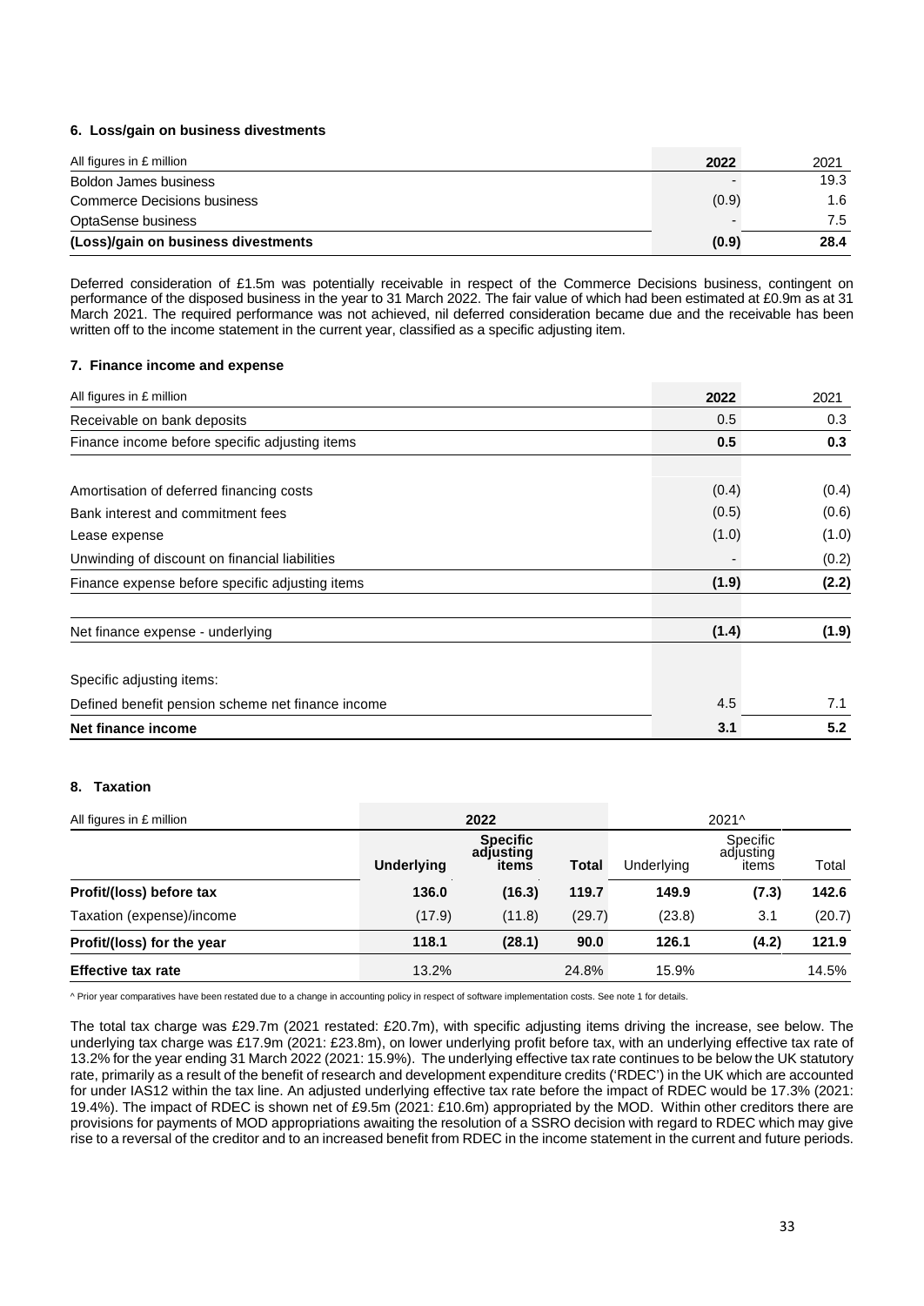### 6. Loss/gain on business divestments

| All figures in £ million | 2022 | 2021 |
|---|---|---|
| Boldon James business | - | 19.3 |
| Commerce Decisions business | (0.9) | 1.6 |
| OptaSense business | - | 7.5 |
| **(Loss)/gain on business divestments** | **(0.9)** | **28.4** |

Deferred consideration of £1.5m was potentially receivable in respect of the Commerce Decisions business, contingent on performance of the disposed business in the year to 31 March 2022. The fair value of which had been estimated at £0.9m as at 31 March 2021. The required performance was not achieved, nil deferred consideration became due and the receivable has been written off to the income statement in the current year, classified as a specific adjusting item.

### 7. Finance income and expense

| All figures in £ million | 2022 | 2021 |
|---|---|---|
| Receivable on bank deposits | 0.5 | 0.3 |
| Finance income before specific adjusting items | **0.5** | **0.3** |
| | | |
| Amortisation of deferred financing costs | (0.4) | (0.4) |
| Bank interest and commitment fees | (0.5) | (0.6) |
| Lease expense | (1.0) | (1.0) |
| Unwinding of discount on financial liabilities | - | (0.2) |
| Finance expense before specific adjusting items | **(1.9)** | **(2.2)** |
| | | |
| Net finance expense - underlying | **(1.4)** | **(1.9)** |
| | | |
| Specific adjusting items: | | |
| Defined benefit pension scheme net finance income | 4.5 | 7.1 |
| **Net finance income** | **3.1** | **5.2** |

### 8. Taxation

| All figures in £ million | 2022 | | | 2021^ | | |
|---|---|---|---|---|---|---|
| | **Underlying** | **Specific adjusting items** | **Total** | Underlying | Specific adjusting items | Total |
| **Profit/(loss) before tax** | **136.0** | **(16.3)** | **119.7** | **149.9** | **(7.3)** | **142.6** |
| Taxation (expense)/income | (17.9) | (11.8) | (29.7) | (23.8) | 3.1 | (20.7) |
| **Profit/(loss) for the year** | **118.1** | **(28.1)** | **90.0** | **126.1** | **(4.2)** | **121.9** |
| **Effective tax rate** | 13.2% | | 24.8% | 15.9% | | 14.5% |

^ Prior year comparatives have been restated due to a change in accounting policy in respect of software implementation costs. See note 1 for details.

The total tax charge was £29.7m (2021 restated: £20.7m), with specific adjusting items driving the increase, see below. The underlying tax charge was £17.9m (2021: £23.8m), on lower underlying profit before tax, with an underlying effective tax rate of 13.2% for the year ending 31 March 2022 (2021: 15.9%). The underlying effective tax rate continues to be below the UK statutory rate, primarily as a result of the benefit of research and development expenditure credits ('RDEC') in the UK which are accounted for under IAS12 within the tax line. An adjusted underlying effective tax rate before the impact of RDEC would be 17.3% (2021: 19.4%). The impact of RDEC is shown net of £9.5m (2021: £10.6m) appropriated by the MOD. Within other creditors there are provisions for payments of MOD appropriations awaiting the resolution of a SSRO decision with regard to RDEC which may give rise to a reversal of the creditor and to an increased benefit from RDEC in the income statement in the current and future periods.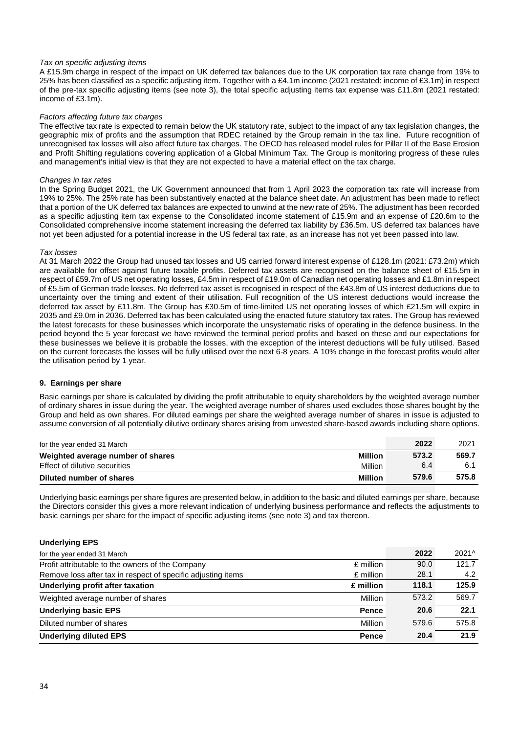*Tax on specific adjusting items*

A £15.9m charge in respect of the impact on UK deferred tax balances due to the UK corporation tax rate change from 19% to 25% has been classified as a specific adjusting item. Together with a £4.1m income (2021 restated: income of £3.1m) in respect of the pre-tax specific adjusting items (see note 3), the total specific adjusting items tax expense was £11.8m (2021 restated: income of £3.1m).

*Factors affecting future tax charges*

The effective tax rate is expected to remain below the UK statutory rate, subject to the impact of any tax legislation changes, the geographic mix of profits and the assumption that RDEC retained by the Group remain in the tax line. Future recognition of unrecognised tax losses will also affect future tax charges. The OECD has released model rules for Pillar II of the Base Erosion and Profit Shifting regulations covering application of a Global Minimum Tax. The Group is monitoring progress of these rules and management's initial view is that they are not expected to have a material effect on the tax charge.

*Changes in tax rates*

In the Spring Budget 2021, the UK Government announced that from 1 April 2023 the corporation tax rate will increase from 19% to 25%. The 25% rate has been substantively enacted at the balance sheet date. An adjustment has been made to reflect that a portion of the UK deferred tax balances are expected to unwind at the new rate of 25%. The adjustment has been recorded as a specific adjusting item tax expense to the Consolidated income statement of £15.9m and an expense of £20.6m to the Consolidated comprehensive income statement increasing the deferred tax liability by £36.5m. US deferred tax balances have not yet been adjusted for a potential increase in the US federal tax rate, as an increase has not yet been passed into law.

*Tax losses*

At 31 March 2022 the Group had unused tax losses and US carried forward interest expense of £128.1m (2021: £73.2m) which are available for offset against future taxable profits. Deferred tax assets are recognised on the balance sheet of £15.5m in respect of £59.7m of US net operating losses, £4.5m in respect of £19.0m of Canadian net operating losses and £1.8m in respect of £5.5m of German trade losses. No deferred tax asset is recognised in respect of the £43.8m of US interest deductions due to uncertainty over the timing and extent of their utilisation. Full recognition of the US interest deductions would increase the deferred tax asset by £11.8m. The Group has £30.5m of time-limited US net operating losses of which £21.5m will expire in 2035 and £9.0m in 2036. Deferred tax has been calculated using the enacted future statutory tax rates. The Group has reviewed the latest forecasts for these businesses which incorporate the unsystematic risks of operating in the defence business. In the period beyond the 5 year forecast we have reviewed the terminal period profits and based on these and our expectations for these businesses we believe it is probable the losses, with the exception of the interest deductions will be fully utilised. Based on the current forecasts the losses will be fully utilised over the next 6-8 years. A 10% change in the forecast profits would alter the utilisation period by 1 year.

## 9. Earnings per share

Basic earnings per share is calculated by dividing the profit attributable to equity shareholders by the weighted average number of ordinary shares in issue during the year. The weighted average number of shares used excludes those shares bought by the Group and held as own shares. For diluted earnings per share the weighted average number of shares in issue is adjusted to assume conversion of all potentially dilutive ordinary shares arising from unvested share-based awards including share options.

| for the year ended 31 March | | **2022** | 2021 |
|---|---|---|---|
| **Weighted average number of shares** | **Million** | **573.2** | **569.7** |
| Effect of dilutive securities | Million | 6.4 | 6.1 |
| **Diluted number of shares** | **Million** | **579.6** | **575.8** |

Underlying basic earnings per share figures are presented below, in addition to the basic and diluted earnings per share, because the Directors consider this gives a more relevant indication of underlying business performance and reflects the adjustments to basic earnings per share for the impact of specific adjusting items (see note 3) and tax thereon.

**Underlying EPS**

| for the year ended 31 March | | **2022** | 2021^ |
|---|---|---|---|
| Profit attributable to the owners of the Company | £ million | 90.0 | 121.7 |
| Remove loss after tax in respect of specific adjusting items | £ million | 28.1 | 4.2 |
| **Underlying profit after taxation** | **£ million** | **118.1** | **125.9** |
| Weighted average number of shares | Million | 573.2 | 569.7 |
| **Underlying basic EPS** | **Pence** | **20.6** | **22.1** |
| Diluted number of shares | Million | 579.6 | 575.8 |
| **Underlying diluted EPS** | **Pence** | **20.4** | **21.9** |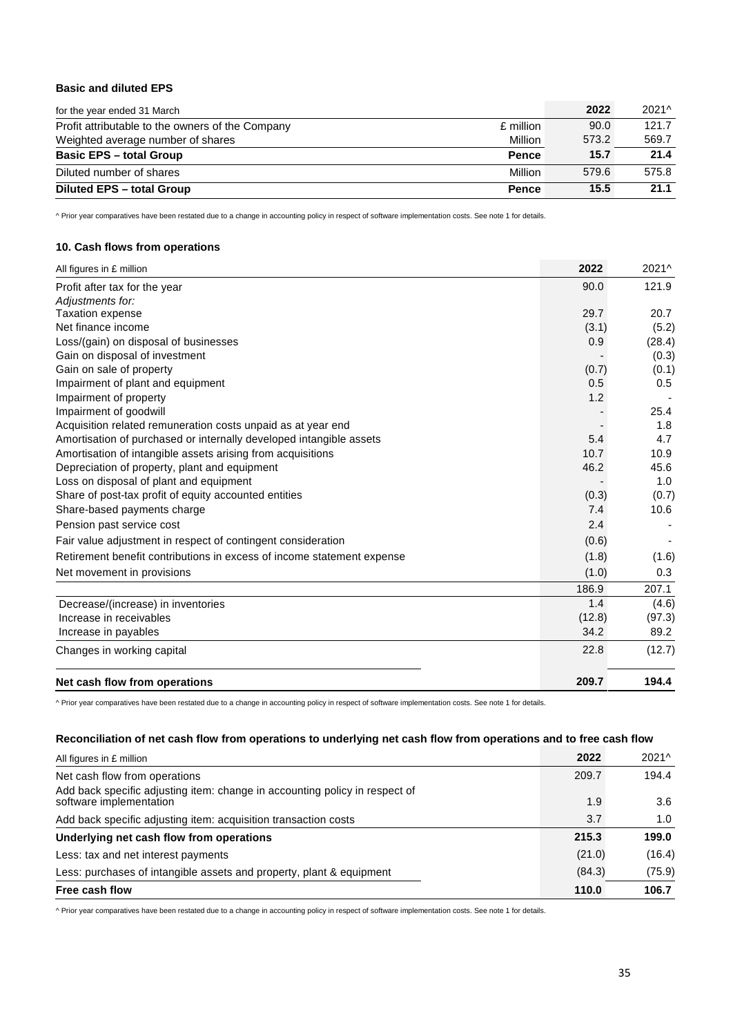**Basic and diluted EPS**

| for the year ended 31 March | | 2022 | 2021^ |
|---|---|---|---|
| Profit attributable to the owners of the Company | £ million | 90.0 | 121.7 |
| Weighted average number of shares | Million | 573.2 | 569.7 |
| **Basic EPS – total Group** | **Pence** | **15.7** | **21.4** |
| Diluted number of shares | Million | 579.6 | 575.8 |
| **Diluted EPS – total Group** | **Pence** | **15.5** | **21.1** |

^ Prior year comparatives have been restated due to a change in accounting policy in respect of software implementation costs. See note 1 for details.

### 10. Cash flows from operations

| All figures in £ million | 2022 | 2021^ |
|---|---|---|
| Profit after tax for the year | 90.0 | 121.9 |
| *Adjustments for:* | | |
| Taxation expense | 29.7 | 20.7 |
| Net finance income | (3.1) | (5.2) |
| Loss/(gain) on disposal of businesses | 0.9 | (28.4) |
| Gain on disposal of investment | - | (0.3) |
| Gain on sale of property | (0.7) | (0.1) |
| Impairment of plant and equipment | 0.5 | 0.5 |
| Impairment of property | 1.2 | - |
| Impairment of goodwill | - | 25.4 |
| Acquisition related remuneration costs unpaid as at year end | - | 1.8 |
| Amortisation of purchased or internally developed intangible assets | 5.4 | 4.7 |
| Amortisation of intangible assets arising from acquisitions | 10.7 | 10.9 |
| Depreciation of property, plant and equipment | 46.2 | 45.6 |
| Loss on disposal of plant and equipment | - | 1.0 |
| Share of post-tax profit of equity accounted entities | (0.3) | (0.7) |
| Share-based payments charge | 7.4 | 10.6 |
| Pension past service cost | 2.4 | - |
| Fair value adjustment in respect of contingent consideration | (0.6) | - |
| Retirement benefit contributions in excess of income statement expense | (1.8) | (1.6) |
| Net movement in provisions | (1.0) | 0.3 |
| | 186.9 | 207.1 |
| Decrease/(increase) in inventories | 1.4 | (4.6) |
| Increase in receivables | (12.8) | (97.3) |
| Increase in payables | 34.2 | 89.2 |
| Changes in working capital | 22.8 | (12.7) |
| **Net cash flow from operations** | **209.7** | **194.4** |

^ Prior year comparatives have been restated due to a change in accounting policy in respect of software implementation costs. See note 1 for details.

**Reconciliation of net cash flow from operations to underlying net cash flow from operations and to free cash flow**

| All figures in £ million | 2022 | 2021^ |
|---|---|---|
| Net cash flow from operations | 209.7 | 194.4 |
| Add back specific adjusting item: change in accounting policy in respect of software implementation | 1.9 | 3.6 |
| Add back specific adjusting item: acquisition transaction costs | 3.7 | 1.0 |
| **Underlying net cash flow from operations** | **215.3** | **199.0** |
| Less: tax and net interest payments | (21.0) | (16.4) |
| Less: purchases of intangible assets and property, plant & equipment | (84.3) | (75.9) |
| **Free cash flow** | **110.0** | **106.7** |

^ Prior year comparatives have been restated due to a change in accounting policy in respect of software implementation costs. See note 1 for details.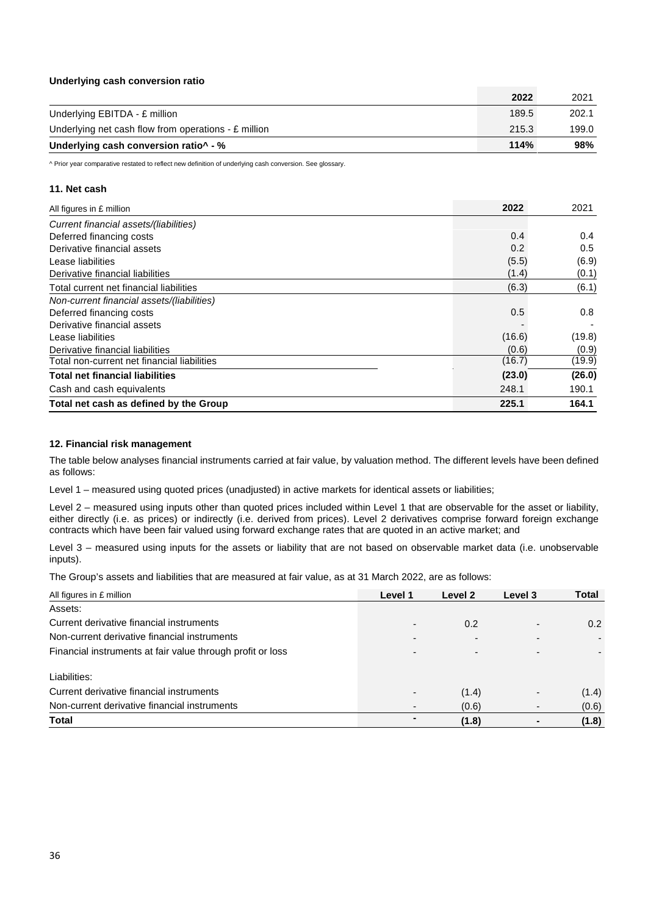**Underlying cash conversion ratio**

| | 2022 | 2021 |
|---|---|---|
| Underlying EBITDA - £ million | 189.5 | 202.1 |
| Underlying net cash flow from operations - £ million | 215.3 | 199.0 |
| **Underlying cash conversion ratio^ - %** | **114%** | **98%** |

^ Prior year comparative restated to reflect new definition of underlying cash conversion. See glossary.

### 11. Net cash

| All figures in £ million | 2022 | 2021 |
|---|---|---|
| *Current financial assets/(liabilities)* | | |
| Deferred financing costs | 0.4 | 0.4 |
| Derivative financial assets | 0.2 | 0.5 |
| Lease liabilities | (5.5) | (6.9) |
| Derivative financial liabilities | (1.4) | (0.1) |
| Total current net financial liabilities | (6.3) | (6.1) |
| *Non-current financial assets/(liabilities)* | | |
| Deferred financing costs | 0.5 | 0.8 |
| Derivative financial assets | - | - |
| Lease liabilities | (16.6) | (19.8) |
| Derivative financial liabilities | (0.6) | (0.9) |
| Total non-current net financial liabilities | (16.7) | (19.9) |
| **Total net financial liabilities** | **(23.0)** | **(26.0)** |
| Cash and cash equivalents | 248.1 | 190.1 |
| **Total net cash as defined by the Group** | **225.1** | **164.1** |

### 12. Financial risk management

The table below analyses financial instruments carried at fair value, by valuation method. The different levels have been defined as follows:

Level 1 – measured using quoted prices (unadjusted) in active markets for identical assets or liabilities;

Level 2 – measured using inputs other than quoted prices included within Level 1 that are observable for the asset or liability, either directly (i.e. as prices) or indirectly (i.e. derived from prices). Level 2 derivatives comprise forward foreign exchange contracts which have been fair valued using forward exchange rates that are quoted in an active market; and

Level 3 – measured using inputs for the assets or liability that are not based on observable market data (i.e. unobservable inputs).

The Group's assets and liabilities that are measured at fair value, as at 31 March 2022, are as follows:

| All figures in £ million | Level 1 | Level 2 | Level 3 | Total |
|---|---|---|---|---|
| Assets: | | | | |
| Current derivative financial instruments | - | 0.2 | - | 0.2 |
| Non-current derivative financial instruments | - | - | - | - |
| Financial instruments at fair value through profit or loss | - | - | - | - |
| Liabilities: | | | | |
| Current derivative financial instruments | - | (1.4) | - | (1.4) |
| Non-current derivative financial instruments | - | (0.6) | - | (0.6) |
| **Total** | **-** | **(1.8)** | **-** | **(1.8)** |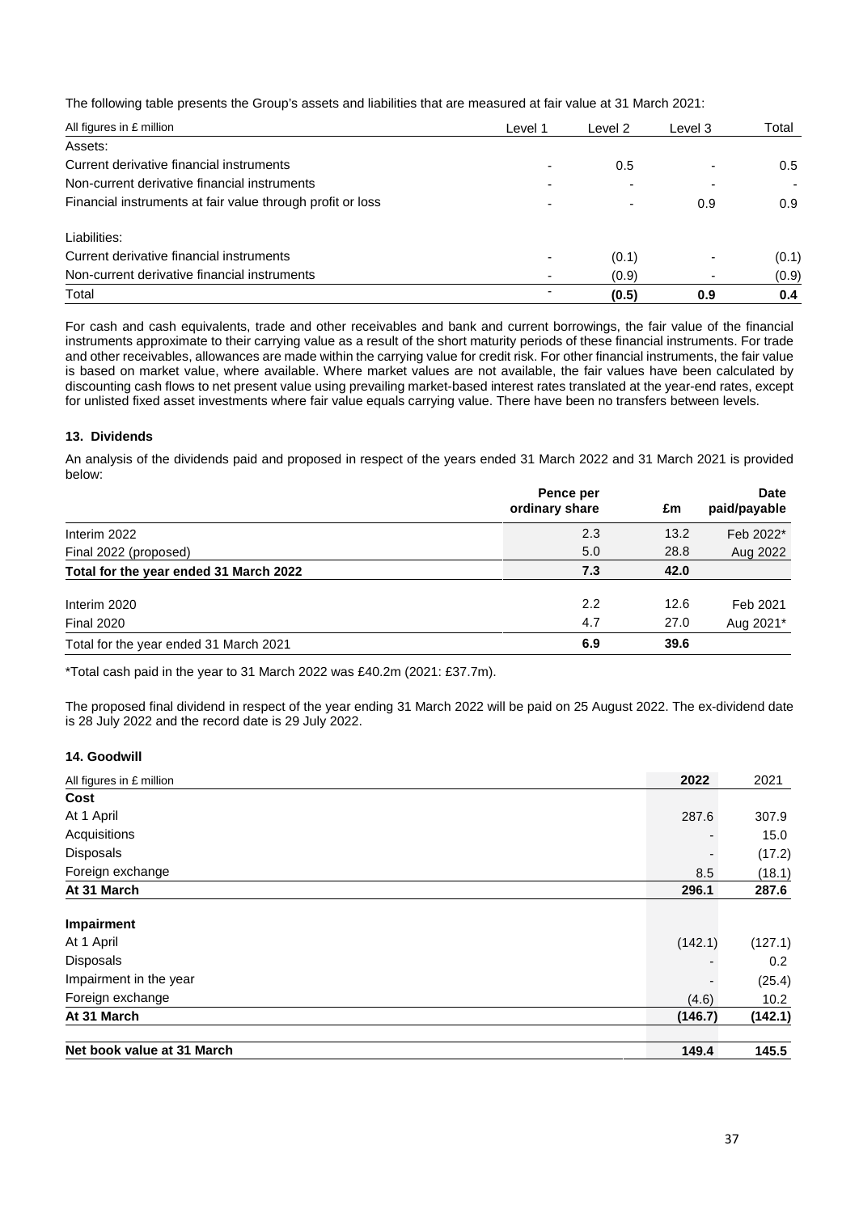The following table presents the Group's assets and liabilities that are measured at fair value at 31 March 2021:

| All figures in £ million | Level 1 | Level 2 | Level 3 | Total |
|---|---|---|---|---|
| Assets: | | | | |
| Current derivative financial instruments | - | 0.5 | - | 0.5 |
| Non-current derivative financial instruments | - | - | - | - |
| Financial instruments at fair value through profit or loss | - | - | 0.9 | 0.9 |
| Liabilities: | | | | |
| Current derivative financial instruments | - | (0.1) | - | (0.1) |
| Non-current derivative financial instruments | - | (0.9) | - | (0.9) |
| Total | - | **(0.5)** | **0.9** | **0.4** |

For cash and cash equivalents, trade and other receivables and bank and current borrowings, the fair value of the financial instruments approximate to their carrying value as a result of the short maturity periods of these financial instruments. For trade and other receivables, allowances are made within the carrying value for credit risk. For other financial instruments, the fair value is based on market value, where available. Where market values are not available, the fair values have been calculated by discounting cash flows to net present value using prevailing market-based interest rates translated at the year-end rates, except for unlisted fixed asset investments where fair value equals carrying value. There have been no transfers between levels.

### 13. Dividends

An analysis of the dividends paid and proposed in respect of the years ended 31 March 2022 and 31 March 2021 is provided below:

| | Pence per ordinary share | £m | Date paid/payable |
|---|---|---|---|
| Interim 2022 | 2.3 | 13.2 | Feb 2022* |
| Final 2022 (proposed) | 5.0 | 28.8 | Aug 2022 |
| **Total for the year ended 31 March 2022** | **7.3** | **42.0** | |
| Interim 2020 | 2.2 | 12.6 | Feb 2021 |
| Final 2020 | 4.7 | 27.0 | Aug 2021* |
| Total for the year ended 31 March 2021 | **6.9** | **39.6** | |

*Total cash paid in the year to 31 March 2022 was £40.2m (2021: £37.7m).

The proposed final dividend in respect of the year ending 31 March 2022 will be paid on 25 August 2022. The ex-dividend date is 28 July 2022 and the record date is 29 July 2022.

### 14. Goodwill

| All figures in £ million | 2022 | 2021 |
|---|---|---|
| **Cost** | | |
| At 1 April | 287.6 | 307.9 |
| Acquisitions | - | 15.0 |
| Disposals | - | (17.2) |
| Foreign exchange | 8.5 | (18.1) |
| **At 31 March** | **296.1** | **287.6** |
| **Impairment** | | |
| At 1 April | (142.1) | (127.1) |
| Disposals | - | 0.2 |
| Impairment in the year | - | (25.4) |
| Foreign exchange | (4.6) | 10.2 |
| **At 31 March** | **(146.7)** | **(142.1)** |
| **Net book value at 31 March** | **149.4** | **145.5** |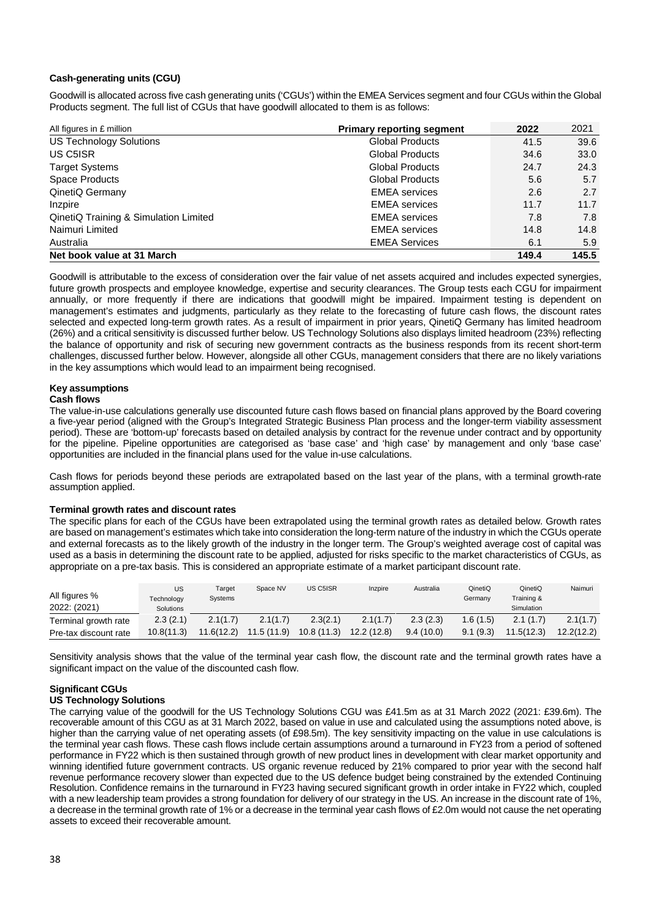**Cash-generating units (CGU)**

Goodwill is allocated across five cash generating units ('CGUs') within the EMEA Services segment and four CGUs within the Global Products segment. The full list of CGUs that have goodwill allocated to them is as follows:

| All figures in £ million | Primary reporting segment | 2022 | 2021 |
|---|---|---|---|
| US Technology Solutions | Global Products | 41.5 | 39.6 |
| US C5ISR | Global Products | 34.6 | 33.0 |
| Target Systems | Global Products | 24.7 | 24.3 |
| Space Products | Global Products | 5.6 | 5.7 |
| QinetiQ Germany | EMEA services | 2.6 | 2.7 |
| Inzpire | EMEA services | 11.7 | 11.7 |
| QinetiQ Training & Simulation Limited | EMEA services | 7.8 | 7.8 |
| Naimuri Limited | EMEA services | 14.8 | 14.8 |
| Australia | EMEA Services | 6.1 | 5.9 |
| **Net book value at 31 March** | | **149.4** | **145.5** |

Goodwill is attributable to the excess of consideration over the fair value of net assets acquired and includes expected synergies, future growth prospects and employee knowledge, expertise and security clearances. The Group tests each CGU for impairment annually, or more frequently if there are indications that goodwill might be impaired. Impairment testing is dependent on management's estimates and judgments, particularly as they relate to the forecasting of future cash flows, the discount rates selected and expected long-term growth rates. As a result of impairment in prior years, QinetiQ Germany has limited headroom (26%) and a critical sensitivity is discussed further below. US Technology Solutions also displays limited headroom (23%) reflecting the balance of opportunity and risk of securing new government contracts as the business responds from its recent short-term challenges, discussed further below. However, alongside all other CGUs, management considers that there are no likely variations in the key assumptions which would lead to an impairment being recognised.

**Key assumptions**

**Cash flows**

The value-in-use calculations generally use discounted future cash flows based on financial plans approved by the Board covering a five-year period (aligned with the Group's Integrated Strategic Business Plan process and the longer-term viability assessment period). These are 'bottom-up' forecasts based on detailed analysis by contract for the revenue under contract and by opportunity for the pipeline. Pipeline opportunities are categorised as 'base case' and 'high case' by management and only 'base case' opportunities are included in the financial plans used for the value in-use calculations.

Cash flows for periods beyond these periods are extrapolated based on the last year of the plans, with a terminal growth-rate assumption applied.

**Terminal growth rates and discount rates**

The specific plans for each of the CGUs have been extrapolated using the terminal growth rates as detailed below. Growth rates are based on management's estimates which take into consideration the long-term nature of the industry in which the CGUs operate and external forecasts as to the likely growth of the industry in the longer term. The Group's weighted average cost of capital was used as a basis in determining the discount rate to be applied, adjusted for risks specific to the market characteristics of CGUs, as appropriate on a pre-tax basis. This is considered an appropriate estimate of a market participant discount rate.

| All figures % 2022: (2021) | US Technology Solutions | Target Systems | Space NV | US C5ISR | Inzpire | Australia | QinetiQ Germany | QinetiQ Training & Simulation | Naimuri |
|---|---|---|---|---|---|---|---|---|---|
| Terminal growth rate | 2.3 (2.1) | 2.1(1.7) | 2.1(1.7) | 2.3(2.1) | 2.1(1.7) | 2.3 (2.3) | 1.6 (1.5) | 2.1 (1.7) | 2.1(1.7) |
| Pre-tax discount rate | 10.8(11.3) | 11.6(12.2) | 11.5 (11.9) | 10.8 (11.3) | 12.2 (12.8) | 9.4 (10.0) | 9.1 (9.3) | 11.5(12.3) | 12.2(12.2) |

Sensitivity analysis shows that the value of the terminal year cash flow, the discount rate and the terminal growth rates have a significant impact on the value of the discounted cash flow.

**Significant CGUs**

**US Technology Solutions**

The carrying value of the goodwill for the US Technology Solutions CGU was £41.5m as at 31 March 2022 (2021: £39.6m). The recoverable amount of this CGU as at 31 March 2022, based on value in use and calculated using the assumptions noted above, is higher than the carrying value of net operating assets (of £98.5m). The key sensitivity impacting on the value in use calculations is the terminal year cash flows. These cash flows include certain assumptions around a turnaround in FY23 from a period of softened performance in FY22 which is then sustained through growth of new product lines in development with clear market opportunity and winning identified future government contracts. US organic revenue reduced by 21% compared to prior year with the second half revenue performance recovery slower than expected due to the US defence budget being constrained by the extended Continuing Resolution. Confidence remains in the turnaround in FY23 having secured significant growth in order intake in FY22 which, coupled with a new leadership team provides a strong foundation for delivery of our strategy in the US. An increase in the discount rate of 1%, a decrease in the terminal growth rate of 1% or a decrease in the terminal year cash flows of £2.0m would not cause the net operating assets to exceed their recoverable amount.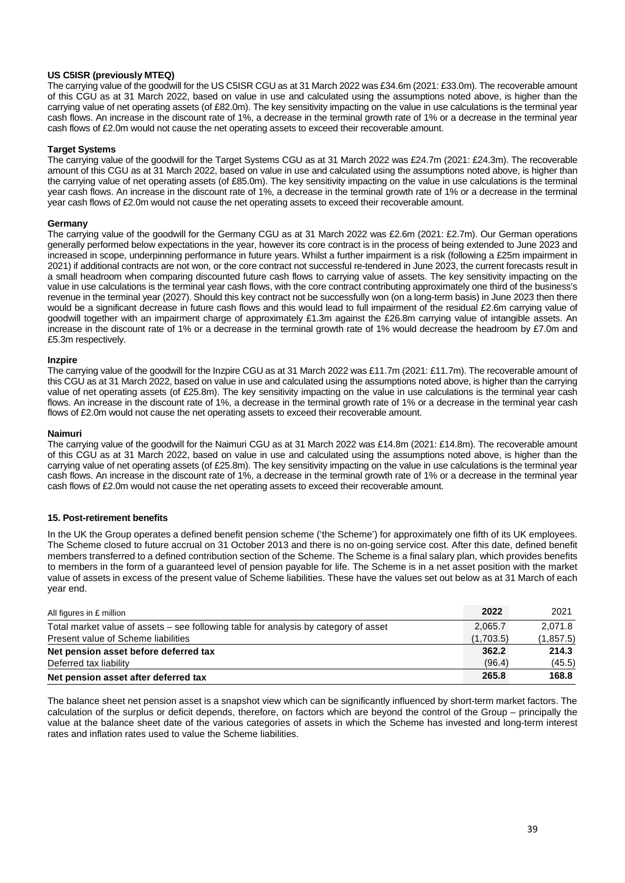**US C5ISR (previously MTEQ)**

The carrying value of the goodwill for the US C5ISR CGU as at 31 March 2022 was £34.6m (2021: £33.0m). The recoverable amount of this CGU as at 31 March 2022, based on value in use and calculated using the assumptions noted above, is higher than the carrying value of net operating assets (of £82.0m). The key sensitivity impacting on the value in use calculations is the terminal year cash flows. An increase in the discount rate of 1%, a decrease in the terminal growth rate of 1% or a decrease in the terminal year cash flows of £2.0m would not cause the net operating assets to exceed their recoverable amount.

**Target Systems**

The carrying value of the goodwill for the Target Systems CGU as at 31 March 2022 was £24.7m (2021: £24.3m). The recoverable amount of this CGU as at 31 March 2022, based on value in use and calculated using the assumptions noted above, is higher than the carrying value of net operating assets (of £85.0m). The key sensitivity impacting on the value in use calculations is the terminal year cash flows. An increase in the discount rate of 1%, a decrease in the terminal growth rate of 1% or a decrease in the terminal year cash flows of £2.0m would not cause the net operating assets to exceed their recoverable amount.

**Germany**

The carrying value of the goodwill for the Germany CGU as at 31 March 2022 was £2.6m (2021: £2.7m). Our German operations generally performed below expectations in the year, however its core contract is in the process of being extended to June 2023 and increased in scope, underpinning performance in future years. Whilst a further impairment is a risk (following a £25m impairment in 2021) if additional contracts are not won, or the core contract not successful re-tendered in June 2023, the current forecasts result in a small headroom when comparing discounted future cash flows to carrying value of assets. The key sensitivity impacting on the value in use calculations is the terminal year cash flows, with the core contract contributing approximately one third of the business's revenue in the terminal year (2027). Should this key contract not be successfully won (on a long-term basis) in June 2023 then there would be a significant decrease in future cash flows and this would lead to full impairment of the residual £2.6m carrying value of goodwill together with an impairment charge of approximately £1.3m against the £26.8m carrying value of intangible assets. An increase in the discount rate of 1% or a decrease in the terminal growth rate of 1% would decrease the headroom by £7.0m and £5.3m respectively.

**Inzpire**

The carrying value of the goodwill for the Inzpire CGU as at 31 March 2022 was £11.7m (2021: £11.7m). The recoverable amount of this CGU as at 31 March 2022, based on value in use and calculated using the assumptions noted above, is higher than the carrying value of net operating assets (of £25.8m). The key sensitivity impacting on the value in use calculations is the terminal year cash flows. An increase in the discount rate of 1%, a decrease in the terminal growth rate of 1% or a decrease in the terminal year cash flows of £2.0m would not cause the net operating assets to exceed their recoverable amount.

**Naimuri**

The carrying value of the goodwill for the Naimuri CGU as at 31 March 2022 was £14.8m (2021: £14.8m). The recoverable amount of this CGU as at 31 March 2022, based on value in use and calculated using the assumptions noted above, is higher than the carrying value of net operating assets (of £25.8m). The key sensitivity impacting on the value in use calculations is the terminal year cash flows. An increase in the discount rate of 1%, a decrease in the terminal growth rate of 1% or a decrease in the terminal year cash flows of £2.0m would not cause the net operating assets to exceed their recoverable amount.

## 15. Post-retirement benefits

In the UK the Group operates a defined benefit pension scheme ('the Scheme') for approximately one fifth of its UK employees. The Scheme closed to future accrual on 31 October 2013 and there is no on-going service cost. After this date, defined benefit members transferred to a defined contribution section of the Scheme. The Scheme is a final salary plan, which provides benefits to members in the form of a guaranteed level of pension payable for life. The Scheme is in a net asset position with the market value of assets in excess of the present value of Scheme liabilities. These have the values set out below as at 31 March of each year end.

| All figures in £ million | 2022 | 2021 |
|---|---|---|
| Total market value of assets – see following table for analysis by category of asset | 2,065.7 | 2,071.8 |
| Present value of Scheme liabilities | (1,703.5) | (1,857.5) |
| **Net pension asset before deferred tax** | **362.2** | **214.3** |
| Deferred tax liability | (96.4) | (45.5) |
| **Net pension asset after deferred tax** | **265.8** | **168.8** |

The balance sheet net pension asset is a snapshot view which can be significantly influenced by short-term market factors. The calculation of the surplus or deficit depends, therefore, on factors which are beyond the control of the Group – principally the value at the balance sheet date of the various categories of assets in which the Scheme has invested and long-term interest rates and inflation rates used to value the Scheme liabilities.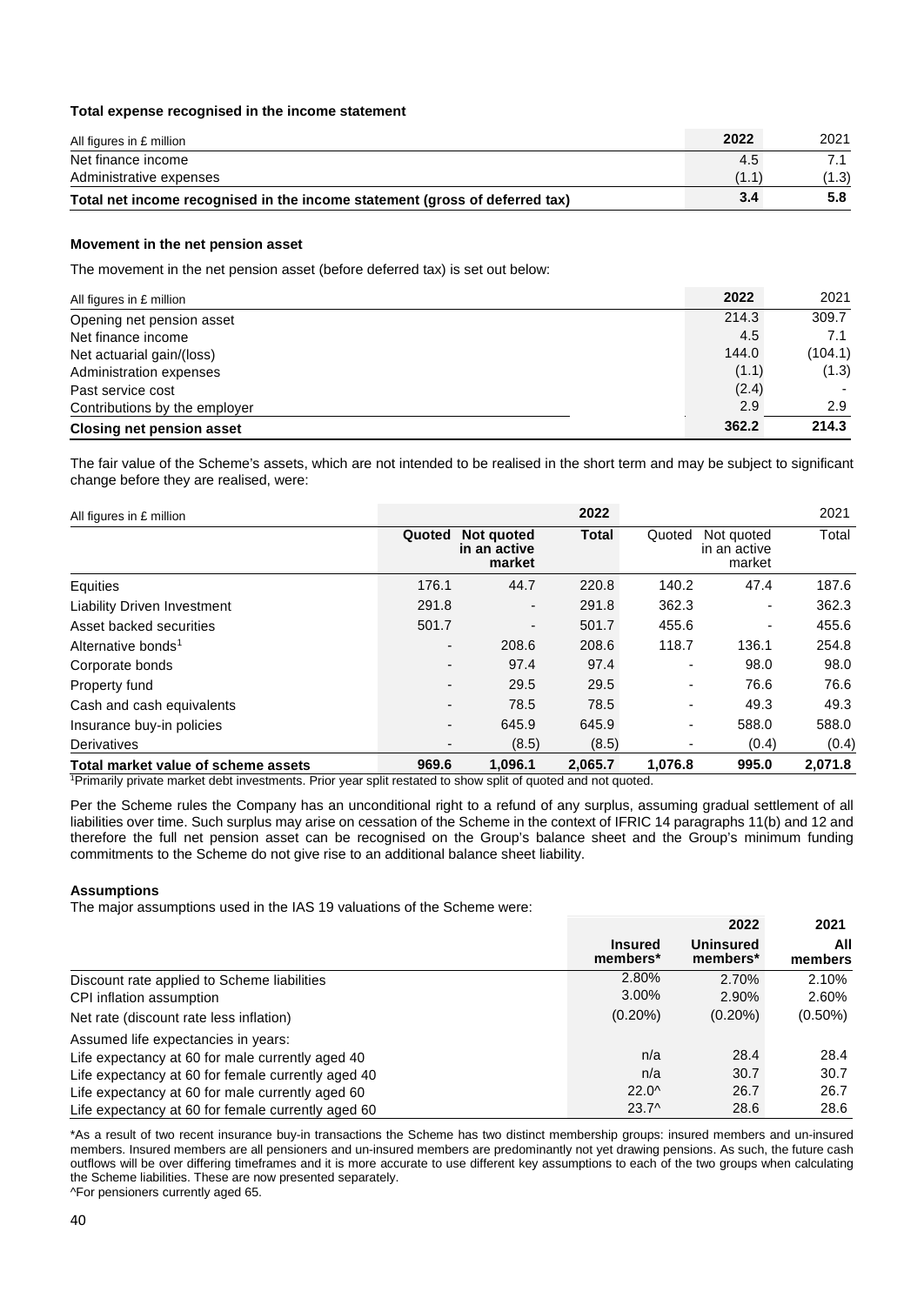**Total expense recognised in the income statement**

| All figures in £ million | 2022 | 2021 |
|---|---|---|
| Net finance income | 4.5 | 7.1 |
| Administrative expenses | (1.1) | (1.3) |
| **Total net income recognised in the income statement (gross of deferred tax)** | **3.4** | **5.8** |

**Movement in the net pension asset**

The movement in the net pension asset (before deferred tax) is set out below:

| All figures in £ million | 2022 | 2021 |
|---|---|---|
| Opening net pension asset | 214.3 | 309.7 |
| Net finance income | 4.5 | 7.1 |
| Net actuarial gain/(loss) | 144.0 | (104.1) |
| Administration expenses | (1.1) | (1.3) |
| Past service cost | (2.4) | - |
| Contributions by the employer | 2.9 | 2.9 |
| **Closing net pension asset** | **362.2** | **214.3** |

The fair value of the Scheme's assets, which are not intended to be realised in the short term and may be subject to significant change before they are realised, were:

| All figures in £ million | | | 2022 | | | 2021 |
|---|---|---|---|---|---|---|
| | **Quoted** | **Not quoted in an active market** | **Total** | Quoted | Not quoted in an active market | Total |
| Equities | 176.1 | 44.7 | 220.8 | 140.2 | 47.4 | 187.6 |
| Liability Driven Investment | 291.8 | - | 291.8 | 362.3 | - | 362.3 |
| Asset backed securities | 501.7 | - | 501.7 | 455.6 | - | 455.6 |
| Alternative bonds[1] | - | 208.6 | 208.6 | 118.7 | 136.1 | 254.8 |
| Corporate bonds | - | 97.4 | 97.4 | - | 98.0 | 98.0 |
| Property fund | - | 29.5 | 29.5 | 76.6 | - | 76.6 |
| Cash and cash equivalents | - | 78.5 | 78.5 | - | 49.3 | 49.3 |
| Insurance buy-in policies | - | 645.9 | 645.9 | - | 588.0 | 588.0 |
| Derivatives | - | (8.5) | (8.5) | - | (0.4) | (0.4) |
| **Total market value of scheme assets** | **969.6** | **1,096.1** | **2,065.7** | **1,076.8** | **995.0** | **2,071.8** |

[1]Primarily private market debt investments. Prior year split restated to show split of quoted and not quoted.

Per the Scheme rules the Company has an unconditional right to a refund of any surplus, assuming gradual settlement of all liabilities over time. Such surplus may arise on cessation of the Scheme in the context of IFRIC 14 paragraphs 11(b) and 12 and therefore the full net pension asset can be recognised on the Group's balance sheet and the Group's minimum funding commitments to the Scheme do not give rise to an additional balance sheet liability.

**Assumptions**

The major assumptions used in the IAS 19 valuations of the Scheme were:

| | | 2022 | 2021 |
|---|---|---|---|
| | **Insured members*** | **Uninsured members*** | **All members** |
| Discount rate applied to Scheme liabilities | 2.80% | 2.70% | 2.10% |
| CPI inflation assumption | 3.00% | 2.90% | 2.60% |
| Net rate (discount rate less inflation) | (0.20%) | (0.20%) | (0.50%) |
| Assumed life expectancies in years: | | | |
| Life expectancy at 60 for male currently aged 40 | n/a | 28.4 | 28.4 |
| Life expectancy at 60 for female currently aged 40 | n/a | 30.7 | 30.7 |
| Life expectancy at 60 for male currently aged 60 | 22.0^ | 26.7 | 26.7 |
| Life expectancy at 60 for female currently aged 60 | 23.7^ | 28.6 | 28.6 |

*As a result of two recent insurance buy-in transactions the Scheme has two distinct membership groups: insured members and un-insured members. Insured members are all pensioners and un-insured members are predominantly not yet drawing pensions. As such, the future cash outflows will be over differing timeframes and it is more accurate to use different key assumptions to each of the two groups when calculating the Scheme liabilities. These are now presented separately.

^For pensioners currently aged 65.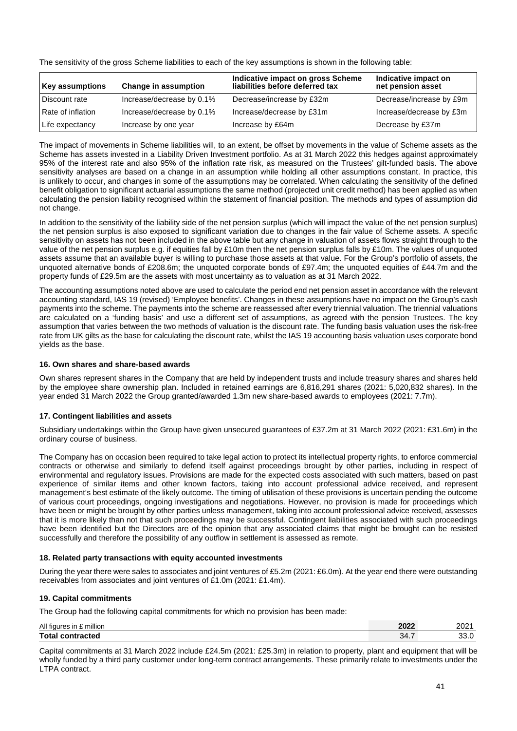The sensitivity of the gross Scheme liabilities to each of the key assumptions is shown in the following table:

| Key assumptions | Change in assumption | Indicative impact on gross Scheme liabilities before deferred tax | Indicative impact on net pension asset |
| --- | --- | --- | --- |
| Discount rate | Increase/decrease by 0.1% | Decrease/increase by £32m | Decrease/increase by £9m |
| Rate of inflation | Increase/decrease by 0.1% | Increase/decrease by £31m | Increase/decrease by £3m |
| Life expectancy | Increase by one year | Increase by £64m | Decrease by £37m |

The impact of movements in Scheme liabilities will, to an extent, be offset by movements in the value of Scheme assets as the Scheme has assets invested in a Liability Driven Investment portfolio. As at 31 March 2022 this hedges against approximately 95% of the interest rate and also 95% of the inflation rate risk, as measured on the Trustees' gilt-funded basis. The above sensitivity analyses are based on a change in an assumption while holding all other assumptions constant. In practice, this is unlikely to occur, and changes in some of the assumptions may be correlated. When calculating the sensitivity of the defined benefit obligation to significant actuarial assumptions the same method (projected unit credit method) has been applied as when calculating the pension liability recognised within the statement of financial position. The methods and types of assumption did not change.

In addition to the sensitivity of the liability side of the net pension surplus (which will impact the value of the net pension surplus) the net pension surplus is also exposed to significant variation due to changes in the fair value of Scheme assets. A specific sensitivity on assets has not been included in the above table but any change in valuation of assets flows straight through to the value of the net pension surplus e.g. if equities fall by £10m then the net pension surplus falls by £10m. The values of unquoted assets assume that an available buyer is willing to purchase those assets at that value. For the Group's portfolio of assets, the unquoted alternative bonds of £208.6m; the unquoted corporate bonds of £97.4m; the unquoted equities of £44.7m and the property funds of £29.5m are the assets with most uncertainty as to valuation as at 31 March 2022.

The accounting assumptions noted above are used to calculate the period end net pension asset in accordance with the relevant accounting standard, IAS 19 (revised) 'Employee benefits'. Changes in these assumptions have no impact on the Group's cash payments into the scheme. The payments into the scheme are reassessed after every triennial valuation. The triennial valuations are calculated on a 'funding basis' and use a different set of assumptions, as agreed with the pension Trustees. The key assumption that varies between the two methods of valuation is the discount rate. The funding basis valuation uses the risk-free rate from UK gilts as the base for calculating the discount rate, whilst the IAS 19 accounting basis valuation uses corporate bond yields as the base.

### 16. Own shares and share-based awards

Own shares represent shares in the Company that are held by independent trusts and include treasury shares and shares held by the employee share ownership plan. Included in retained earnings are 6,816,291 shares (2021: 5,020,832 shares). In the year ended 31 March 2022 the Group granted/awarded 1.3m new share-based awards to employees (2021: 7.7m).

### 17. Contingent liabilities and assets

Subsidiary undertakings within the Group have given unsecured guarantees of £37.2m at 31 March 2022 (2021: £31.6m) in the ordinary course of business.

The Company has on occasion been required to take legal action to protect its intellectual property rights, to enforce commercial contracts or otherwise and similarly to defend itself against proceedings brought by other parties, including in respect of environmental and regulatory issues. Provisions are made for the expected costs associated with such matters, based on past experience of similar items and other known factors, taking into account professional advice received, and represent management's best estimate of the likely outcome. The timing of utilisation of these provisions is uncertain pending the outcome of various court proceedings, ongoing investigations and negotiations. However, no provision is made for proceedings which have been or might be brought by other parties unless management, taking into account professional advice received, assesses that it is more likely than not that such proceedings may be successful. Contingent liabilities associated with such proceedings have been identified but the Directors are of the opinion that any associated claims that might be brought can be resisted successfully and therefore the possibility of any outflow in settlement is assessed as remote.

### 18. Related party transactions with equity accounted investments

During the year there were sales to associates and joint ventures of £5.2m (2021: £6.0m). At the year end there were outstanding receivables from associates and joint ventures of £1.0m (2021: £1.4m).

### 19. Capital commitments

The Group had the following capital commitments for which no provision has been made:

| All figures in £ million | 2022 | 2021 |
| --- | --- | --- |
| **Total contracted** | 34.7 | 33.0 |

Capital commitments at 31 March 2022 include £24.5m (2021: £25.3m) in relation to property, plant and equipment that will be wholly funded by a third party customer under long-term contract arrangements. These primarily relate to investments under the LTPA contract.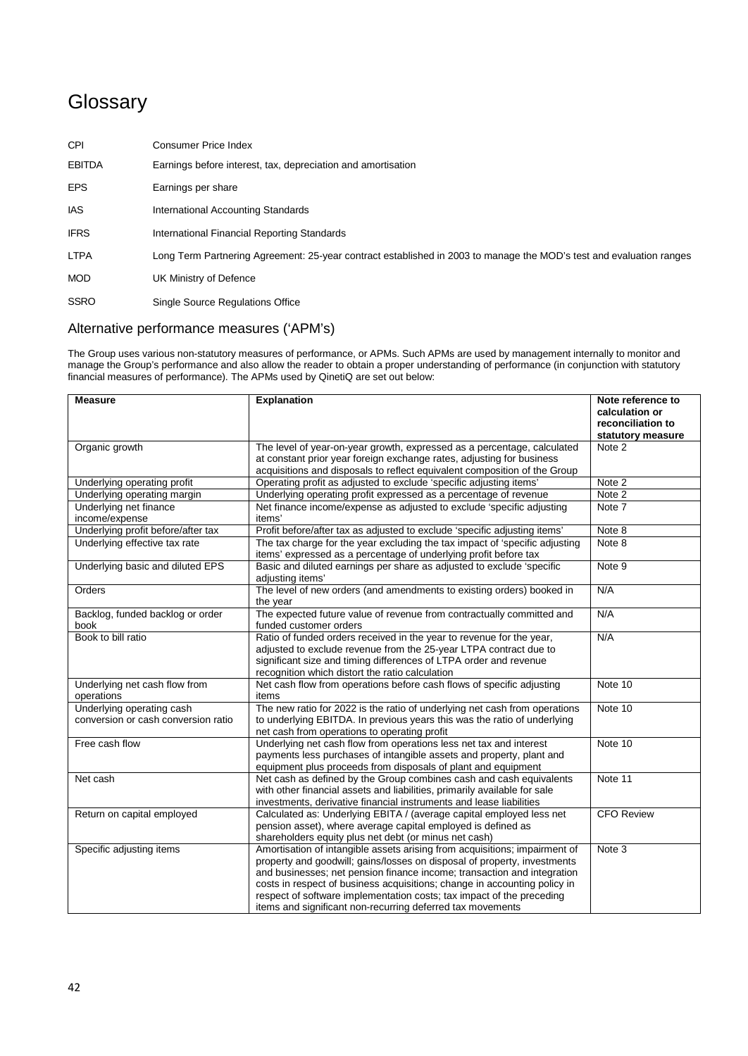# Glossary

| | |
|---|---|
| CPI | Consumer Price Index |
| EBITDA | Earnings before interest, tax, depreciation and amortisation |
| EPS | Earnings per share |
| IAS | International Accounting Standards |
| IFRS | International Financial Reporting Standards |
| LTPA | Long Term Partnering Agreement: 25-year contract established in 2003 to manage the MOD's test and evaluation ranges |
| MOD | UK Ministry of Defence |
| SSRO | Single Source Regulations Office |

## Alternative performance measures ('APM's)

The Group uses various non-statutory measures of performance, or APMs. Such APMs are used by management internally to monitor and manage the Group's performance and also allow the reader to obtain a proper understanding of performance (in conjunction with statutory financial measures of performance). The APMs used by QinetiQ are set out below:

| Measure | Explanation | Note reference to calculation or reconciliation to statutory measure |
|---|---|---|
| Organic growth | The level of year-on-year growth, expressed as a percentage, calculated at constant prior year foreign exchange rates, adjusting for business acquisitions and disposals to reflect equivalent composition of the Group | Note 2 |
| Underlying operating profit | Operating profit as adjusted to exclude 'specific adjusting items' | Note 2 |
| Underlying operating margin | Underlying operating profit expressed as a percentage of revenue | Note 2 |
| Underlying net finance income/expense | Net finance income/expense as adjusted to exclude 'specific adjusting items' | Note 7 |
| Underlying profit before/after tax | Profit before/after tax as adjusted to exclude 'specific adjusting items' | Note 8 |
| Underlying effective tax rate | The tax charge for the year excluding the tax impact of 'specific adjusting items' expressed as a percentage of underlying profit before tax | Note 8 |
| Underlying basic and diluted EPS | Basic and diluted earnings per share as adjusted to exclude 'specific adjusting items' | Note 9 |
| Orders | The level of new orders (and amendments to existing orders) booked in the year | N/A |
| Backlog, funded backlog or order book | The expected future value of revenue from contractually committed and funded customer orders | N/A |
| Book to bill ratio | Ratio of funded orders received in the year to revenue for the year, adjusted to exclude revenue from the 25-year LTPA contract due to significant size and timing differences of LTPA order and revenue recognition which distort the ratio calculation | N/A |
| Underlying net cash flow from operations | Net cash flow from operations before cash flows of specific adjusting items | Note 10 |
| Underlying operating cash conversion or cash conversion ratio | The new ratio for 2022 is the ratio of underlying net cash from operations to underlying EBITDA. In previous years this was the ratio of underlying net cash from operations to operating profit | Note 10 |
| Free cash flow | Underlying net cash flow from operations less net tax and interest payments less purchases of intangible assets and property, plant and equipment plus proceeds from disposals of plant and equipment | Note 10 |
| Net cash | Net cash as defined by the Group combines cash and cash equivalents with other financial assets and liabilities, primarily available for sale investments, derivative financial instruments and lease liabilities | Note 11 |
| Return on capital employed | Calculated as: Underlying EBITA / (average capital employed less net pension asset), where average capital employed is defined as shareholders equity plus net debt (or minus net cash) | CFO Review |
| Specific adjusting items | Amortisation of intangible assets arising from acquisitions; impairment of property and goodwill; gains/losses on disposal of property, investments and businesses; net pension finance income; transaction and integration costs in respect of business acquisitions; change in accounting policy in respect of software implementation costs; tax impact of the preceding items and significant non-recurring deferred tax movements | Note 3 |